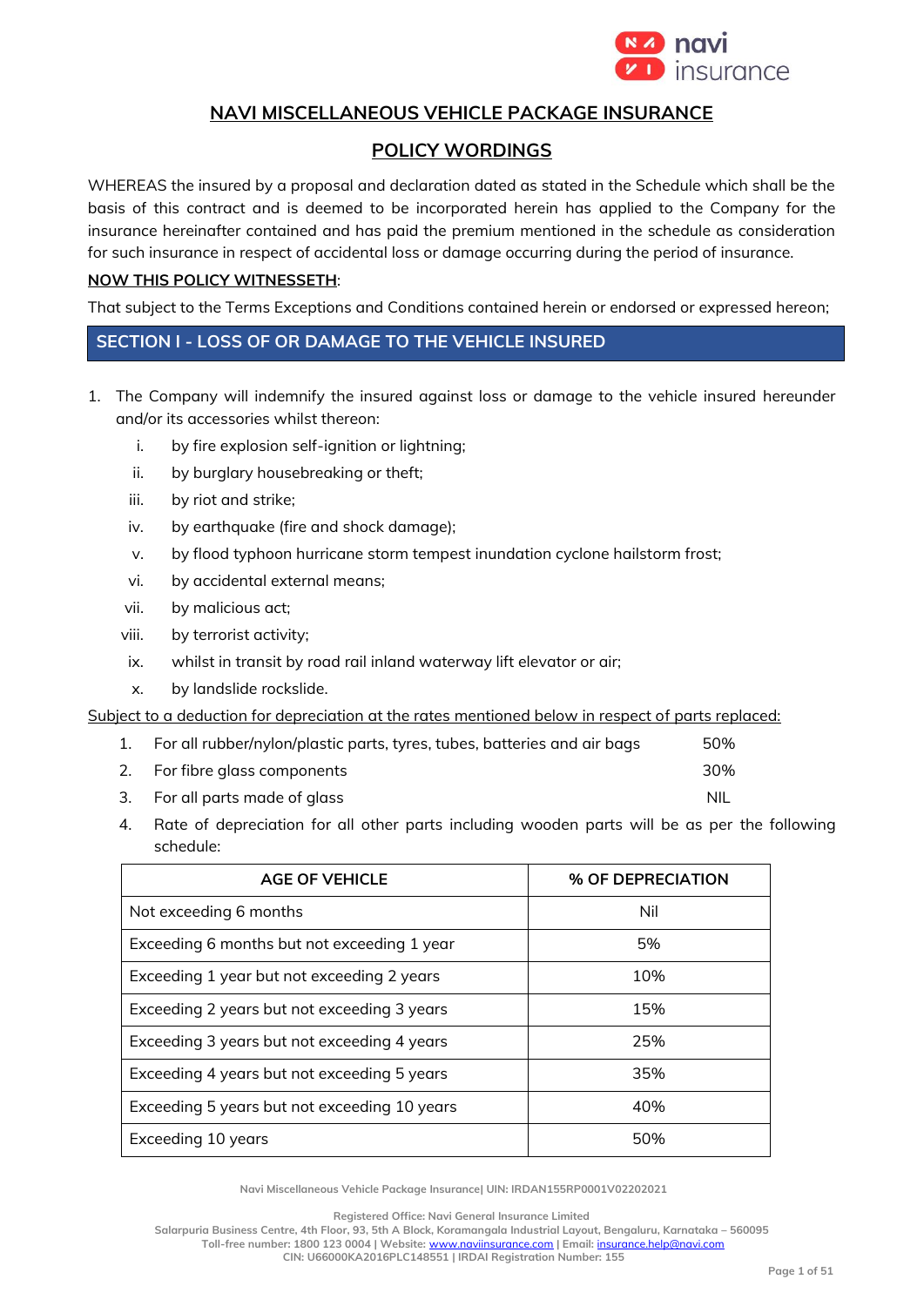# NAVI MISCELLANEOUS VEHICLE PACKAGE INSURANCE

## POLICY WORDINGS

WHEREAS the insured by a proposal and declaration dated as stated in the Schedule which shall be the basis of this contract and is deemed to be incorporated herein has applied to the Company for the insurance hereinafter contained and has paid the premium mentioned in the schedule as consideration for such insurance in respect of accidental loss or damage occurring during the period of insurance.

**NOW THIS POLICY WITNESSETH**:

That subject to the Terms Exceptions and Conditions contained herein or endorsed or expressed hereon;

## SECTION I - LOSS OF OR DAMAGE TO THE VEHICLE INSURED

1. The Company will indemnify the insured against loss or damage to the vehicle insured hereunder and/or its accessories whilst thereon:
   i. by fire explosion self-ignition or lightning;
   ii. by burglary housebreaking or theft;
   iii. by riot and strike;
   iv. by earthquake (fire and shock damage);
   v. by flood typhoon hurricane storm tempest inundation cyclone hailstorm frost;
   vi. by accidental external means;
   vii. by malicious act;
   viii. by terrorist activity;
   ix. whilst in transit by road rail inland waterway lift elevator or air;
   x. by landslide rockslide.

Subject to a deduction for depreciation at the rates mentioned below in respect of parts replaced:

1. For all rubber/nylon/plastic parts, tyres, tubes, batteries and air bags — 50%
2. For fibre glass components — 30%
3. For all parts made of glass — NIL
4. Rate of depreciation for all other parts including wooden parts will be as per the following schedule:

| AGE OF VEHICLE | % OF DEPRECIATION |
|---|---|
| Not exceeding 6 months | Nil |
| Exceeding 6 months but not exceeding 1 year | 5% |
| Exceeding 1 year but not exceeding 2 years | 10% |
| Exceeding 2 years but not exceeding 3 years | 15% |
| Exceeding 3 years but not exceeding 4 years | 25% |
| Exceeding 4 years but not exceeding 5 years | 35% |
| Exceeding 5 years but not exceeding 10 years | 40% |
| Exceeding 10 years | 50% |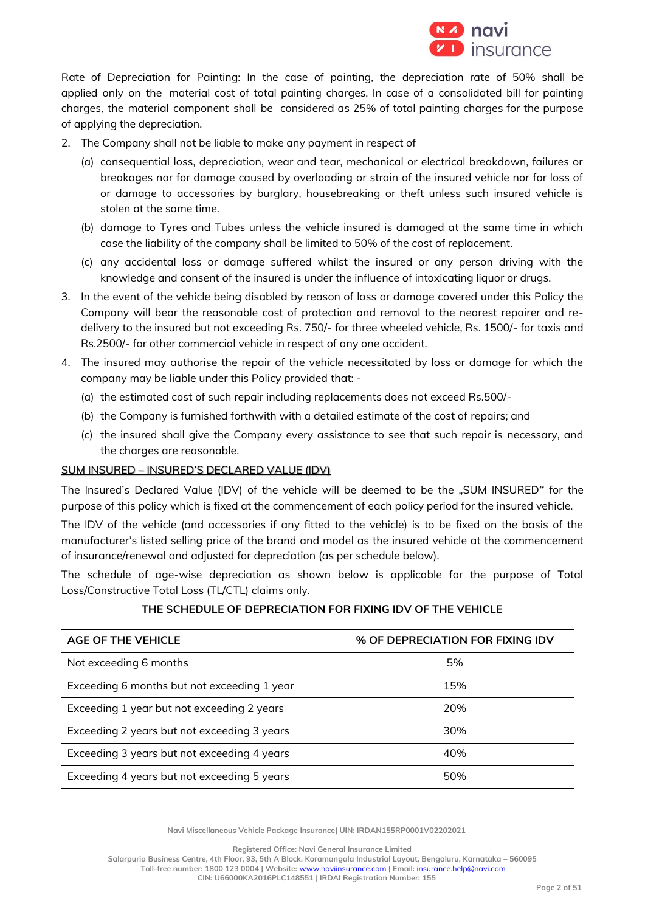Rate of Depreciation for Painting: In the case of painting, the depreciation rate of 50% shall be applied only on the material cost of total painting charges. In case of a consolidated bill for painting charges, the material component shall be considered as 25% of total painting charges for the purpose of applying the depreciation.

2. The Company shall not be liable to make any payment in respect of
   (a) consequential loss, depreciation, wear and tear, mechanical or electrical breakdown, failures or breakages nor for damage caused by overloading or strain of the insured vehicle nor for loss of or damage to accessories by burglary, housebreaking or theft unless such insured vehicle is stolen at the same time.
   (b) damage to Tyres and Tubes unless the vehicle insured is damaged at the same time in which case the liability of the company shall be limited to 50% of the cost of replacement.
   (c) any accidental loss or damage suffered whilst the insured or any person driving with the knowledge and consent of the insured is under the influence of intoxicating liquor or drugs.
3. In the event of the vehicle being disabled by reason of loss or damage covered under this Policy the Company will bear the reasonable cost of protection and removal to the nearest repairer and re-delivery to the insured but not exceeding Rs. 750/- for three wheeled vehicle, Rs. 1500/- for taxis and Rs.2500/- for other commercial vehicle in respect of any one accident.
4. The insured may authorise the repair of the vehicle necessitated by loss or damage for which the company may be liable under this Policy provided that: -
   (a) the estimated cost of such repair including replacements does not exceed Rs.500/-
   (b) the Company is furnished forthwith with a detailed estimate of the cost of repairs; and
   (c) the insured shall give the Company every assistance to see that such repair is necessary, and the charges are reasonable.

## SUM INSURED – INSURED'S DECLARED VALUE (IDV)

The Insured's Declared Value (IDV) of the vehicle will be deemed to be the „SUM INSURED" for the purpose of this policy which is fixed at the commencement of each policy period for the insured vehicle.

The IDV of the vehicle (and accessories if any fitted to the vehicle) is to be fixed on the basis of the manufacturer's listed selling price of the brand and model as the insured vehicle at the commencement of insurance/renewal and adjusted for depreciation (as per schedule below).

The schedule of age-wise depreciation as shown below is applicable for the purpose of Total Loss/Constructive Total Loss (TL/CTL) claims only.

**THE SCHEDULE OF DEPRECIATION FOR FIXING IDV OF THE VEHICLE**

| AGE OF THE VEHICLE | % OF DEPRECIATION FOR FIXING IDV |
|---|---|
| Not exceeding 6 months | 5% |
| Exceeding 6 months but not exceeding 1 year | 15% |
| Exceeding 1 year but not exceeding 2 years | 20% |
| Exceeding 2 years but not exceeding 3 years | 30% |
| Exceeding 3 years but not exceeding 4 years | 40% |
| Exceeding 4 years but not exceeding 5 years | 50% |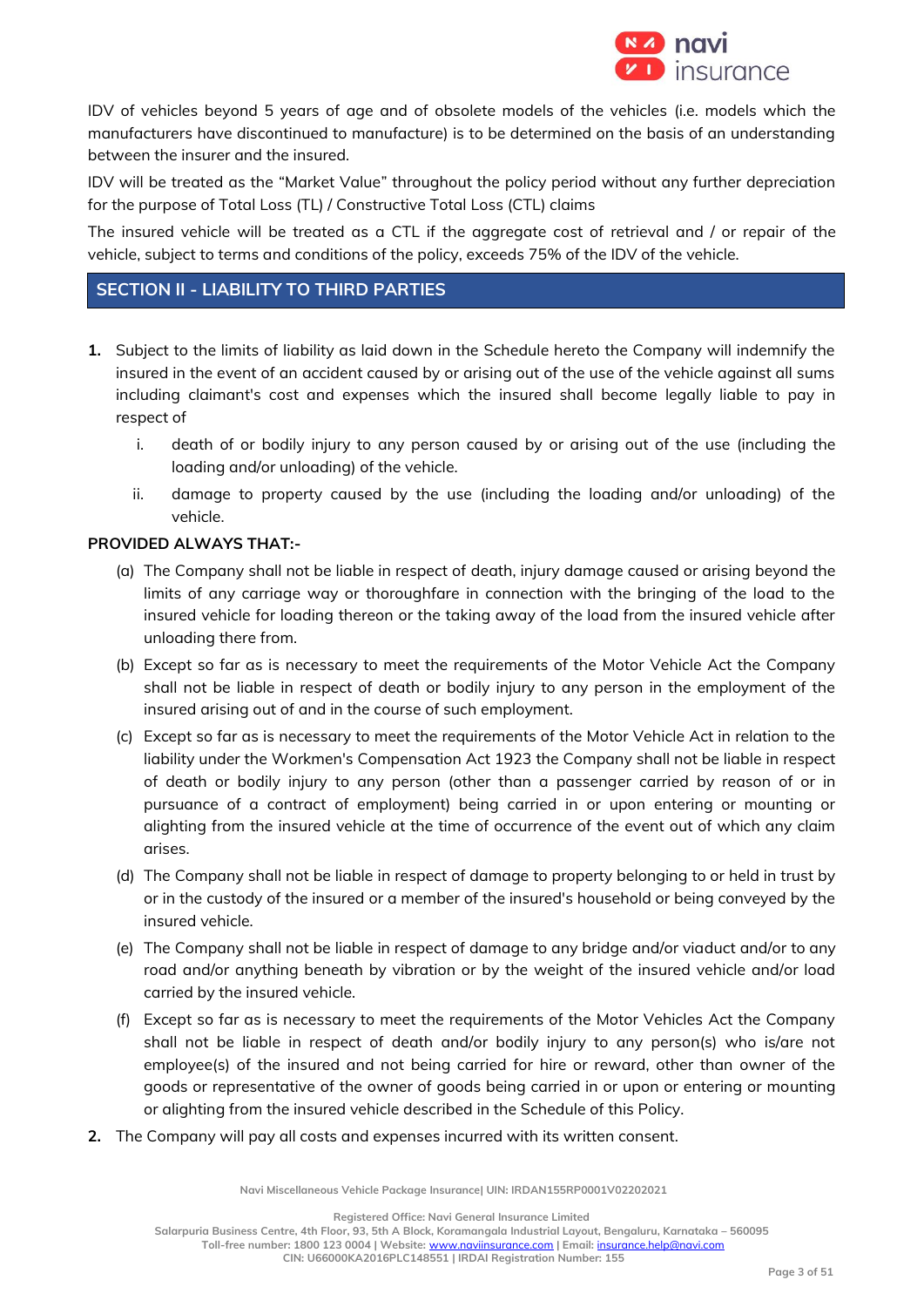IDV of vehicles beyond 5 years of age and of obsolete models of the vehicles (i.e. models which the manufacturers have discontinued to manufacture) is to be determined on the basis of an understanding between the insurer and the insured.

IDV will be treated as the "Market Value" throughout the policy period without any further depreciation for the purpose of Total Loss (TL) / Constructive Total Loss (CTL) claims

The insured vehicle will be treated as a CTL if the aggregate cost of retrieval and / or repair of the vehicle, subject to terms and conditions of the policy, exceeds 75% of the IDV of the vehicle.

## SECTION II - LIABILITY TO THIRD PARTIES

1. Subject to the limits of liability as laid down in the Schedule hereto the Company will indemnify the insured in the event of an accident caused by or arising out of the use of the vehicle against all sums including claimant's cost and expenses which the insured shall become legally liable to pay in respect of
   i. death of or bodily injury to any person caused by or arising out of the use (including the loading and/or unloading) of the vehicle.
   ii. damage to property caused by the use (including the loading and/or unloading) of the vehicle.

**PROVIDED ALWAYS THAT:-**

(a) The Company shall not be liable in respect of death, injury damage caused or arising beyond the limits of any carriage way or thoroughfare in connection with the bringing of the load to the insured vehicle for loading thereon or the taking away of the load from the insured vehicle after unloading there from.

(b) Except so far as is necessary to meet the requirements of the Motor Vehicle Act the Company shall not be liable in respect of death or bodily injury to any person in the employment of the insured arising out of and in the course of such employment.

(c) Except so far as is necessary to meet the requirements of the Motor Vehicle Act in relation to the liability under the Workmen's Compensation Act 1923 the Company shall not be liable in respect of death or bodily injury to any person (other than a passenger carried by reason of or in pursuance of a contract of employment) being carried in or upon entering or mounting or alighting from the insured vehicle at the time of occurrence of the event out of which any claim arises.

(d) The Company shall not be liable in respect of damage to property belonging to or held in trust by or in the custody of the insured or a member of the insured's household or being conveyed by the insured vehicle.

(e) The Company shall not be liable in respect of damage to any bridge and/or viaduct and/or to any road and/or anything beneath by vibration or by the weight of the insured vehicle and/or load carried by the insured vehicle.

(f) Except so far as is necessary to meet the requirements of the Motor Vehicles Act the Company shall not be liable in respect of death and/or bodily injury to any person(s) who is/are not employee(s) of the insured and not being carried for hire or reward, other than owner of the goods or representative of the owner of goods being carried in or upon or entering or mounting or alighting from the insured vehicle described in the Schedule of this Policy.

2. The Company will pay all costs and expenses incurred with its written consent.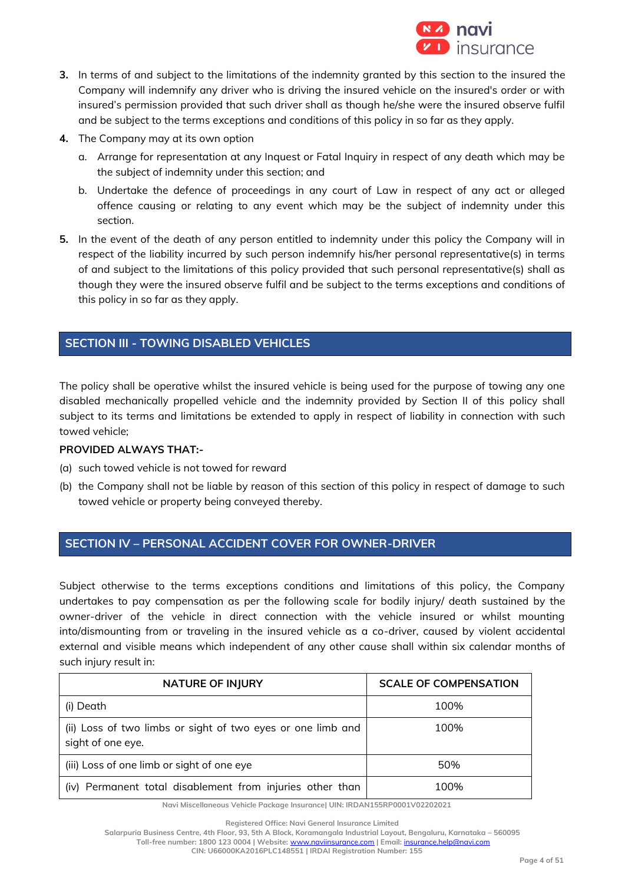3. In terms of and subject to the limitations of the indemnity granted by this section to the insured the Company will indemnify any driver who is driving the insured vehicle on the insured's order or with insured's permission provided that such driver shall as though he/she were the insured observe fulfil and be subject to the terms exceptions and conditions of this policy in so far as they apply.
4. The Company may at its own option
   a. Arrange for representation at any Inquest or Fatal Inquiry in respect of any death which may be the subject of indemnity under this section; and
   b. Undertake the defence of proceedings in any court of Law in respect of any act or alleged offence causing or relating to any event which may be the subject of indemnity under this section.
5. In the event of the death of any person entitled to indemnity under this policy the Company will in respect of the liability incurred by such person indemnify his/her personal representative(s) in terms of and subject to the limitations of this policy provided that such personal representative(s) shall as though they were the insured observe fulfil and be subject to the terms exceptions and conditions of this policy in so far as they apply.

## SECTION III - TOWING DISABLED VEHICLES

The policy shall be operative whilst the insured vehicle is being used for the purpose of towing any one disabled mechanically propelled vehicle and the indemnity provided by Section II of this policy shall subject to its terms and limitations be extended to apply in respect of liability in connection with such towed vehicle;

**PROVIDED ALWAYS THAT:-**

(a) such towed vehicle is not towed for reward

(b) the Company shall not be liable by reason of this section of this policy in respect of damage to such towed vehicle or property being conveyed thereby.

## SECTION IV – PERSONAL ACCIDENT COVER FOR OWNER-DRIVER

Subject otherwise to the terms exceptions conditions and limitations of this policy, the Company undertakes to pay compensation as per the following scale for bodily injury/ death sustained by the owner-driver of the vehicle in direct connection with the vehicle insured or whilst mounting into/dismounting from or traveling in the insured vehicle as a co-driver, caused by violent accidental external and visible means which independent of any other cause shall within six calendar months of such injury result in:

| NATURE OF INJURY | SCALE OF COMPENSATION |
|---|---|
| (i) Death | 100% |
| (ii) Loss of two limbs or sight of two eyes or one limb and sight of one eye. | 100% |
| (iii) Loss of one limb or sight of one eye | 50% |
| (iv) Permanent total disablement from injuries other than | 100% |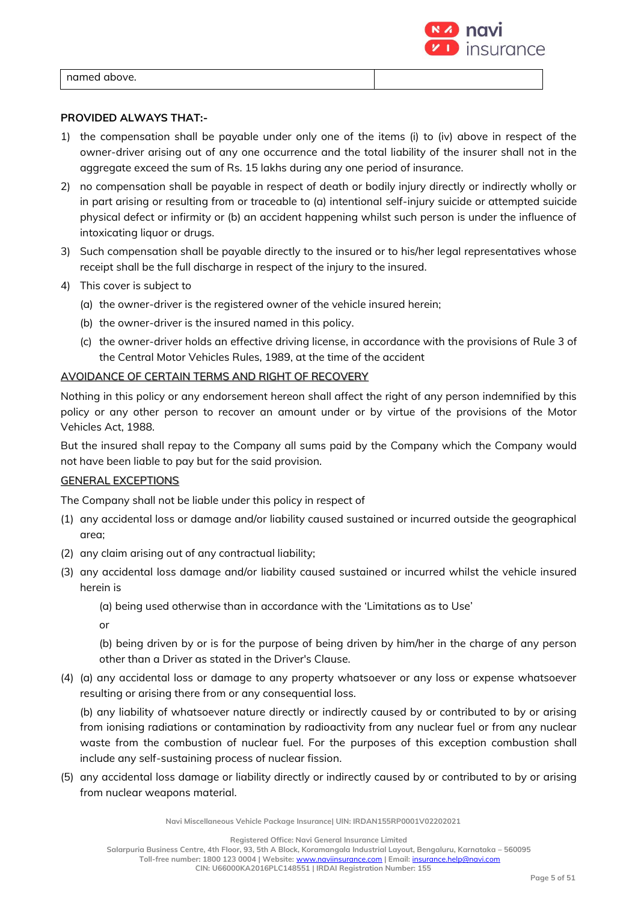| named above. | |
|---|---|

**PROVIDED ALWAYS THAT:-**

1) the compensation shall be payable under only one of the items (i) to (iv) above in respect of the owner-driver arising out of any one occurrence and the total liability of the insurer shall not in the aggregate exceed the sum of Rs. 15 lakhs during any one period of insurance.
2) no compensation shall be payable in respect of death or bodily injury directly or indirectly wholly or in part arising or resulting from or traceable to (a) intentional self-injury suicide or attempted suicide physical defect or infirmity or (b) an accident happening whilst such person is under the influence of intoxicating liquor or drugs.
3) Such compensation shall be payable directly to the insured or to his/her legal representatives whose receipt shall be the full discharge in respect of the injury to the insured.
4) This cover is subject to
   (a) the owner-driver is the registered owner of the vehicle insured herein;
   (b) the owner-driver is the insured named in this policy.
   (c) the owner-driver holds an effective driving license, in accordance with the provisions of Rule 3 of the Central Motor Vehicles Rules, 1989, at the time of the accident

<u>AVOIDANCE OF CERTAIN TERMS AND RIGHT OF RECOVERY</u>

Nothing in this policy or any endorsement hereon shall affect the right of any person indemnified by this policy or any other person to recover an amount under or by virtue of the provisions of the Motor Vehicles Act, 1988.

But the insured shall repay to the Company all sums paid by the Company which the Company would not have been liable to pay but for the said provision.

<u>GENERAL EXCEPTIONS</u>

The Company shall not be liable under this policy in respect of

(1) any accidental loss or damage and/or liability caused sustained or incurred outside the geographical area;

(2) any claim arising out of any contractual liability;

(3) any accidental loss damage and/or liability caused sustained or incurred whilst the vehicle insured herein is

   (a) being used otherwise than in accordance with the 'Limitations as to Use'

   or

   (b) being driven by or is for the purpose of being driven by him/her in the charge of any person other than a Driver as stated in the Driver's Clause.

(4) (a) any accidental loss or damage to any property whatsoever or any loss or expense whatsoever resulting or arising there from or any consequential loss.

   (b) any liability of whatsoever nature directly or indirectly caused by or contributed to by or arising from ionising radiations or contamination by radioactivity from any nuclear fuel or from any nuclear waste from the combustion of nuclear fuel. For the purposes of this exception combustion shall include any self-sustaining process of nuclear fission.

(5) any accidental loss damage or liability directly or indirectly caused by or contributed to by or arising from nuclear weapons material.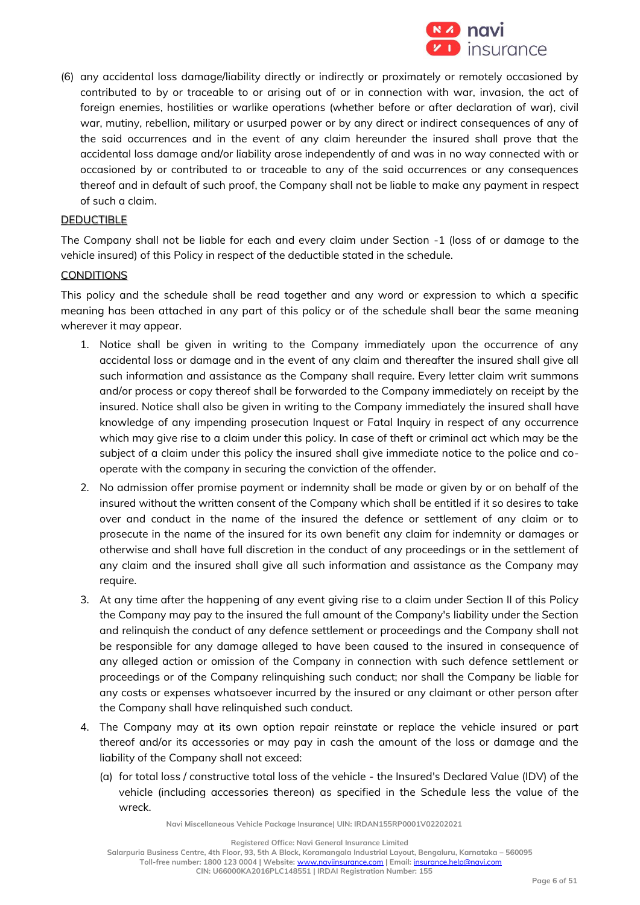(6) any accidental loss damage/liability directly or indirectly or proximately or remotely occasioned by contributed to by or traceable to or arising out of or in connection with war, invasion, the act of foreign enemies, hostilities or warlike operations (whether before or after declaration of war), civil war, mutiny, rebellion, military or usurped power or by any direct or indirect consequences of any of the said occurrences and in the event of any claim hereunder the insured shall prove that the accidental loss damage and/or liability arose independently of and was in no way connected with or occasioned by or contributed to or traceable to any of the said occurrences or any consequences thereof and in default of such proof, the Company shall not be liable to make any payment in respect of such a claim.

## DEDUCTIBLE

The Company shall not be liable for each and every claim under Section -1 (loss of or damage to the vehicle insured) of this Policy in respect of the deductible stated in the schedule.

## CONDITIONS

This policy and the schedule shall be read together and any word or expression to which a specific meaning has been attached in any part of this policy or of the schedule shall bear the same meaning wherever it may appear.

1. Notice shall be given in writing to the Company immediately upon the occurrence of any accidental loss or damage and in the event of any claim and thereafter the insured shall give all such information and assistance as the Company shall require. Every letter claim writ summons and/or process or copy thereof shall be forwarded to the Company immediately on receipt by the insured. Notice shall also be given in writing to the Company immediately the insured shall have knowledge of any impending prosecution Inquest or Fatal Inquiry in respect of any occurrence which may give rise to a claim under this policy. In case of theft or criminal act which may be the subject of a claim under this policy the insured shall give immediate notice to the police and co-operate with the company in securing the conviction of the offender.
2. No admission offer promise payment or indemnity shall be made or given by or on behalf of the insured without the written consent of the Company which shall be entitled if it so desires to take over and conduct in the name of the insured the defence or settlement of any claim or to prosecute in the name of the insured for its own benefit any claim for indemnity or damages or otherwise and shall have full discretion in the conduct of any proceedings or in the settlement of any claim and the insured shall give all such information and assistance as the Company may require.
3. At any time after the happening of any event giving rise to a claim under Section II of this Policy the Company may pay to the insured the full amount of the Company's liability under the Section and relinquish the conduct of any defence settlement or proceedings and the Company shall not be responsible for any damage alleged to have been caused to the insured in consequence of any alleged action or omission of the Company in connection with such defence settlement or proceedings or of the Company relinquishing such conduct; nor shall the Company be liable for any costs or expenses whatsoever incurred by the insured or any claimant or other person after the Company shall have relinquished such conduct.
4. The Company may at its own option repair reinstate or replace the vehicle insured or part thereof and/or its accessories or may pay in cash the amount of the loss or damage and the liability of the Company shall not exceed:
   (a) for total loss / constructive total loss of the vehicle - the Insured's Declared Value (IDV) of the vehicle (including accessories thereon) as specified in the Schedule less the value of the wreck.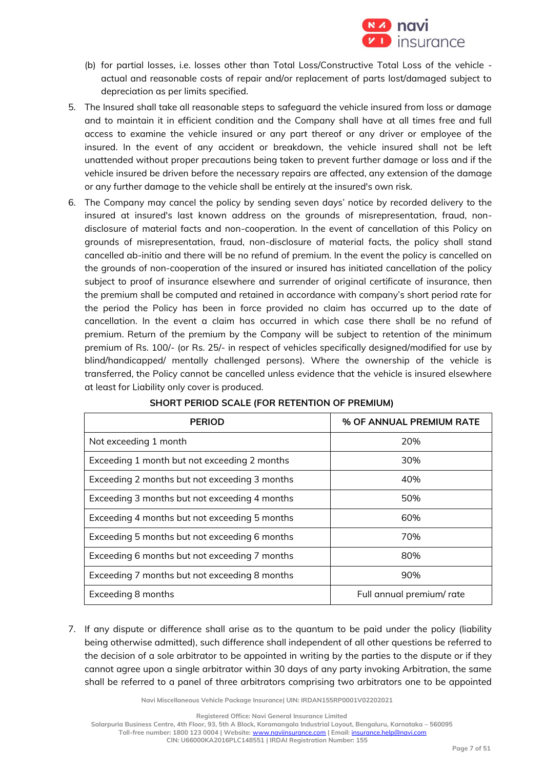(b) for partial losses, i.e. losses other than Total Loss/Constructive Total Loss of the vehicle - actual and reasonable costs of repair and/or replacement of parts lost/damaged subject to depreciation as per limits specified.

5. The Insured shall take all reasonable steps to safeguard the vehicle insured from loss or damage and to maintain it in efficient condition and the Company shall have at all times free and full access to examine the vehicle insured or any part thereof or any driver or employee of the insured. In the event of any accident or breakdown, the vehicle insured shall not be left unattended without proper precautions being taken to prevent further damage or loss and if the vehicle insured be driven before the necessary repairs are affected, any extension of the damage or any further damage to the vehicle shall be entirely at the insured's own risk.

6. The Company may cancel the policy by sending seven days' notice by recorded delivery to the insured at insured's last known address on the grounds of misrepresentation, fraud, non-disclosure of material facts and non-cooperation. In the event of cancellation of this Policy on grounds of misrepresentation, fraud, non-disclosure of material facts, the policy shall stand cancelled ab-initio and there will be no refund of premium. In the event the policy is cancelled on the grounds of non-cooperation of the insured or insured has initiated cancellation of the policy subject to proof of insurance elsewhere and surrender of original certificate of insurance, then the premium shall be computed and retained in accordance with company's short period rate for the period the Policy has been in force provided no claim has occurred up to the date of cancellation. In the event a claim has occurred in which case there shall be no refund of premium. Return of the premium by the Company will be subject to retention of the minimum premium of Rs. 100/- (or Rs. 25/- in respect of vehicles specifically designed/modified for use by blind/handicapped/ mentally challenged persons). Where the ownership of the vehicle is transferred, the Policy cannot be cancelled unless evidence that the vehicle is insured elsewhere at least for Liability only cover is produced.

**SHORT PERIOD SCALE (FOR RETENTION OF PREMIUM)**

| PERIOD | % OF ANNUAL PREMIUM RATE |
|---|---|
| Not exceeding 1 month | 20% |
| Exceeding 1 month but not exceeding 2 months | 30% |
| Exceeding 2 months but not exceeding 3 months | 40% |
| Exceeding 3 months but not exceeding 4 months | 50% |
| Exceeding 4 months but not exceeding 5 months | 60% |
| Exceeding 5 months but not exceeding 6 months | 70% |
| Exceeding 6 months but not exceeding 7 months | 80% |
| Exceeding 7 months but not exceeding 8 months | 90% |
| Exceeding 8 months | Full annual premium/ rate |

7. If any dispute or difference shall arise as to the quantum to be paid under the policy (liability being otherwise admitted), such difference shall independent of all other questions be referred to the decision of a sole arbitrator to be appointed in writing by the parties to the dispute or if they cannot agree upon a single arbitrator within 30 days of any party invoking Arbitration, the same shall be referred to a panel of three arbitrators comprising two arbitrators one to be appointed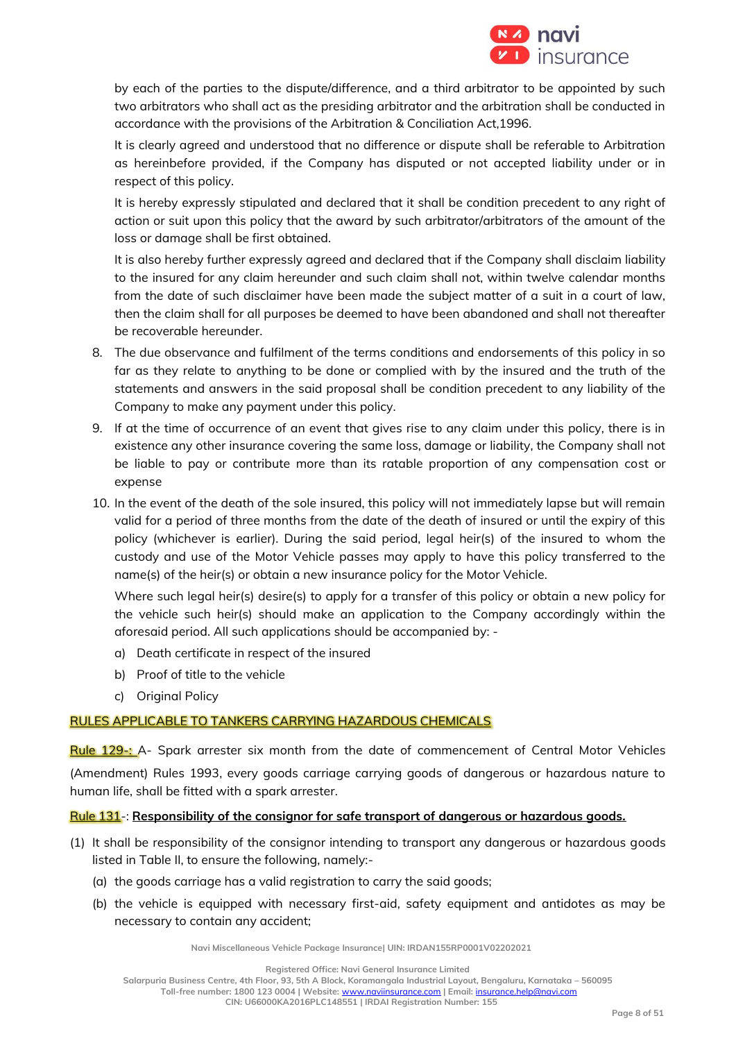by each of the parties to the dispute/difference, and a third arbitrator to be appointed by such two arbitrators who shall act as the presiding arbitrator and the arbitration shall be conducted in accordance with the provisions of the Arbitration & Conciliation Act,1996.

It is clearly agreed and understood that no difference or dispute shall be referable to Arbitration as hereinbefore provided, if the Company has disputed or not accepted liability under or in respect of this policy.

It is hereby expressly stipulated and declared that it shall be condition precedent to any right of action or suit upon this policy that the award by such arbitrator/arbitrators of the amount of the loss or damage shall be first obtained.

It is also hereby further expressly agreed and declared that if the Company shall disclaim liability to the insured for any claim hereunder and such claim shall not, within twelve calendar months from the date of such disclaimer have been made the subject matter of a suit in a court of law, then the claim shall for all purposes be deemed to have been abandoned and shall not thereafter be recoverable hereunder.

8. The due observance and fulfilment of the terms conditions and endorsements of this policy in so far as they relate to anything to be done or complied with by the insured and the truth of the statements and answers in the said proposal shall be condition precedent to any liability of the Company to make any payment under this policy.
9. If at the time of occurrence of an event that gives rise to any claim under this policy, there is in existence any other insurance covering the same loss, damage or liability, the Company shall not be liable to pay or contribute more than its ratable proportion of any compensation cost or expense
10. In the event of the death of the sole insured, this policy will not immediately lapse but will remain valid for a period of three months from the date of the death of insured or until the expiry of this policy (whichever is earlier). During the said period, legal heir(s) of the insured to whom the custody and use of the Motor Vehicle passes may apply to have this policy transferred to the name(s) of the heir(s) or obtain a new insurance policy for the Motor Vehicle.

    Where such legal heir(s) desire(s) to apply for a transfer of this policy or obtain a new policy for the vehicle such heir(s) should make an application to the Company accordingly within the aforesaid period. All such applications should be accompanied by: -

    a) Death certificate in respect of the insured
    b) Proof of title to the vehicle
    c) Original Policy

**RULES APPLICABLE TO TANKERS CARRYING HAZARDOUS CHEMICALS**

**Rule 129-:** A- Spark arrester six month from the date of commencement of Central Motor Vehicles (Amendment) Rules 1993, every goods carriage carrying goods of dangerous or hazardous nature to human life, shall be fitted with a spark arrester.

**Rule 131**-: **Responsibility of the consignor for safe transport of dangerous or hazardous goods.**

(1) It shall be responsibility of the consignor intending to transport any dangerous or hazardous goods listed in Table II, to ensure the following, namely:-
   (a) the goods carriage has a valid registration to carry the said goods;
   (b) the vehicle is equipped with necessary first-aid, safety equipment and antidotes as may be necessary to contain any accident;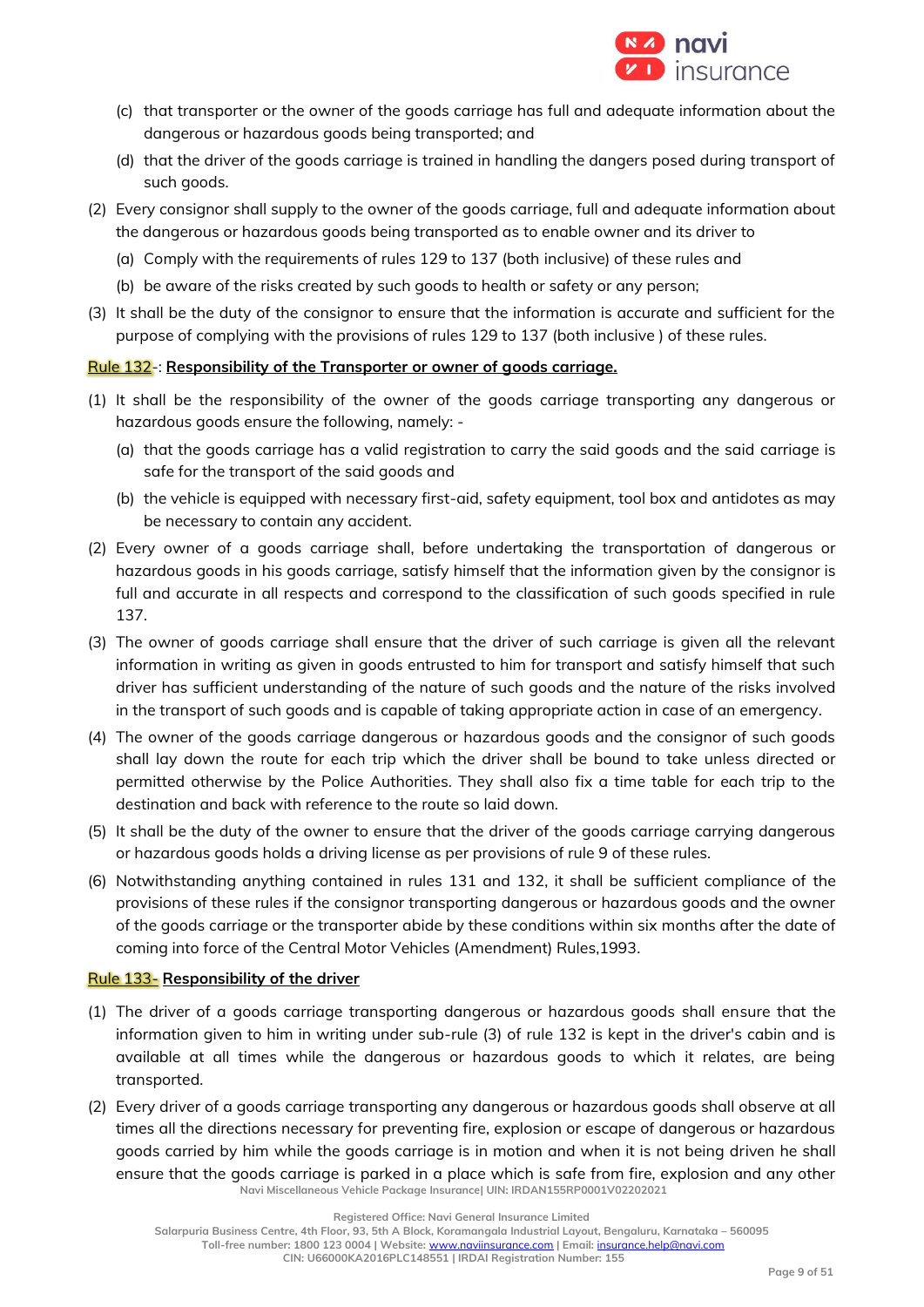(c) that transporter or the owner of the goods carriage has full and adequate information about the dangerous or hazardous goods being transported; and

(d) that the driver of the goods carriage is trained in handling the dangers posed during transport of such goods.

(2) Every consignor shall supply to the owner of the goods carriage, full and adequate information about the dangerous or hazardous goods being transported as to enable owner and its driver to

(a) Comply with the requirements of rules 129 to 137 (both inclusive) of these rules and

(b) be aware of the risks created by such goods to health or safety or any person;

(3) It shall be the duty of the consignor to ensure that the information is accurate and sufficient for the purpose of complying with the provisions of rules 129 to 137 (both inclusive ) of these rules.

**Rule 132-: Responsibility of the Transporter or owner of goods carriage.**

(1) It shall be the responsibility of the owner of the goods carriage transporting any dangerous or hazardous goods ensure the following, namely: -

(a) that the goods carriage has a valid registration to carry the said goods and the said carriage is safe for the transport of the said goods and

(b) the vehicle is equipped with necessary first-aid, safety equipment, tool box and antidotes as may be necessary to contain any accident.

(2) Every owner of a goods carriage shall, before undertaking the transportation of dangerous or hazardous goods in his goods carriage, satisfy himself that the information given by the consignor is full and accurate in all respects and correspond to the classification of such goods specified in rule 137.

(3) The owner of goods carriage shall ensure that the driver of such carriage is given all the relevant information in writing as given in goods entrusted to him for transport and satisfy himself that such driver has sufficient understanding of the nature of such goods and the nature of the risks involved in the transport of such goods and is capable of taking appropriate action in case of an emergency.

(4) The owner of the goods carriage dangerous or hazardous goods and the consignor of such goods shall lay down the route for each trip which the driver shall be bound to take unless directed or permitted otherwise by the Police Authorities. They shall also fix a time table for each trip to the destination and back with reference to the route so laid down.

(5) It shall be the duty of the owner to ensure that the driver of the goods carriage carrying dangerous or hazardous goods holds a driving license as per provisions of rule 9 of these rules.

(6) Notwithstanding anything contained in rules 131 and 132, it shall be sufficient compliance of the provisions of these rules if the consignor transporting dangerous or hazardous goods and the owner of the goods carriage or the transporter abide by these conditions within six months after the date of coming into force of the Central Motor Vehicles (Amendment) Rules,1993.

**Rule 133- Responsibility of the driver**

(1) The driver of a goods carriage transporting dangerous or hazardous goods shall ensure that the information given to him in writing under sub-rule (3) of rule 132 is kept in the driver's cabin and is available at all times while the dangerous or hazardous goods to which it relates, are being transported.

(2) Every driver of a goods carriage transporting any dangerous or hazardous goods shall observe at all times all the directions necessary for preventing fire, explosion or escape of dangerous or hazardous goods carried by him while the goods carriage is in motion and when it is not being driven he shall ensure that the goods carriage is parked in a place which is safe from fire, explosion and any other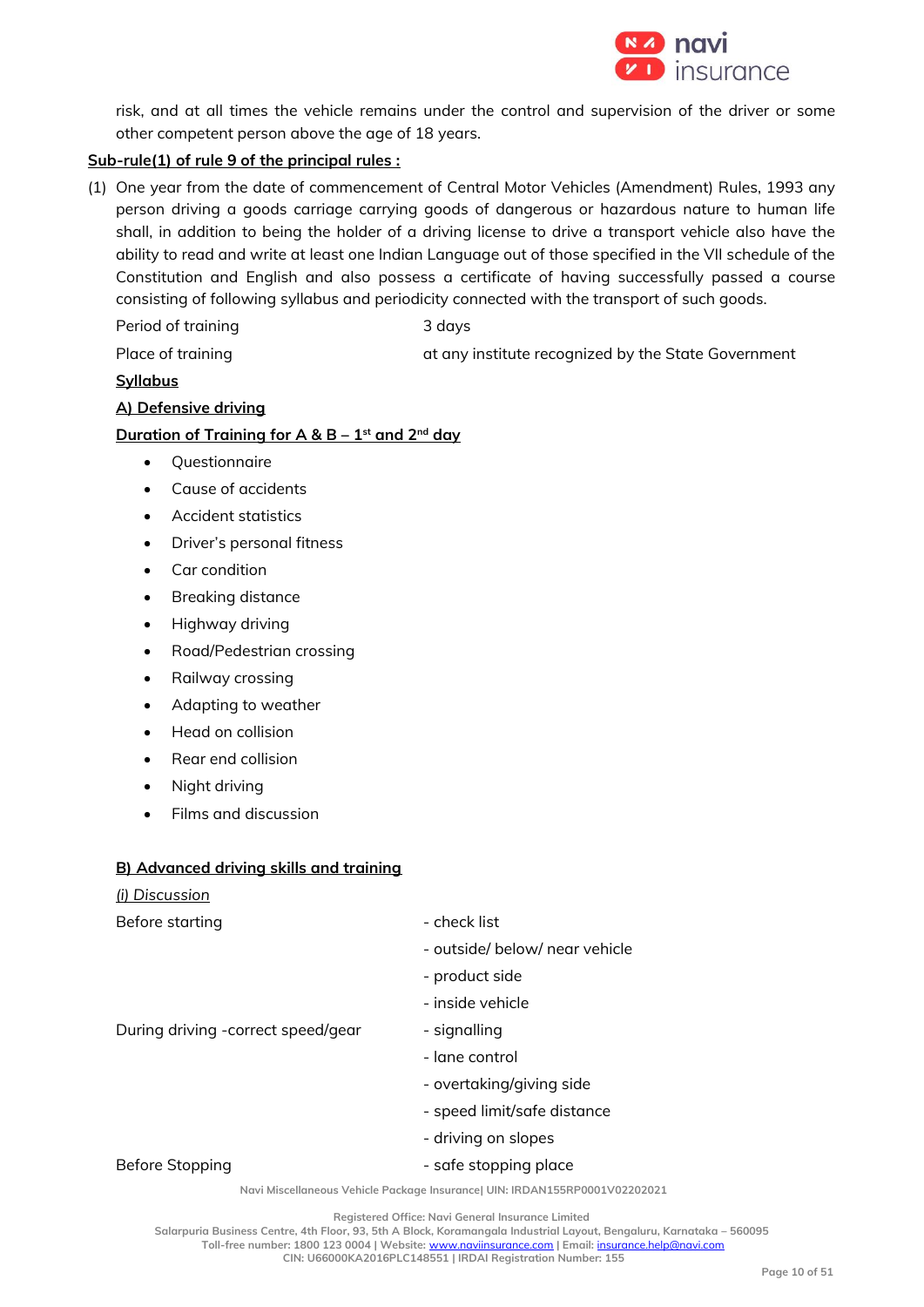risk, and at all times the vehicle remains under the control and supervision of the driver or some other competent person above the age of 18 years.

**<u>Sub-rule(1) of rule 9 of the principal rules :</u>**

(1) One year from the date of commencement of Central Motor Vehicles (Amendment) Rules, 1993 any person driving a goods carriage carrying goods of dangerous or hazardous nature to human life shall, in addition to being the holder of a driving license to drive a transport vehicle also have the ability to read and write at least one Indian Language out of those specified in the VII schedule of the Constitution and English and also possess a certificate of having successfully passed a course consisting of following syllabus and periodicity connected with the transport of such goods.

| | |
|---|---|
| Period of training | 3 days |
| Place of training | at any institute recognized by the State Government |

**<u>Syllabus</u>**

**<u>A) Defensive driving</u>**

**<u>Duration of Training for A & B – 1st and 2nd day</u>**

- Questionnaire
- Cause of accidents
- Accident statistics
- Driver's personal fitness
- Car condition
- Breaking distance
- Highway driving
- Road/Pedestrian crossing
- Railway crossing
- Adapting to weather
- Head on collision
- Rear end collision
- Night driving
- Films and discussion

**<u>B) Advanced driving skills and training</u>**

*<u>(i) Discussion</u>*

| | |
|---|---|
| Before starting | - check list |
| | - outside/ below/ near vehicle |
| | - product side |
| | - inside vehicle |
| During driving -correct speed/gear | - signalling |
| | - lane control |
| | - overtaking/giving side |
| | - speed limit/safe distance |
| | - driving on slopes |
| Before Stopping | - safe stopping place |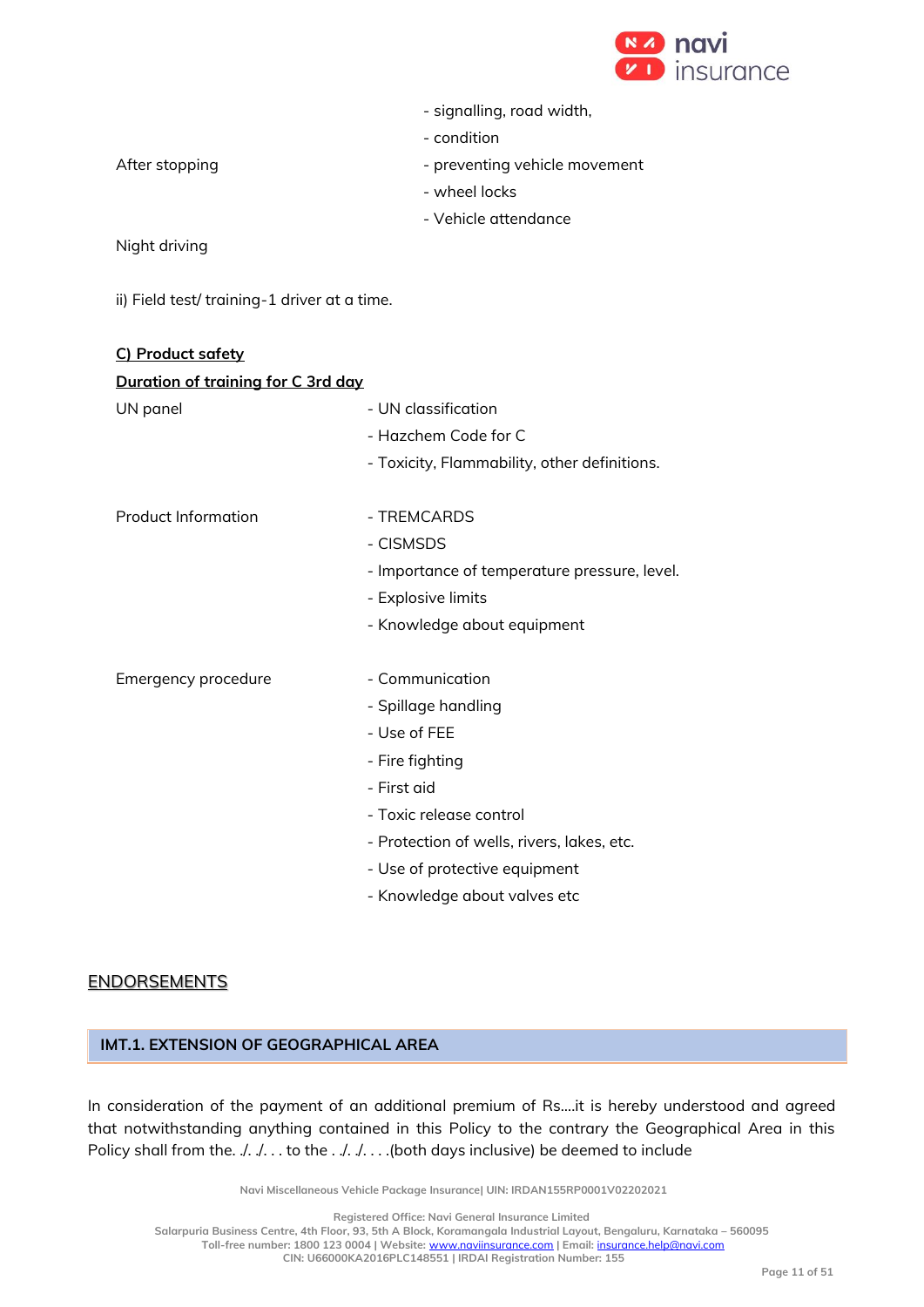| | |
|---|---|
| | - signalling, road width, |
| | - condition |
| After stopping | - preventing vehicle movement |
| | - wheel locks |
| | - Vehicle attendance |
| Night driving | |

ii) Field test/ training-1 driver at a time.

**C) Product safety**

**Duration of training for C 3rd day**

| | |
|---|---|
| UN panel | - UN classification |
| | - Hazchem Code for C |
| | - Toxicity, Flammability, other definitions. |
| Product Information | - TREMCARDS |
| | - CISMSDS |
| | - Importance of temperature pressure, level. |
| | - Explosive limits |
| | - Knowledge about equipment |
| Emergency procedure | - Communication |
| | - Spillage handling |
| | - Use of FEE |
| | - Fire fighting |
| | - First aid |
| | - Toxic release control |
| | - Protection of wells, rivers, lakes, etc. |
| | - Use of protective equipment |
| | - Knowledge about valves etc |

## ENDORSEMENTS

### IMT.1. EXTENSION OF GEOGRAPHICAL AREA

In consideration of the payment of an additional premium of Rs....it is hereby understood and agreed that notwithstanding anything contained in this Policy to the contrary the Geographical Area in this Policy shall from the. ./. ./. . . to the . ./. ./. . . .(both days inclusive) be deemed to include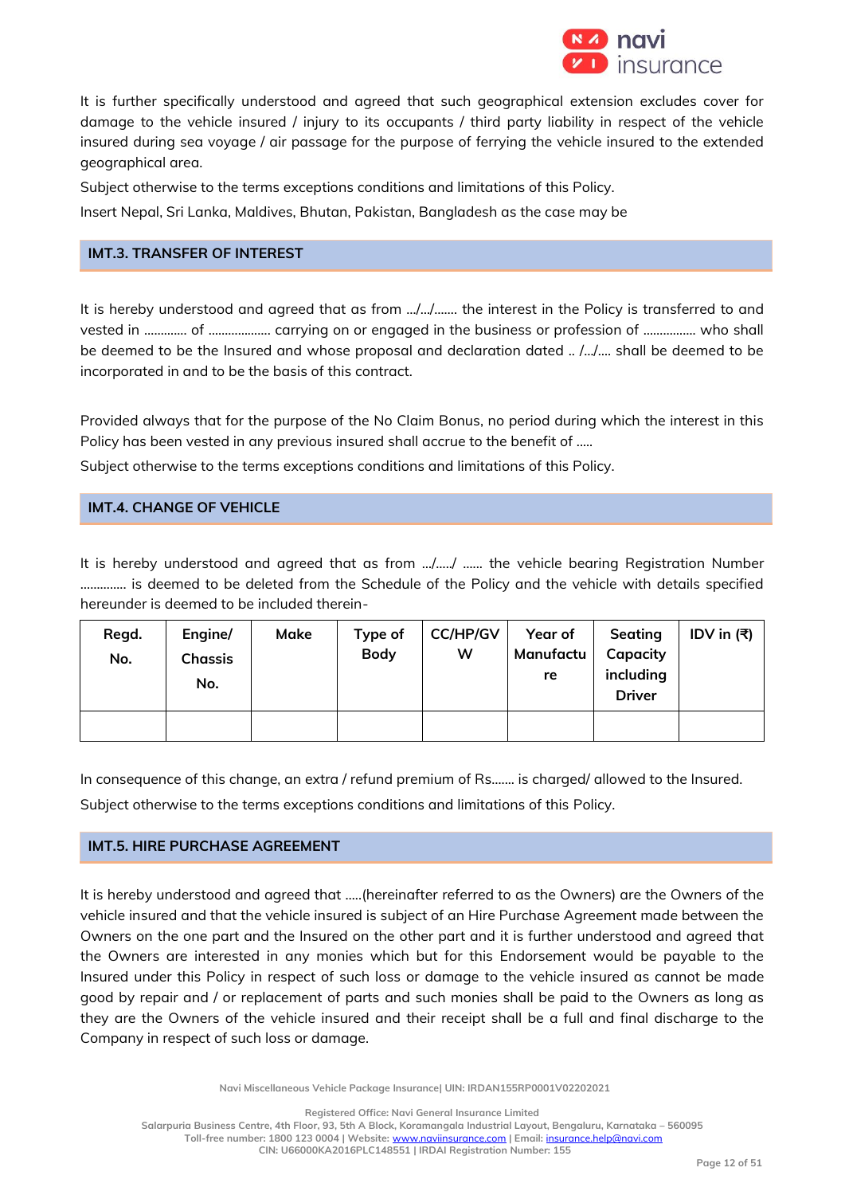It is further specifically understood and agreed that such geographical extension excludes cover for damage to the vehicle insured / injury to its occupants / third party liability in respect of the vehicle insured during sea voyage / air passage for the purpose of ferrying the vehicle insured to the extended geographical area.

Subject otherwise to the terms exceptions conditions and limitations of this Policy.

Insert Nepal, Sri Lanka, Maldives, Bhutan, Pakistan, Bangladesh as the case may be

## IMT.3. TRANSFER OF INTEREST

It is hereby understood and agreed that as from .../.../....... the interest in the Policy is transferred to and vested in ............ of .................. carrying on or engaged in the business or profession of ............... who shall be deemed to be the Insured and whose proposal and declaration dated .. /.../.... shall be deemed to be incorporated in and to be the basis of this contract.

Provided always that for the purpose of the No Claim Bonus, no period during which the interest in this Policy has been vested in any previous insured shall accrue to the benefit of .....

Subject otherwise to the terms exceptions conditions and limitations of this Policy.

## IMT.4. CHANGE OF VEHICLE

It is hereby understood and agreed that as from .../...../ ...... the vehicle bearing Registration Number ............. is deemed to be deleted from the Schedule of the Policy and the vehicle with details specified hereunder is deemed to be included therein-

| Regd. No. | Engine/ Chassis No. | Make | Type of Body | CC/HP/GVW | Year of Manufacture | Seating Capacity including Driver | IDV in (₹) |
|---|---|---|---|---|---|---|---|
| | | | | | | | |

In consequence of this change, an extra / refund premium of Rs....... is charged/ allowed to the Insured.

Subject otherwise to the terms exceptions conditions and limitations of this Policy.

## IMT.5. HIRE PURCHASE AGREEMENT

It is hereby understood and agreed that .....(hereinafter referred to as the Owners) are the Owners of the vehicle insured and that the vehicle insured is subject of an Hire Purchase Agreement made between the Owners on the one part and the Insured on the other part and it is further understood and agreed that the Owners are interested in any monies which but for this Endorsement would be payable to the Insured under this Policy in respect of such loss or damage to the vehicle insured as cannot be made good by repair and / or replacement of parts and such monies shall be paid to the Owners as long as they are the Owners of the vehicle insured and their receipt shall be a full and final discharge to the Company in respect of such loss or damage.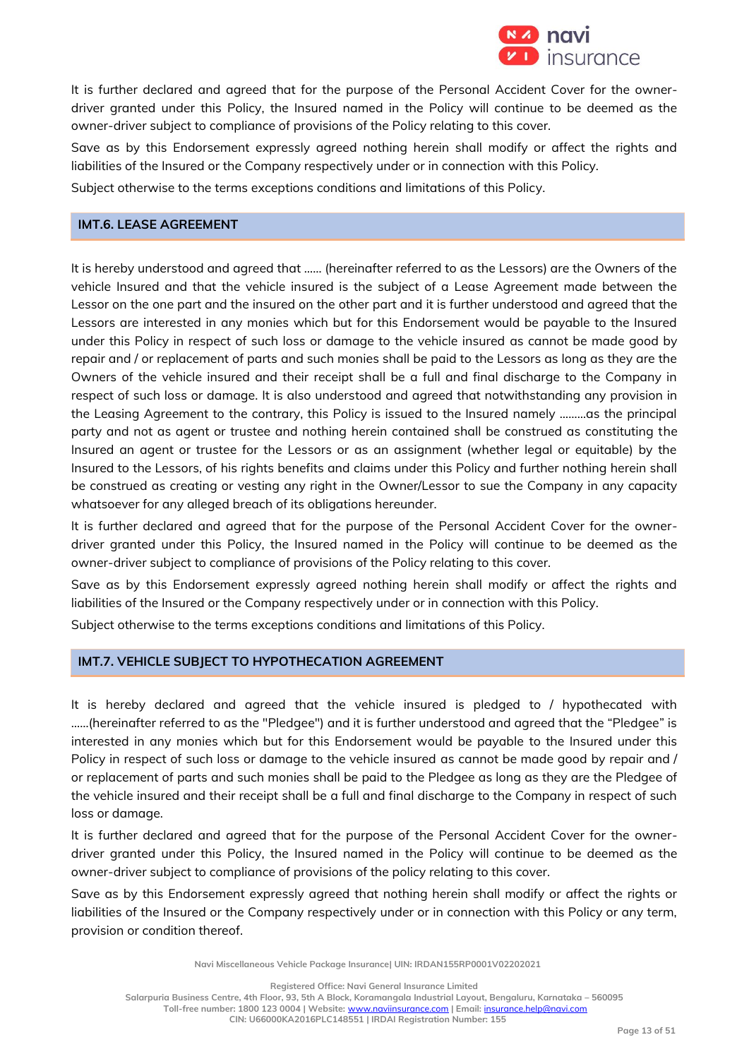It is further declared and agreed that for the purpose of the Personal Accident Cover for the owner-driver granted under this Policy, the Insured named in the Policy will continue to be deemed as the owner-driver subject to compliance of provisions of the Policy relating to this cover.

Save as by this Endorsement expressly agreed nothing herein shall modify or affect the rights and liabilities of the Insured or the Company respectively under or in connection with this Policy.

Subject otherwise to the terms exceptions conditions and limitations of this Policy.

## IMT.6. LEASE AGREEMENT

It is hereby understood and agreed that ...... (hereinafter referred to as the Lessors) are the Owners of the vehicle Insured and that the vehicle insured is the subject of a Lease Agreement made between the Lessor on the one part and the insured on the other part and it is further understood and agreed that the Lessors are interested in any monies which but for this Endorsement would be payable to the Insured under this Policy in respect of such loss or damage to the vehicle insured as cannot be made good by repair and / or replacement of parts and such monies shall be paid to the Lessors as long as they are the Owners of the vehicle insured and their receipt shall be a full and final discharge to the Company in respect of such loss or damage. It is also understood and agreed that notwithstanding any provision in the Leasing Agreement to the contrary, this Policy is issued to the Insured namely .........as the principal party and not as agent or trustee and nothing herein contained shall be construed as constituting the Insured an agent or trustee for the Lessors or as an assignment (whether legal or equitable) by the Insured to the Lessors, of his rights benefits and claims under this Policy and further nothing herein shall be construed as creating or vesting any right in the Owner/Lessor to sue the Company in any capacity whatsoever for any alleged breach of its obligations hereunder.

It is further declared and agreed that for the purpose of the Personal Accident Cover for the owner-driver granted under this Policy, the Insured named in the Policy will continue to be deemed as the owner-driver subject to compliance of provisions of the Policy relating to this cover.

Save as by this Endorsement expressly agreed nothing herein shall modify or affect the rights and liabilities of the Insured or the Company respectively under or in connection with this Policy.

Subject otherwise to the terms exceptions conditions and limitations of this Policy.

## IMT.7. VEHICLE SUBJECT TO HYPOTHECATION AGREEMENT

It is hereby declared and agreed that the vehicle insured is pledged to / hypothecated with ......(hereinafter referred to as the "Pledgee") and it is further understood and agreed that the "Pledgee" is interested in any monies which but for this Endorsement would be payable to the Insured under this Policy in respect of such loss or damage to the vehicle insured as cannot be made good by repair and / or replacement of parts and such monies shall be paid to the Pledgee as long as they are the Pledgee of the vehicle insured and their receipt shall be a full and final discharge to the Company in respect of such loss or damage.

It is further declared and agreed that for the purpose of the Personal Accident Cover for the owner-driver granted under this Policy, the Insured named in the Policy will continue to be deemed as the owner-driver subject to compliance of provisions of the policy relating to this cover.

Save as by this Endorsement expressly agreed that nothing herein shall modify or affect the rights or liabilities of the Insured or the Company respectively under or in connection with this Policy or any term, provision or condition thereof.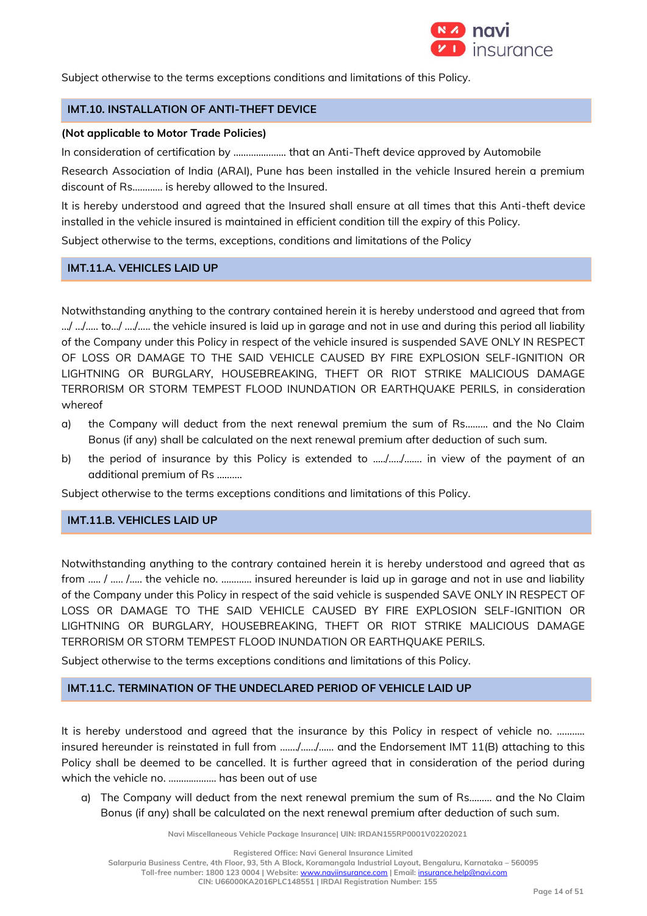Subject otherwise to the terms exceptions conditions and limitations of this Policy.

## IMT.10. INSTALLATION OF ANTI-THEFT DEVICE

**(Not applicable to Motor Trade Policies)**

In consideration of certification by ..................... that an Anti-Theft device approved by Automobile Research Association of India (ARAI), Pune has been installed in the vehicle Insured herein a premium discount of Rs............ is hereby allowed to the Insured.

It is hereby understood and agreed that the Insured shall ensure at all times that this Anti-theft device installed in the vehicle insured is maintained in efficient condition till the expiry of this Policy.

Subject otherwise to the terms, exceptions, conditions and limitations of the Policy

## IMT.11.A. VEHICLES LAID UP

Notwithstanding anything to the contrary contained herein it is hereby understood and agreed that from .../ .../..... to.../ ..../..... the vehicle insured is laid up in garage and not in use and during this period all liability of the Company under this Policy in respect of the vehicle insured is suspended SAVE ONLY IN RESPECT OF LOSS OR DAMAGE TO THE SAID VEHICLE CAUSED BY FIRE EXPLOSION SELF-IGNITION OR LIGHTNING OR BURGLARY, HOUSEBREAKING, THEFT OR RIOT STRIKE MALICIOUS DAMAGE TERRORISM OR STORM TEMPEST FLOOD INUNDATION OR EARTHQUAKE PERILS, in consideration whereof

a) the Company will deduct from the next renewal premium the sum of Rs......... and the No Claim Bonus (if any) shall be calculated on the next renewal premium after deduction of such sum.

b) the period of insurance by this Policy is extended to ...../...../....... in view of the payment of an additional premium of Rs ..........

Subject otherwise to the terms exceptions conditions and limitations of this Policy.

## IMT.11.B. VEHICLES LAID UP

Notwithstanding anything to the contrary contained herein it is hereby understood and agreed that as from ..... / ..... /..... the vehicle no. ............ insured hereunder is laid up in garage and not in use and liability of the Company under this Policy in respect of the said vehicle is suspended SAVE ONLY IN RESPECT OF LOSS OR DAMAGE TO THE SAID VEHICLE CAUSED BY FIRE EXPLOSION SELF-IGNITION OR LIGHTNING OR BURGLARY, HOUSEBREAKING, THEFT OR RIOT STRIKE MALICIOUS DAMAGE TERRORISM OR STORM TEMPEST FLOOD INUNDATION OR EARTHQUAKE PERILS.

Subject otherwise to the terms exceptions conditions and limitations of this Policy.

## IMT.11.C. TERMINATION OF THE UNDECLARED PERIOD OF VEHICLE LAID UP

It is hereby understood and agreed that the insurance by this Policy in respect of vehicle no. ........... insured hereunder is reinstated in full from ......./....../...... and the Endorsement IMT 11(B) attaching to this Policy shall be deemed to be cancelled. It is further agreed that in consideration of the period during which the vehicle no. ................... has been out of use

a) The Company will deduct from the next renewal premium the sum of Rs......... and the No Claim Bonus (if any) shall be calculated on the next renewal premium after deduction of such sum.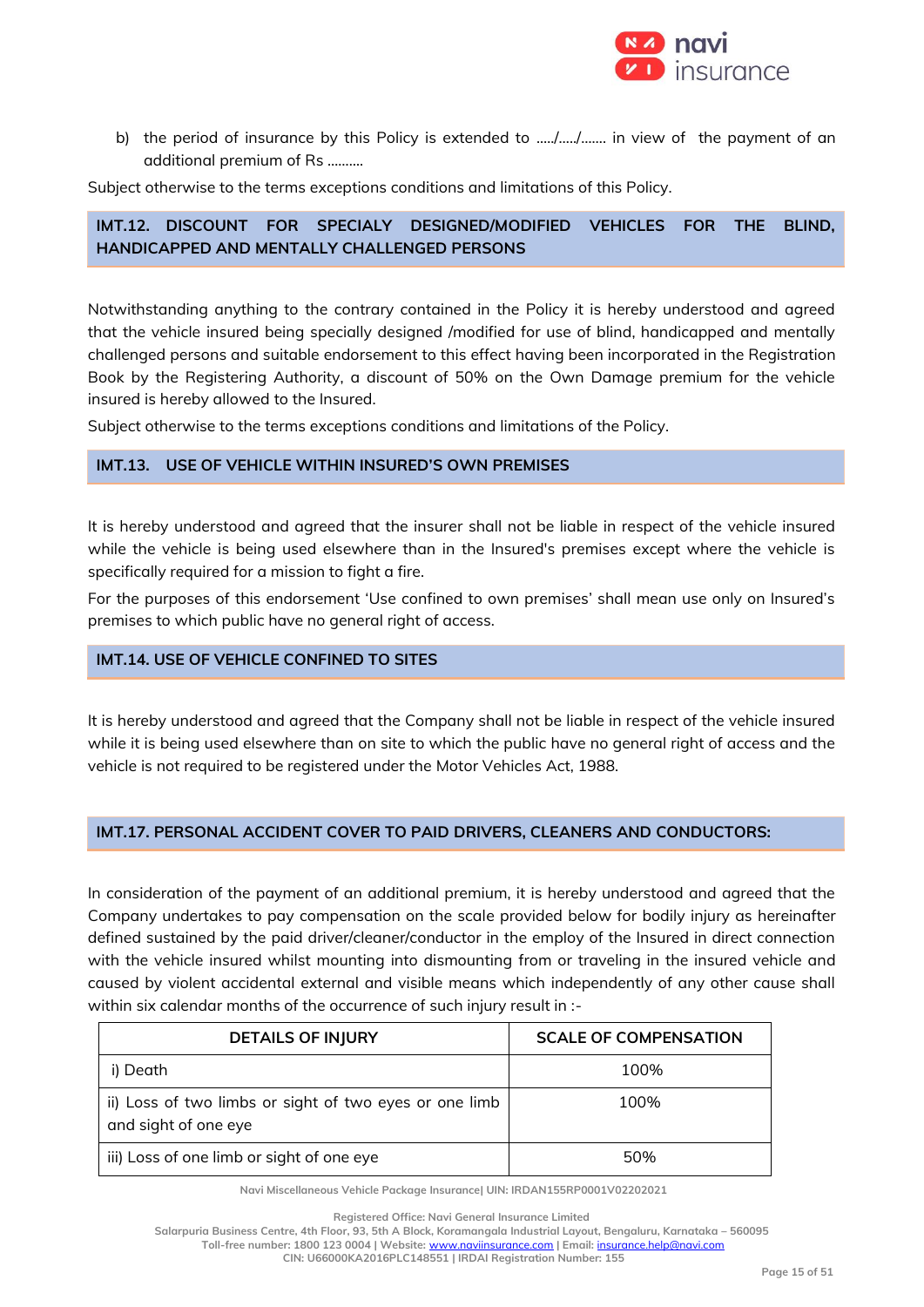b) the period of insurance by this Policy is extended to ...../...../....... in view of the payment of an additional premium of Rs ..........

Subject otherwise to the terms exceptions conditions and limitations of this Policy.

## IMT.12. DISCOUNT FOR SPECIALY DESIGNED/MODIFIED VEHICLES FOR THE BLIND, HANDICAPPED AND MENTALLY CHALLENGED PERSONS

Notwithstanding anything to the contrary contained in the Policy it is hereby understood and agreed that the vehicle insured being specially designed /modified for use of blind, handicapped and mentally challenged persons and suitable endorsement to this effect having been incorporated in the Registration Book by the Registering Authority, a discount of 50% on the Own Damage premium for the vehicle insured is hereby allowed to the Insured.

Subject otherwise to the terms exceptions conditions and limitations of the Policy.

## IMT.13. USE OF VEHICLE WITHIN INSURED'S OWN PREMISES

It is hereby understood and agreed that the insurer shall not be liable in respect of the vehicle insured while the vehicle is being used elsewhere than in the Insured's premises except where the vehicle is specifically required for a mission to fight a fire.

For the purposes of this endorsement 'Use confined to own premises' shall mean use only on Insured's premises to which public have no general right of access.

## IMT.14. USE OF VEHICLE CONFINED TO SITES

It is hereby understood and agreed that the Company shall not be liable in respect of the vehicle insured while it is being used elsewhere than on site to which the public have no general right of access and the vehicle is not required to be registered under the Motor Vehicles Act, 1988.

## IMT.17. PERSONAL ACCIDENT COVER TO PAID DRIVERS, CLEANERS AND CONDUCTORS:

In consideration of the payment of an additional premium, it is hereby understood and agreed that the Company undertakes to pay compensation on the scale provided below for bodily injury as hereinafter defined sustained by the paid driver/cleaner/conductor in the employ of the Insured in direct connection with the vehicle insured whilst mounting into dismounting from or traveling in the insured vehicle and caused by violent accidental external and visible means which independently of any other cause shall within six calendar months of the occurrence of such injury result in :-

| DETAILS OF INJURY | SCALE OF COMPENSATION |
|---|---|
| i) Death | 100% |
| ii) Loss of two limbs or sight of two eyes or one limb and sight of one eye | 100% |
| iii) Loss of one limb or sight of one eye | 50% |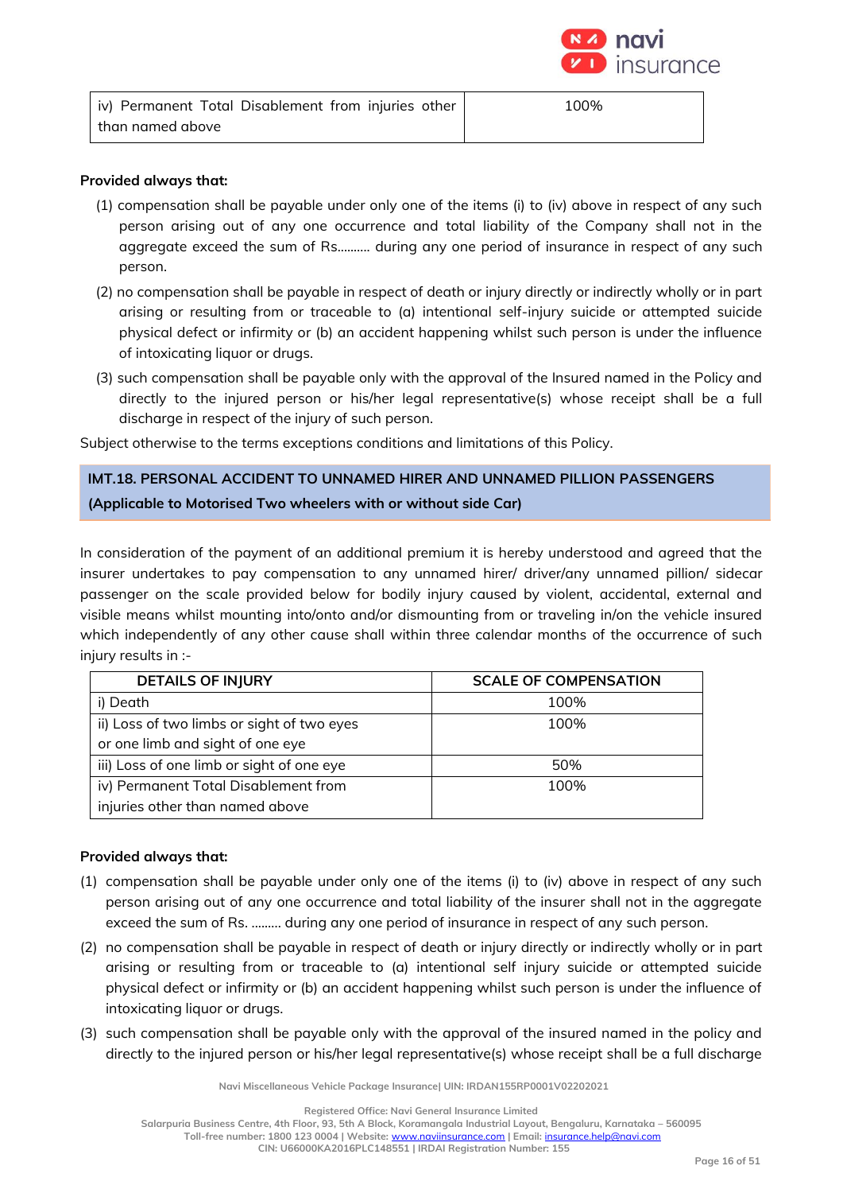| iv) Permanent Total Disablement from injuries other than named above | 100% |
|---|---|

**Provided always that:**

(1) compensation shall be payable under only one of the items (i) to (iv) above in respect of any such person arising out of any one occurrence and total liability of the Company shall not in the aggregate exceed the sum of Rs.......... during any one period of insurance in respect of any such person.

(2) no compensation shall be payable in respect of death or injury directly or indirectly wholly or in part arising or resulting from or traceable to (a) intentional self-injury suicide or attempted suicide physical defect or infirmity or (b) an accident happening whilst such person is under the influence of intoxicating liquor or drugs.

(3) such compensation shall be payable only with the approval of the Insured named in the Policy and directly to the injured person or his/her legal representative(s) whose receipt shall be a full discharge in respect of the injury of such person.

Subject otherwise to the terms exceptions conditions and limitations of this Policy.

## IMT.18. PERSONAL ACCIDENT TO UNNAMED HIRER AND UNNAMED PILLION PASSENGERS (Applicable to Motorised Two wheelers with or without side Car)

In consideration of the payment of an additional premium it is hereby understood and agreed that the insurer undertakes to pay compensation to any unnamed hirer/ driver/any unnamed pillion/ sidecar passenger on the scale provided below for bodily injury caused by violent, accidental, external and visible means whilst mounting into/onto and/or dismounting from or traveling in/on the vehicle insured which independently of any other cause shall within three calendar months of the occurrence of such injury results in :-

| DETAILS OF INJURY | SCALE OF COMPENSATION |
|---|---|
| i) Death | 100% |
| ii) Loss of two limbs or sight of two eyes or one limb and sight of one eye | 100% |
| iii) Loss of one limb or sight of one eye | 50% |
| iv) Permanent Total Disablement from injuries other than named above | 100% |

**Provided always that:**

(1) compensation shall be payable under only one of the items (i) to (iv) above in respect of any such person arising out of any one occurrence and total liability of the insurer shall not in the aggregate exceed the sum of Rs. ......... during any one period of insurance in respect of any such person.

(2) no compensation shall be payable in respect of death or injury directly or indirectly wholly or in part arising or resulting from or traceable to (a) intentional self injury suicide or attempted suicide physical defect or infirmity or (b) an accident happening whilst such person is under the influence of intoxicating liquor or drugs.

(3) such compensation shall be payable only with the approval of the insured named in the policy and directly to the injured person or his/her legal representative(s) whose receipt shall be a full discharge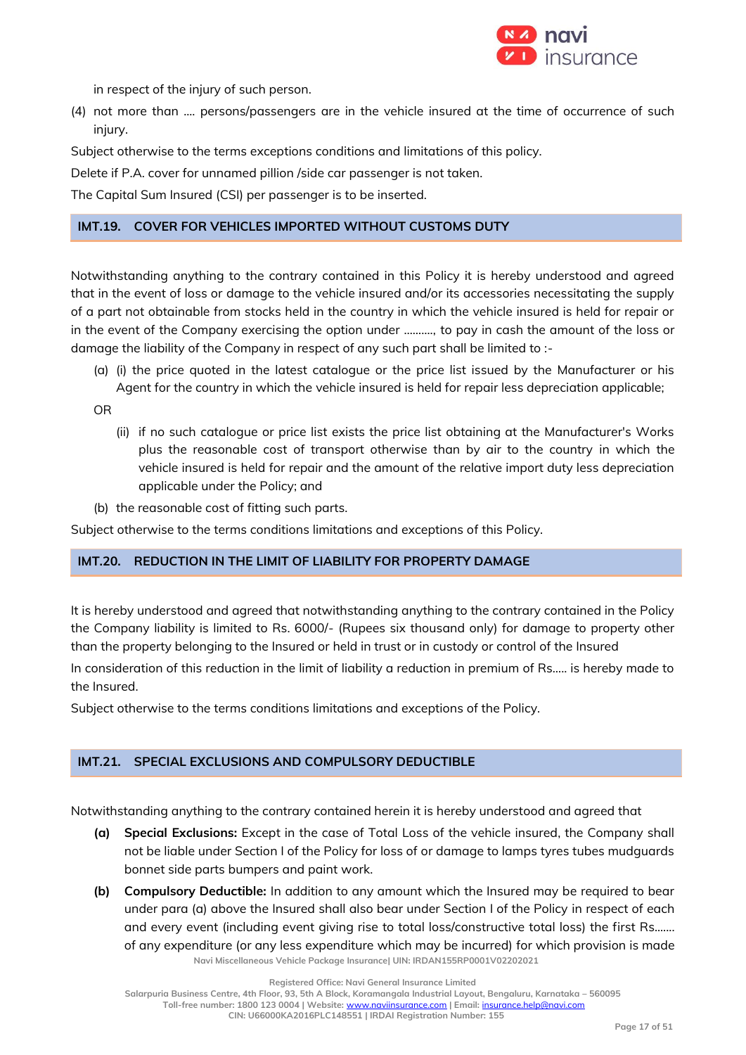in respect of the injury of such person.

(4) not more than .... persons/passengers are in the vehicle insured at the time of occurrence of such injury.

Subject otherwise to the terms exceptions conditions and limitations of this policy.

Delete if P.A. cover for unnamed pillion /side car passenger is not taken.

The Capital Sum Insured (CSI) per passenger is to be inserted.

## IMT.19. COVER FOR VEHICLES IMPORTED WITHOUT CUSTOMS DUTY

Notwithstanding anything to the contrary contained in this Policy it is hereby understood and agreed that in the event of loss or damage to the vehicle insured and/or its accessories necessitating the supply of a part not obtainable from stocks held in the country in which the vehicle insured is held for repair or in the event of the Company exercising the option under .........., to pay in cash the amount of the loss or damage the liability of the Company in respect of any such part shall be limited to :-

(a) (i) the price quoted in the latest catalogue or the price list issued by the Manufacturer or his Agent for the country in which the vehicle insured is held for repair less depreciation applicable;

OR

(ii) if no such catalogue or price list exists the price list obtaining at the Manufacturer's Works plus the reasonable cost of transport otherwise than by air to the country in which the vehicle insured is held for repair and the amount of the relative import duty less depreciation applicable under the Policy; and

(b) the reasonable cost of fitting such parts.

Subject otherwise to the terms conditions limitations and exceptions of this Policy.

## IMT.20. REDUCTION IN THE LIMIT OF LIABILITY FOR PROPERTY DAMAGE

It is hereby understood and agreed that notwithstanding anything to the contrary contained in the Policy the Company liability is limited to Rs. 6000/- (Rupees six thousand only) for damage to property other than the property belonging to the Insured or held in trust or in custody or control of the Insured

In consideration of this reduction in the limit of liability a reduction in premium of Rs..... is hereby made to the Insured.

Subject otherwise to the terms conditions limitations and exceptions of the Policy.

## IMT.21. SPECIAL EXCLUSIONS AND COMPULSORY DEDUCTIBLE

Notwithstanding anything to the contrary contained herein it is hereby understood and agreed that

**(a) Special Exclusions:** Except in the case of Total Loss of the vehicle insured, the Company shall not be liable under Section I of the Policy for loss of or damage to lamps tyres tubes mudguards bonnet side parts bumpers and paint work.

**(b) Compulsory Deductible:** In addition to any amount which the Insured may be required to bear under para (a) above the Insured shall also bear under Section I of the Policy in respect of each and every event (including event giving rise to total loss/constructive total loss) the first Rs....... of any expenditure (or any less expenditure which may be incurred) for which provision is made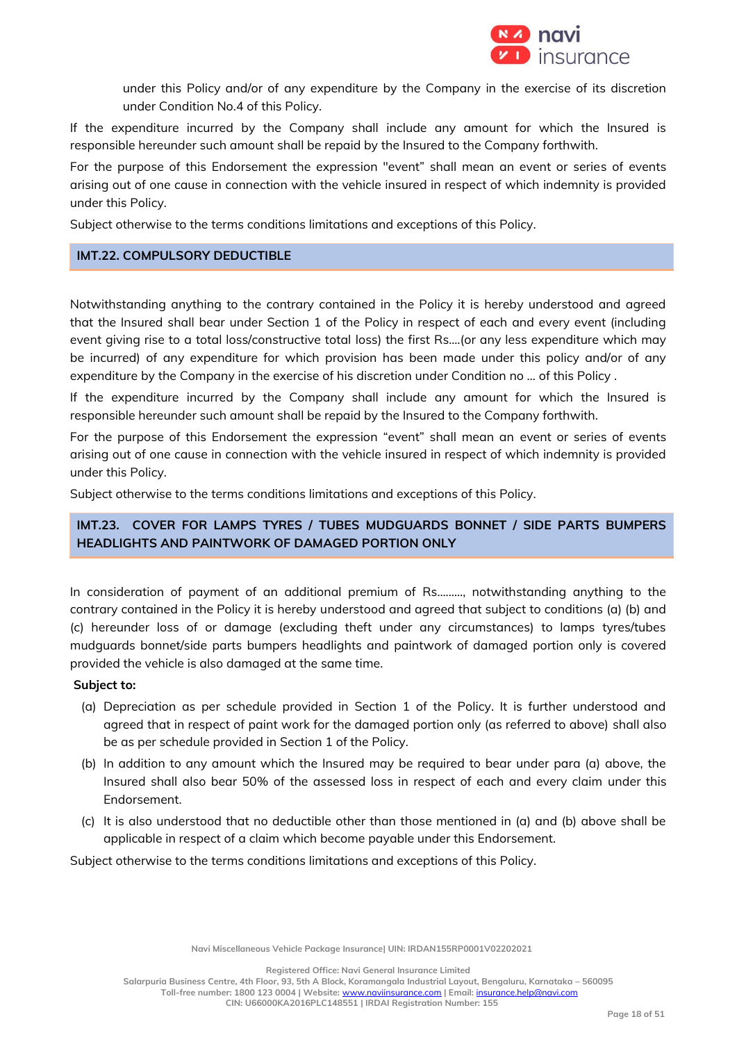under this Policy and/or of any expenditure by the Company in the exercise of its discretion under Condition No.4 of this Policy.

If the expenditure incurred by the Company shall include any amount for which the Insured is responsible hereunder such amount shall be repaid by the Insured to the Company forthwith.

For the purpose of this Endorsement the expression "event" shall mean an event or series of events arising out of one cause in connection with the vehicle insured in respect of which indemnity is provided under this Policy.

Subject otherwise to the terms conditions limitations and exceptions of this Policy.

## IMT.22. COMPULSORY DEDUCTIBLE

Notwithstanding anything to the contrary contained in the Policy it is hereby understood and agreed that the Insured shall bear under Section 1 of the Policy in respect of each and every event (including event giving rise to a total loss/constructive total loss) the first Rs….(or any less expenditure which may be incurred) of any expenditure for which provision has been made under this policy and/or of any expenditure by the Company in the exercise of his discretion under Condition no … of this Policy .

If the expenditure incurred by the Company shall include any amount for which the Insured is responsible hereunder such amount shall be repaid by the Insured to the Company forthwith.

For the purpose of this Endorsement the expression "event" shall mean an event or series of events arising out of one cause in connection with the vehicle insured in respect of which indemnity is provided under this Policy.

Subject otherwise to the terms conditions limitations and exceptions of this Policy.

## IMT.23. COVER FOR LAMPS TYRES / TUBES MUDGUARDS BONNET / SIDE PARTS BUMPERS HEADLIGHTS AND PAINTWORK OF DAMAGED PORTION ONLY

In consideration of payment of an additional premium of Rs………, notwithstanding anything to the contrary contained in the Policy it is hereby understood and agreed that subject to conditions (a) (b) and (c) hereunder loss of or damage (excluding theft under any circumstances) to lamps tyres/tubes mudguards bonnet/side parts bumpers headlights and paintwork of damaged portion only is covered provided the vehicle is also damaged at the same time.

**Subject to:**

(a) Depreciation as per schedule provided in Section 1 of the Policy. It is further understood and agreed that in respect of paint work for the damaged portion only (as referred to above) shall also be as per schedule provided in Section 1 of the Policy.

(b) In addition to any amount which the Insured may be required to bear under para (a) above, the Insured shall also bear 50% of the assessed loss in respect of each and every claim under this Endorsement.

(c) It is also understood that no deductible other than those mentioned in (a) and (b) above shall be applicable in respect of a claim which become payable under this Endorsement.

Subject otherwise to the terms conditions limitations and exceptions of this Policy.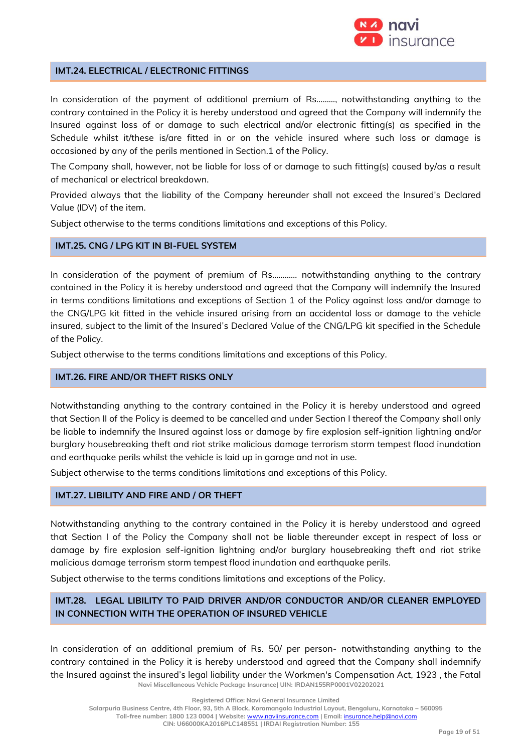## IMT.24. ELECTRICAL / ELECTRONIC FITTINGS

In consideration of the payment of additional premium of Rs………, notwithstanding anything to the contrary contained in the Policy it is hereby understood and agreed that the Company will indemnify the Insured against loss of or damage to such electrical and/or electronic fitting(s) as specified in the Schedule whilst it/these is/are fitted in or on the vehicle insured where such loss or damage is occasioned by any of the perils mentioned in Section.1 of the Policy.

The Company shall, however, not be liable for loss of or damage to such fitting(s) caused by/as a result of mechanical or electrical breakdown.

Provided always that the liability of the Company hereunder shall not exceed the Insured's Declared Value (IDV) of the item.

Subject otherwise to the terms conditions limitations and exceptions of this Policy.

## IMT.25. CNG / LPG KIT IN BI-FUEL SYSTEM

In consideration of the payment of premium of Rs………… notwithstanding anything to the contrary contained in the Policy it is hereby understood and agreed that the Company will indemnify the Insured in terms conditions limitations and exceptions of Section 1 of the Policy against loss and/or damage to the CNG/LPG kit fitted in the vehicle insured arising from an accidental loss or damage to the vehicle insured, subject to the limit of the Insured's Declared Value of the CNG/LPG kit specified in the Schedule of the Policy.

Subject otherwise to the terms conditions limitations and exceptions of this Policy.

## IMT.26. FIRE AND/OR THEFT RISKS ONLY

Notwithstanding anything to the contrary contained in the Policy it is hereby understood and agreed that Section II of the Policy is deemed to be cancelled and under Section I thereof the Company shall only be liable to indemnify the Insured against loss or damage by fire explosion self-ignition lightning and/or burglary housebreaking theft and riot strike malicious damage terrorism storm tempest flood inundation and earthquake perils whilst the vehicle is laid up in garage and not in use.

Subject otherwise to the terms conditions limitations and exceptions of this Policy.

## IMT.27. LIBILITY AND FIRE AND / OR THEFT

Notwithstanding anything to the contrary contained in the Policy it is hereby understood and agreed that Section I of the Policy the Company shall not be liable thereunder except in respect of loss or damage by fire explosion self-ignition lightning and/or burglary housebreaking theft and riot strike malicious damage terrorism storm tempest flood inundation and earthquake perils.

Subject otherwise to the terms conditions limitations and exceptions of the Policy.

## IMT.28. LEGAL LIBILITY TO PAID DRIVER AND/OR CONDUCTOR AND/OR CLEANER EMPLOYED IN CONNECTION WITH THE OPERATION OF INSURED VEHICLE

In consideration of an additional premium of Rs. 50/ per person- notwithstanding anything to the contrary contained in the Policy it is hereby understood and agreed that the Company shall indemnify the Insured against the insured's legal liability under the Workmen's Compensation Act, 1923 , the Fatal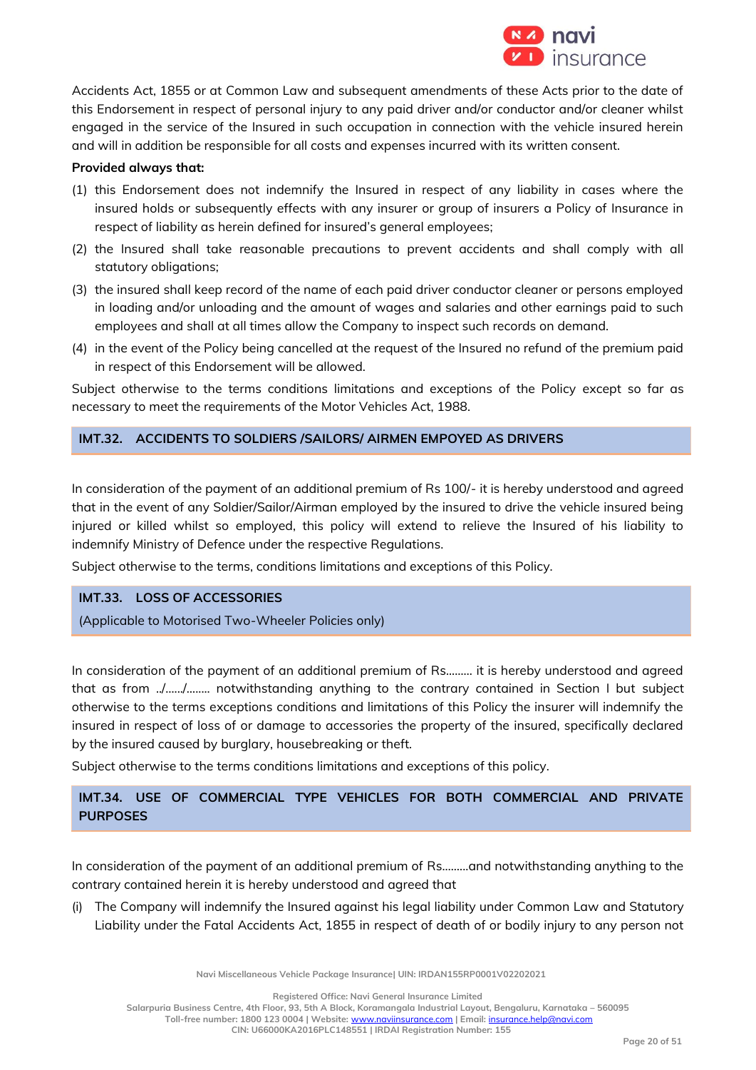Accidents Act, 1855 or at Common Law and subsequent amendments of these Acts prior to the date of this Endorsement in respect of personal injury to any paid driver and/or conductor and/or cleaner whilst engaged in the service of the Insured in such occupation in connection with the vehicle insured herein and will in addition be responsible for all costs and expenses incurred with its written consent.

**Provided always that:**

(1) this Endorsement does not indemnify the Insured in respect of any liability in cases where the insured holds or subsequently effects with any insurer or group of insurers a Policy of Insurance in respect of liability as herein defined for insured's general employees;

(2) the Insured shall take reasonable precautions to prevent accidents and shall comply with all statutory obligations;

(3) the insured shall keep record of the name of each paid driver conductor cleaner or persons employed in loading and/or unloading and the amount of wages and salaries and other earnings paid to such employees and shall at all times allow the Company to inspect such records on demand.

(4) in the event of the Policy being cancelled at the request of the Insured no refund of the premium paid in respect of this Endorsement will be allowed.

Subject otherwise to the terms conditions limitations and exceptions of the Policy except so far as necessary to meet the requirements of the Motor Vehicles Act, 1988.

## IMT.32. ACCIDENTS TO SOLDIERS /SAILORS/ AIRMEN EMPOYED AS DRIVERS

In consideration of the payment of an additional premium of Rs 100/- it is hereby understood and agreed that in the event of any Soldier/Sailor/Airman employed by the insured to drive the vehicle insured being injured or killed whilst so employed, this policy will extend to relieve the Insured of his liability to indemnify Ministry of Defence under the respective Regulations.

Subject otherwise to the terms, conditions limitations and exceptions of this Policy.

## IMT.33. LOSS OF ACCESSORIES

(Applicable to Motorised Two-Wheeler Policies only)

In consideration of the payment of an additional premium of Rs……… it is hereby understood and agreed that as from ../……/…….. notwithstanding anything to the contrary contained in Section I but subject otherwise to the terms exceptions conditions and limitations of this Policy the insurer will indemnify the insured in respect of loss of or damage to accessories the property of the insured, specifically declared by the insured caused by burglary, housebreaking or theft.

Subject otherwise to the terms conditions limitations and exceptions of this policy.

## IMT.34. USE OF COMMERCIAL TYPE VEHICLES FOR BOTH COMMERCIAL AND PRIVATE PURPOSES

In consideration of the payment of an additional premium of Rs………and notwithstanding anything to the contrary contained herein it is hereby understood and agreed that

(i) The Company will indemnify the Insured against his legal liability under Common Law and Statutory Liability under the Fatal Accidents Act, 1855 in respect of death of or bodily injury to any person not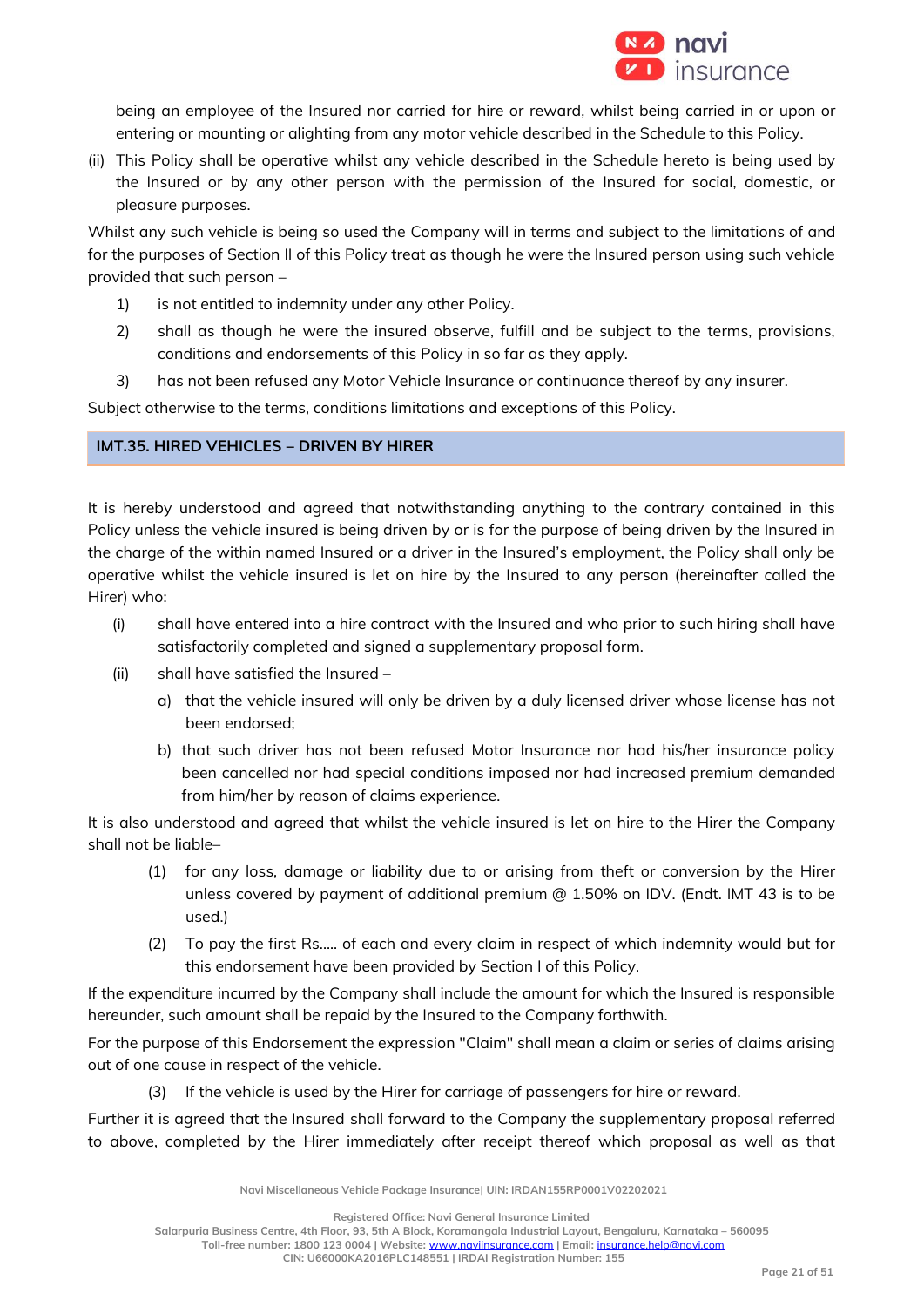being an employee of the Insured nor carried for hire or reward, whilst being carried in or upon or entering or mounting or alighting from any motor vehicle described in the Schedule to this Policy.

(ii) This Policy shall be operative whilst any vehicle described in the Schedule hereto is being used by the Insured or by any other person with the permission of the Insured for social, domestic, or pleasure purposes.

Whilst any such vehicle is being so used the Company will in terms and subject to the limitations of and for the purposes of Section II of this Policy treat as though he were the Insured person using such vehicle provided that such person –

1) is not entitled to indemnity under any other Policy.
2) shall as though he were the insured observe, fulfill and be subject to the terms, provisions, conditions and endorsements of this Policy in so far as they apply.
3) has not been refused any Motor Vehicle Insurance or continuance thereof by any insurer.

Subject otherwise to the terms, conditions limitations and exceptions of this Policy.

## IMT.35. HIRED VEHICLES – DRIVEN BY HIRER

It is hereby understood and agreed that notwithstanding anything to the contrary contained in this Policy unless the vehicle insured is being driven by or is for the purpose of being driven by the Insured in the charge of the within named Insured or a driver in the Insured's employment, the Policy shall only be operative whilst the vehicle insured is let on hire by the Insured to any person (hereinafter called the Hirer) who:

(i) shall have entered into a hire contract with the Insured and who prior to such hiring shall have satisfactorily completed and signed a supplementary proposal form.

(ii) shall have satisfied the Insured –

   a) that the vehicle insured will only be driven by a duly licensed driver whose license has not been endorsed;

   b) that such driver has not been refused Motor Insurance nor had his/her insurance policy been cancelled nor had special conditions imposed nor had increased premium demanded from him/her by reason of claims experience.

It is also understood and agreed that whilst the vehicle insured is let on hire to the Hirer the Company shall not be liable–

(1) for any loss, damage or liability due to or arising from theft or conversion by the Hirer unless covered by payment of additional premium @ 1.50% on IDV. (Endt. IMT 43 is to be used.)

(2) To pay the first Rs..... of each and every claim in respect of which indemnity would but for this endorsement have been provided by Section I of this Policy.

If the expenditure incurred by the Company shall include the amount for which the Insured is responsible hereunder, such amount shall be repaid by the Insured to the Company forthwith.

For the purpose of this Endorsement the expression "Claim" shall mean a claim or series of claims arising out of one cause in respect of the vehicle.

(3) If the vehicle is used by the Hirer for carriage of passengers for hire or reward.

Further it is agreed that the Insured shall forward to the Company the supplementary proposal referred to above, completed by the Hirer immediately after receipt thereof which proposal as well as that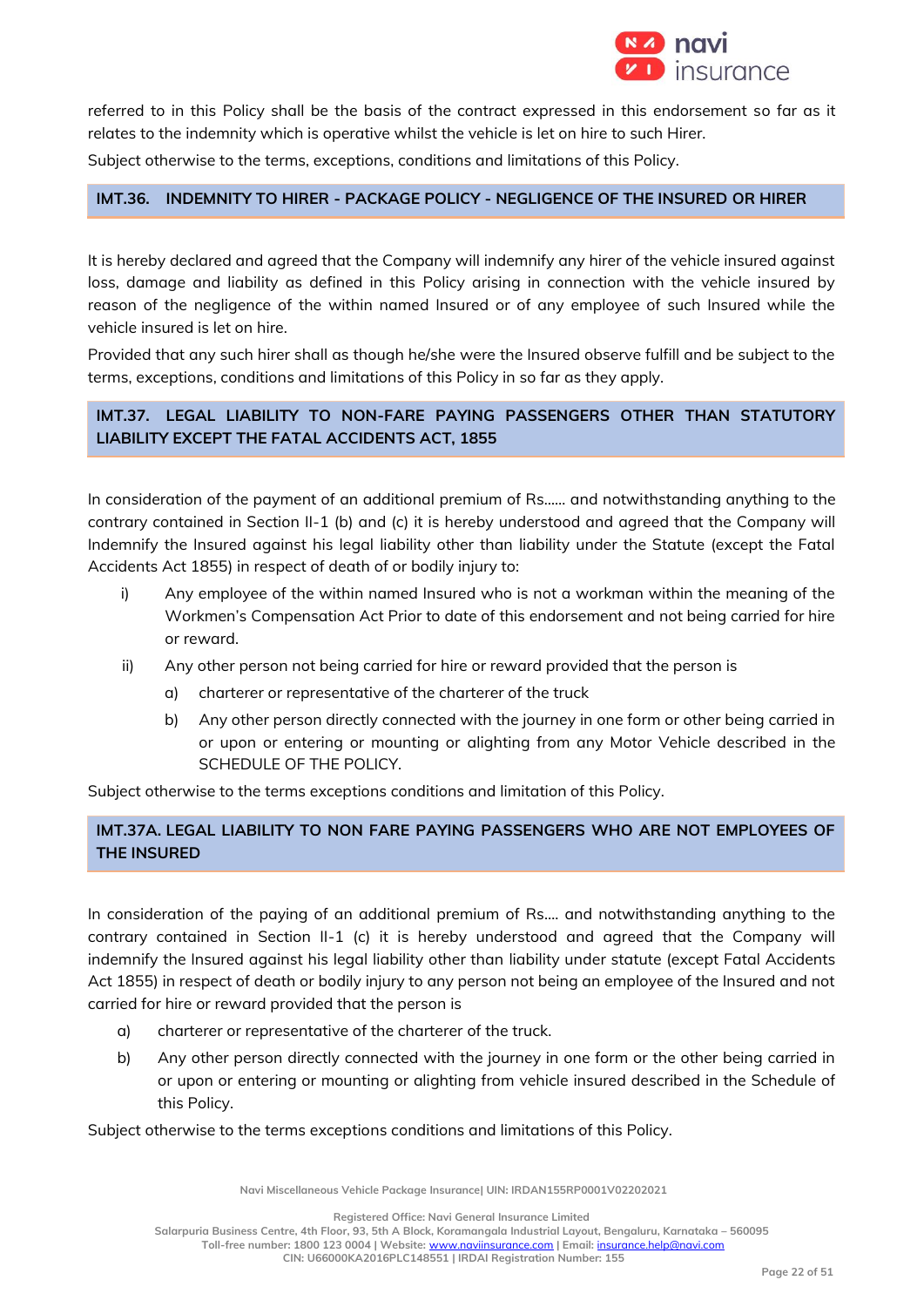referred to in this Policy shall be the basis of the contract expressed in this endorsement so far as it relates to the indemnity which is operative whilst the vehicle is let on hire to such Hirer.

Subject otherwise to the terms, exceptions, conditions and limitations of this Policy.

## IMT.36. INDEMNITY TO HIRER - PACKAGE POLICY - NEGLIGENCE OF THE INSURED OR HIRER

It is hereby declared and agreed that the Company will indemnify any hirer of the vehicle insured against loss, damage and liability as defined in this Policy arising in connection with the vehicle insured by reason of the negligence of the within named Insured or of any employee of such Insured while the vehicle insured is let on hire.

Provided that any such hirer shall as though he/she were the Insured observe fulfill and be subject to the terms, exceptions, conditions and limitations of this Policy in so far as they apply.

## IMT.37. LEGAL LIABILITY TO NON-FARE PAYING PASSENGERS OTHER THAN STATUTORY LIABILITY EXCEPT THE FATAL ACCIDENTS ACT, 1855

In consideration of the payment of an additional premium of Rs...... and notwithstanding anything to the contrary contained in Section II-1 (b) and (c) it is hereby understood and agreed that the Company will Indemnify the Insured against his legal liability other than liability under the Statute (except the Fatal Accidents Act 1855) in respect of death of or bodily injury to:

i) Any employee of the within named Insured who is not a workman within the meaning of the Workmen's Compensation Act Prior to date of this endorsement and not being carried for hire or reward.

ii) Any other person not being carried for hire or reward provided that the person is

  a) charterer or representative of the charterer of the truck

  b) Any other person directly connected with the journey in one form or other being carried in or upon or entering or mounting or alighting from any Motor Vehicle described in the SCHEDULE OF THE POLICY.

Subject otherwise to the terms exceptions conditions and limitation of this Policy.

## IMT.37A. LEGAL LIABILITY TO NON FARE PAYING PASSENGERS WHO ARE NOT EMPLOYEES OF THE INSURED

In consideration of the paying of an additional premium of Rs.... and notwithstanding anything to the contrary contained in Section II-1 (c) it is hereby understood and agreed that the Company will indemnify the Insured against his legal liability other than liability under statute (except Fatal Accidents Act 1855) in respect of death or bodily injury to any person not being an employee of the Insured and not carried for hire or reward provided that the person is

a) charterer or representative of the charterer of the truck.

b) Any other person directly connected with the journey in one form or the other being carried in or upon or entering or mounting or alighting from vehicle insured described in the Schedule of this Policy.

Subject otherwise to the terms exceptions conditions and limitations of this Policy.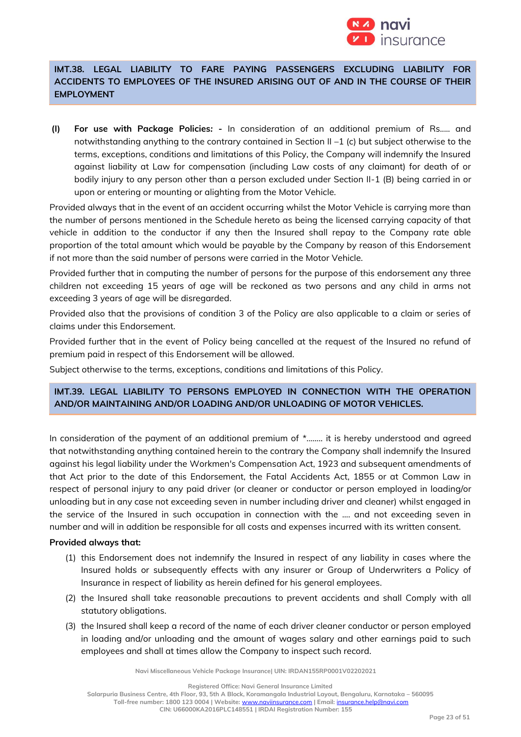## IMT.38. LEGAL LIABILITY TO FARE PAYING PASSENGERS EXCLUDING LIABILITY FOR ACCIDENTS TO EMPLOYEES OF THE INSURED ARISING OUT OF AND IN THE COURSE OF THEIR EMPLOYMENT

**(I) For use with Package Policies: -** In consideration of an additional premium of Rs..... and notwithstanding anything to the contrary contained in Section II –1 (c) but subject otherwise to the terms, exceptions, conditions and limitations of this Policy, the Company will indemnify the Insured against liability at Law for compensation (including Law costs of any claimant) for death of or bodily injury to any person other than a person excluded under Section II-1 (B) being carried in or upon or entering or mounting or alighting from the Motor Vehicle.

Provided always that in the event of an accident occurring whilst the Motor Vehicle is carrying more than the number of persons mentioned in the Schedule hereto as being the licensed carrying capacity of that vehicle in addition to the conductor if any then the Insured shall repay to the Company rate able proportion of the total amount which would be payable by the Company by reason of this Endorsement if not more than the said number of persons were carried in the Motor Vehicle.

Provided further that in computing the number of persons for the purpose of this endorsement any three children not exceeding 15 years of age will be reckoned as two persons and any child in arms not exceeding 3 years of age will be disregarded.

Provided also that the provisions of condition 3 of the Policy are also applicable to a claim or series of claims under this Endorsement.

Provided further that in the event of Policy being cancelled at the request of the Insured no refund of premium paid in respect of this Endorsement will be allowed.

Subject otherwise to the terms, exceptions, conditions and limitations of this Policy.

## IMT.39. LEGAL LIABILITY TO PERSONS EMPLOYED IN CONNECTION WITH THE OPERATION AND/OR MAINTAINING AND/OR LOADING AND/OR UNLOADING OF MOTOR VEHICLES.

In consideration of the payment of an additional premium of *........ it is hereby understood and agreed that notwithstanding anything contained herein to the contrary the Company shall indemnify the Insured against his legal liability under the Workmen's Compensation Act, 1923 and subsequent amendments of that Act prior to the date of this Endorsement, the Fatal Accidents Act, 1855 or at Common Law in respect of personal injury to any paid driver (or cleaner or conductor or person employed in loading/or unloading but in any case not exceeding seven in number including driver and cleaner) whilst engaged in the service of the Insured in such occupation in connection with the .... and not exceeding seven in number and will in addition be responsible for all costs and expenses incurred with its written consent.

**Provided always that:**

(1) this Endorsement does not indemnify the Insured in respect of any liability in cases where the Insured holds or subsequently effects with any insurer or Group of Underwriters a Policy of Insurance in respect of liability as herein defined for his general employees.

(2) the Insured shall take reasonable precautions to prevent accidents and shall Comply with all statutory obligations.

(3) the Insured shall keep a record of the name of each driver cleaner conductor or person employed in loading and/or unloading and the amount of wages salary and other earnings paid to such employees and shall at times allow the Company to inspect such record.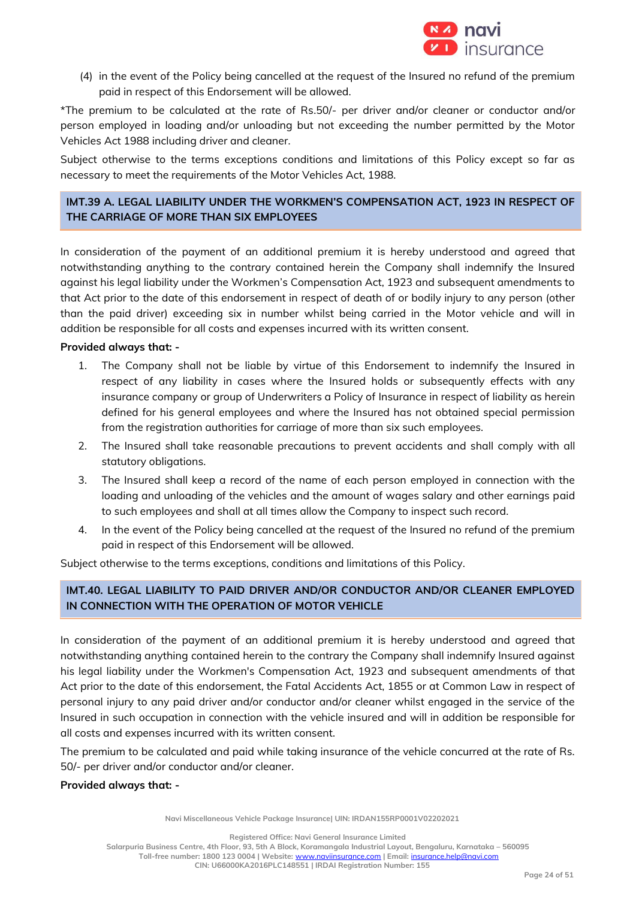(4) in the event of the Policy being cancelled at the request of the Insured no refund of the premium paid in respect of this Endorsement will be allowed.

*The premium to be calculated at the rate of Rs.50/- per driver and/or cleaner or conductor and/or person employed in loading and/or unloading but not exceeding the number permitted by the Motor Vehicles Act 1988 including driver and cleaner.

Subject otherwise to the terms exceptions conditions and limitations of this Policy except so far as necessary to meet the requirements of the Motor Vehicles Act, 1988.

## IMT.39 A. LEGAL LIABILITY UNDER THE WORKMEN'S COMPENSATION ACT, 1923 IN RESPECT OF THE CARRIAGE OF MORE THAN SIX EMPLOYEES

In consideration of the payment of an additional premium it is hereby understood and agreed that notwithstanding anything to the contrary contained herein the Company shall indemnify the Insured against his legal liability under the Workmen's Compensation Act, 1923 and subsequent amendments to that Act prior to the date of this endorsement in respect of death of or bodily injury to any person (other than the paid driver) exceeding six in number whilst being carried in the Motor vehicle and will in addition be responsible for all costs and expenses incurred with its written consent.

**Provided always that: -**

1. The Company shall not be liable by virtue of this Endorsement to indemnify the Insured in respect of any liability in cases where the Insured holds or subsequently effects with any insurance company or group of Underwriters a Policy of Insurance in respect of liability as herein defined for his general employees and where the Insured has not obtained special permission from the registration authorities for carriage of more than six such employees.
2. The Insured shall take reasonable precautions to prevent accidents and shall comply with all statutory obligations.
3. The Insured shall keep a record of the name of each person employed in connection with the loading and unloading of the vehicles and the amount of wages salary and other earnings paid to such employees and shall at all times allow the Company to inspect such record.
4. In the event of the Policy being cancelled at the request of the Insured no refund of the premium paid in respect of this Endorsement will be allowed.

Subject otherwise to the terms exceptions, conditions and limitations of this Policy.

## IMT.40. LEGAL LIABILITY TO PAID DRIVER AND/OR CONDUCTOR AND/OR CLEANER EMPLOYED IN CONNECTION WITH THE OPERATION OF MOTOR VEHICLE

In consideration of the payment of an additional premium it is hereby understood and agreed that notwithstanding anything contained herein to the contrary the Company shall indemnify Insured against his legal liability under the Workmen's Compensation Act, 1923 and subsequent amendments of that Act prior to the date of this endorsement, the Fatal Accidents Act, 1855 or at Common Law in respect of personal injury to any paid driver and/or conductor and/or cleaner whilst engaged in the service of the Insured in such occupation in connection with the vehicle insured and will in addition be responsible for all costs and expenses incurred with its written consent.

The premium to be calculated and paid while taking insurance of the vehicle concurred at the rate of Rs. 50/- per driver and/or conductor and/or cleaner.

**Provided always that: -**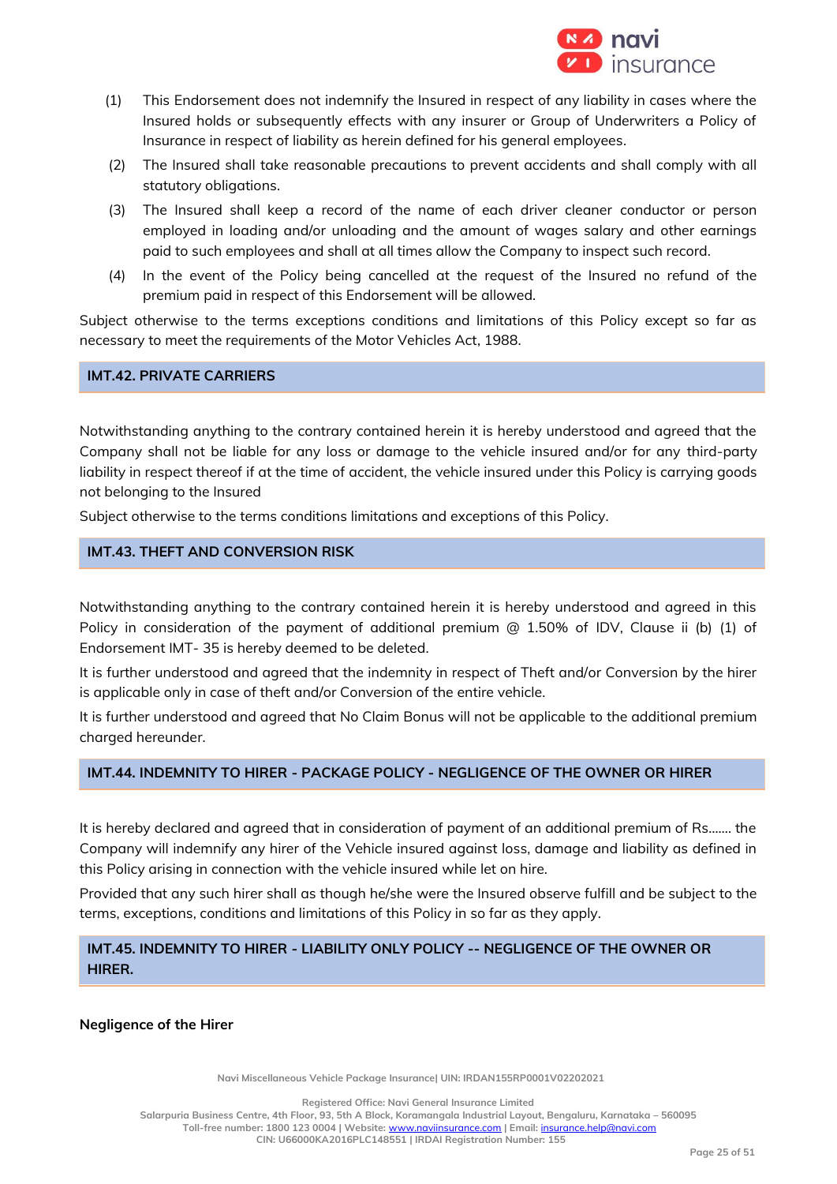(1) This Endorsement does not indemnify the Insured in respect of any liability in cases where the Insured holds or subsequently effects with any insurer or Group of Underwriters a Policy of Insurance in respect of liability as herein defined for his general employees.

(2) The Insured shall take reasonable precautions to prevent accidents and shall comply with all statutory obligations.

(3) The Insured shall keep a record of the name of each driver cleaner conductor or person employed in loading and/or unloading and the amount of wages salary and other earnings paid to such employees and shall at all times allow the Company to inspect such record.

(4) In the event of the Policy being cancelled at the request of the Insured no refund of the premium paid in respect of this Endorsement will be allowed.

Subject otherwise to the terms exceptions conditions and limitations of this Policy except so far as necessary to meet the requirements of the Motor Vehicles Act, 1988.

## IMT.42. PRIVATE CARRIERS

Notwithstanding anything to the contrary contained herein it is hereby understood and agreed that the Company shall not be liable for any loss or damage to the vehicle insured and/or for any third-party liability in respect thereof if at the time of accident, the vehicle insured under this Policy is carrying goods not belonging to the Insured

Subject otherwise to the terms conditions limitations and exceptions of this Policy.

## IMT.43. THEFT AND CONVERSION RISK

Notwithstanding anything to the contrary contained herein it is hereby understood and agreed in this Policy in consideration of the payment of additional premium @ 1.50% of IDV, Clause ii (b) (1) of Endorsement IMT- 35 is hereby deemed to be deleted.

It is further understood and agreed that the indemnity in respect of Theft and/or Conversion by the hirer is applicable only in case of theft and/or Conversion of the entire vehicle.

It is further understood and agreed that No Claim Bonus will not be applicable to the additional premium charged hereunder.

## IMT.44. INDEMNITY TO HIRER - PACKAGE POLICY - NEGLIGENCE OF THE OWNER OR HIRER

It is hereby declared and agreed that in consideration of payment of an additional premium of Rs....... the Company will indemnify any hirer of the Vehicle insured against loss, damage and liability as defined in this Policy arising in connection with the vehicle insured while let on hire.

Provided that any such hirer shall as though he/she were the Insured observe fulfill and be subject to the terms, exceptions, conditions and limitations of this Policy in so far as they apply.

## IMT.45. INDEMNITY TO HIRER - LIABILITY ONLY POLICY -- NEGLIGENCE OF THE OWNER OR HIRER.

**Negligence of the Hirer**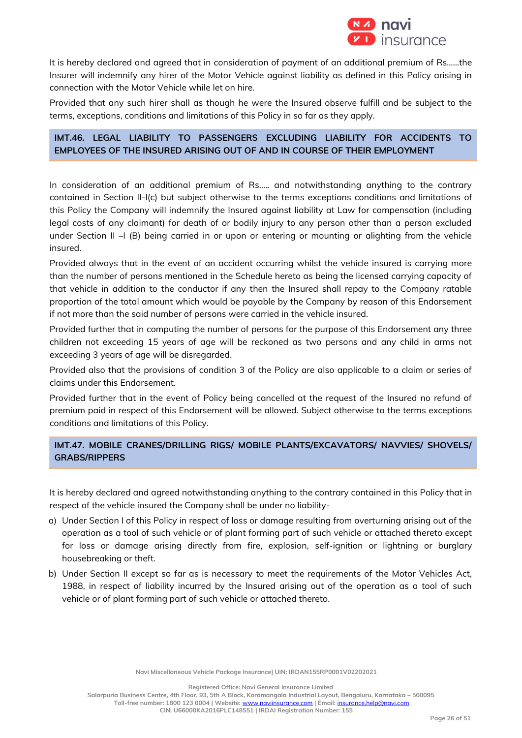It is hereby declared and agreed that in consideration of payment of an additional premium of Rs......the Insurer will indemnify any hirer of the Motor Vehicle against liability as defined in this Policy arising in connection with the Motor Vehicle while let on hire.

Provided that any such hirer shall as though he were the Insured observe fulfill and be subject to the terms, exceptions, conditions and limitations of this Policy in so far as they apply.

## IMT.46. LEGAL LIABILITY TO PASSENGERS EXCLUDING LIABILITY FOR ACCIDENTS TO EMPLOYEES OF THE INSURED ARISING OUT OF AND IN COURSE OF THEIR EMPLOYMENT

In consideration of an additional premium of Rs..... and notwithstanding anything to the contrary contained in Section II-I(c) but subject otherwise to the terms exceptions conditions and limitations of this Policy the Company will indemnify the Insured against liability at Law for compensation (including legal costs of any claimant) for death of or bodily injury to any person other than a person excluded under Section II –I (B) being carried in or upon or entering or mounting or alighting from the vehicle insured.

Provided always that in the event of an accident occurring whilst the vehicle insured is carrying more than the number of persons mentioned in the Schedule hereto as being the licensed carrying capacity of that vehicle in addition to the conductor if any then the Insured shall repay to the Company ratable proportion of the total amount which would be payable by the Company by reason of this Endorsement if not more than the said number of persons were carried in the vehicle insured.

Provided further that in computing the number of persons for the purpose of this Endorsement any three children not exceeding 15 years of age will be reckoned as two persons and any child in arms not exceeding 3 years of age will be disregarded.

Provided also that the provisions of condition 3 of the Policy are also applicable to a claim or series of claims under this Endorsement.

Provided further that in the event of Policy being cancelled at the request of the Insured no refund of premium paid in respect of this Endorsement will be allowed. Subject otherwise to the terms exceptions conditions and limitations of this Policy.

## IMT.47. MOBILE CRANES/DRILLING RIGS/ MOBILE PLANTS/EXCAVATORS/ NAVVIES/ SHOVELS/ GRABS/RIPPERS

It is hereby declared and agreed notwithstanding anything to the contrary contained in this Policy that in respect of the vehicle insured the Company shall be under no liability-

a) Under Section I of this Policy in respect of loss or damage resulting from overturning arising out of the operation as a tool of such vehicle or of plant forming part of such vehicle or attached thereto except for loss or damage arising directly from fire, explosion, self-ignition or lightning or burglary housebreaking or theft.
b) Under Section II except so far as is necessary to meet the requirements of the Motor Vehicles Act, 1988, in respect of liability incurred by the Insured arising out of the operation as a tool of such vehicle or of plant forming part of such vehicle or attached thereto.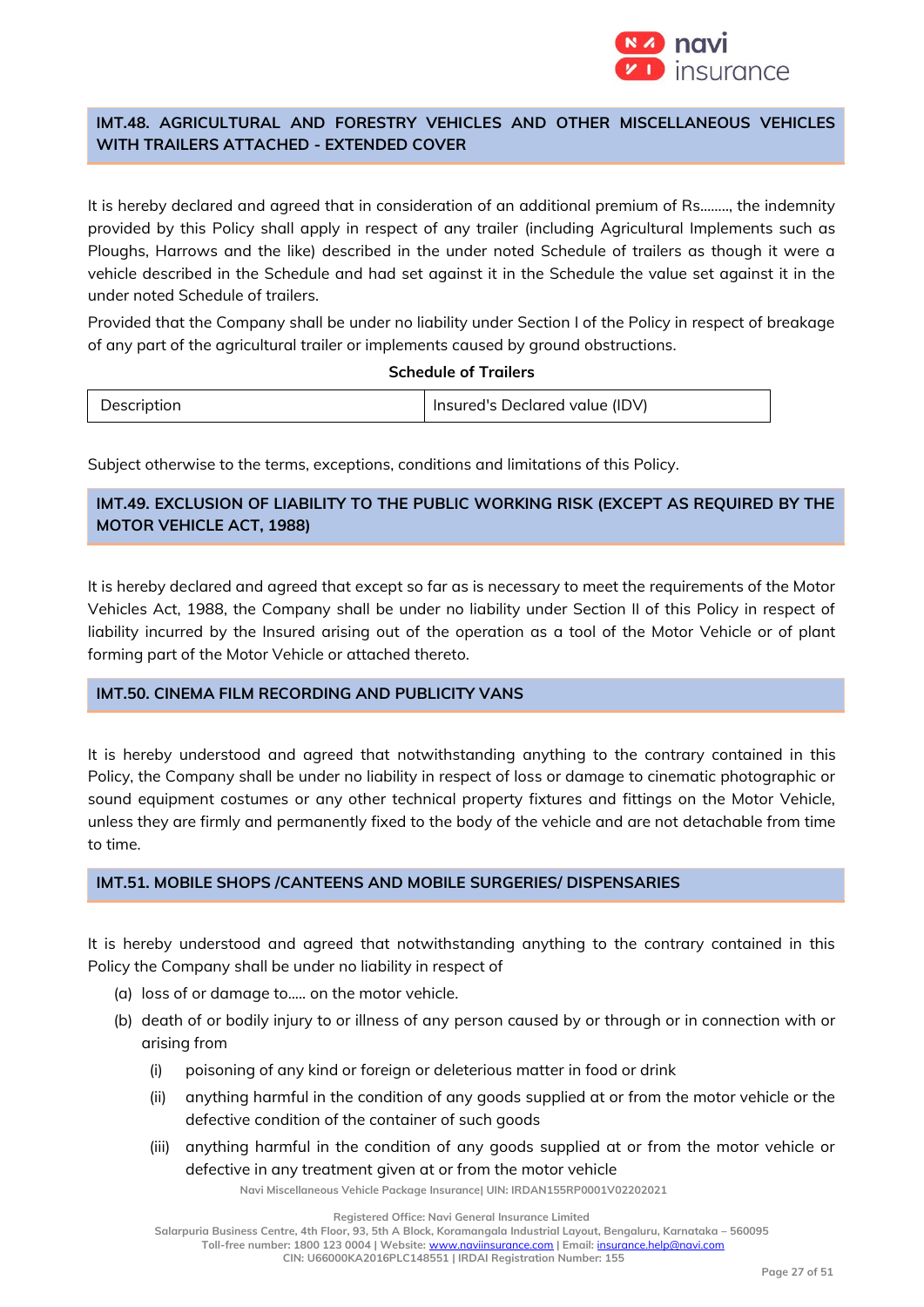## IMT.48. AGRICULTURAL AND FORESTRY VEHICLES AND OTHER MISCELLANEOUS VEHICLES WITH TRAILERS ATTACHED - EXTENDED COVER

It is hereby declared and agreed that in consideration of an additional premium of Rs…….., the indemnity provided by this Policy shall apply in respect of any trailer (including Agricultural Implements such as Ploughs, Harrows and the like) described in the under noted Schedule of trailers as though it were a vehicle described in the Schedule and had set against it in the Schedule the value set against it in the under noted Schedule of trailers.

Provided that the Company shall be under no liability under Section I of the Policy in respect of breakage of any part of the agricultural trailer or implements caused by ground obstructions.

**Schedule of Trailers**

| Description | Insured's Declared value (IDV) |
|---|---|

Subject otherwise to the terms, exceptions, conditions and limitations of this Policy.

## IMT.49. EXCLUSION OF LIABILITY TO THE PUBLIC WORKING RISK (EXCEPT AS REQUIRED BY THE MOTOR VEHICLE ACT, 1988)

It is hereby declared and agreed that except so far as is necessary to meet the requirements of the Motor Vehicles Act, 1988, the Company shall be under no liability under Section II of this Policy in respect of liability incurred by the Insured arising out of the operation as a tool of the Motor Vehicle or of plant forming part of the Motor Vehicle or attached thereto.

## IMT.50. CINEMA FILM RECORDING AND PUBLICITY VANS

It is hereby understood and agreed that notwithstanding anything to the contrary contained in this Policy, the Company shall be under no liability in respect of loss or damage to cinematic photographic or sound equipment costumes or any other technical property fixtures and fittings on the Motor Vehicle, unless they are firmly and permanently fixed to the body of the vehicle and are not detachable from time to time.

## IMT.51. MOBILE SHOPS /CANTEENS AND MOBILE SURGERIES/ DISPENSARIES

It is hereby understood and agreed that notwithstanding anything to the contrary contained in this Policy the Company shall be under no liability in respect of

(a) loss of or damage to….. on the motor vehicle.

(b) death of or bodily injury to or illness of any person caused by or through or in connection with or arising from

  (i) poisoning of any kind or foreign or deleterious matter in food or drink

  (ii) anything harmful in the condition of any goods supplied at or from the motor vehicle or the defective condition of the container of such goods

  (iii) anything harmful in the condition of any goods supplied at or from the motor vehicle or defective in any treatment given at or from the motor vehicle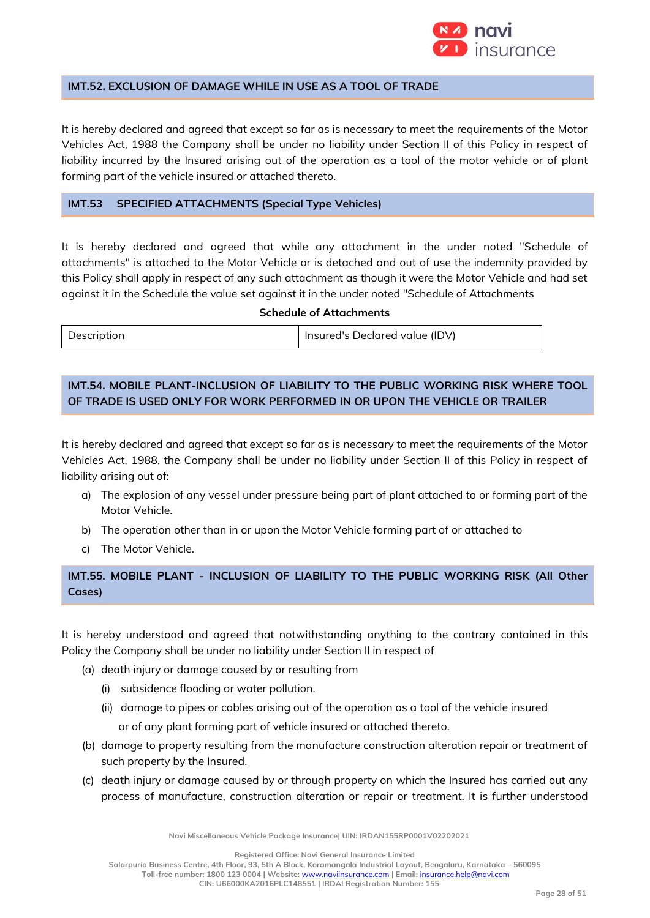## IMT.52. EXCLUSION OF DAMAGE WHILE IN USE AS A TOOL OF TRADE

It is hereby declared and agreed that except so far as is necessary to meet the requirements of the Motor Vehicles Act, 1988 the Company shall be under no liability under Section II of this Policy in respect of liability incurred by the Insured arising out of the operation as a tool of the motor vehicle or of plant forming part of the vehicle insured or attached thereto.

## IMT.53 SPECIFIED ATTACHMENTS (Special Type Vehicles)

It is hereby declared and agreed that while any attachment in the under noted "Schedule of attachments" is attached to the Motor Vehicle or is detached and out of use the indemnity provided by this Policy shall apply in respect of any such attachment as though it were the Motor Vehicle and had set against it in the Schedule the value set against it in the under noted "Schedule of Attachments

**Schedule of Attachments**

| Description | Insured's Declared value (IDV) |
|---|---|

## IMT.54. MOBILE PLANT-INCLUSION OF LIABILITY TO THE PUBLIC WORKING RISK WHERE TOOL OF TRADE IS USED ONLY FOR WORK PERFORMED IN OR UPON THE VEHICLE OR TRAILER

It is hereby declared and agreed that except so far as is necessary to meet the requirements of the Motor Vehicles Act, 1988, the Company shall be under no liability under Section II of this Policy in respect of liability arising out of:

a) The explosion of any vessel under pressure being part of plant attached to or forming part of the Motor Vehicle.
b) The operation other than in or upon the Motor Vehicle forming part of or attached to
c) The Motor Vehicle.

## IMT.55. MOBILE PLANT - INCLUSION OF LIABILITY TO THE PUBLIC WORKING RISK (All Other Cases)

It is hereby understood and agreed that notwithstanding anything to the contrary contained in this Policy the Company shall be under no liability under Section II in respect of

(a) death injury or damage caused by or resulting from
   (i) subsidence flooding or water pollution.
   (ii) damage to pipes or cables arising out of the operation as a tool of the vehicle insured or of any plant forming part of vehicle insured or attached thereto.
(b) damage to property resulting from the manufacture construction alteration repair or treatment of such property by the Insured.
(c) death injury or damage caused by or through property on which the Insured has carried out any process of manufacture, construction alteration or repair or treatment. It is further understood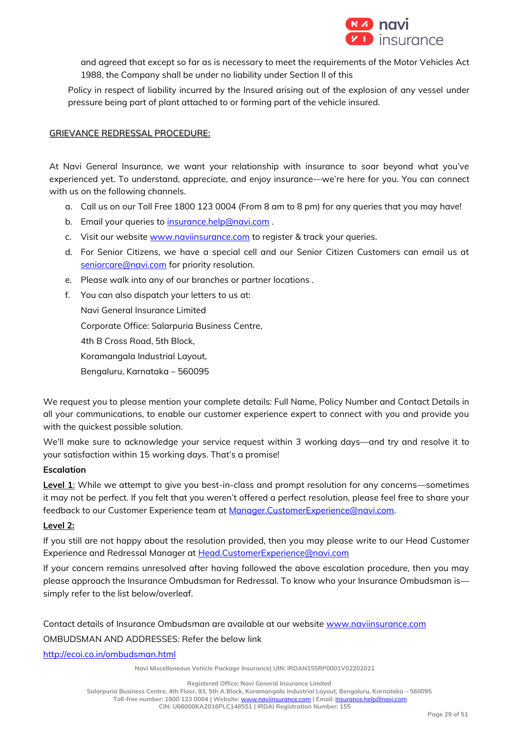and agreed that except so far as is necessary to meet the requirements of the Motor Vehicles Act 1988, the Company shall be under no liability under Section II of this

Policy in respect of liability incurred by the Insured arising out of the explosion of any vessel under pressure being part of plant attached to or forming part of the vehicle insured.

## GRIEVANCE REDRESSAL PROCEDURE:

At Navi General Insurance, we want your relationship with insurance to soar beyond what you've experienced yet. To understand, appreciate, and enjoy insurance—we're here for you. You can connect with us on the following channels.

a. Call us on our Toll Free 1800 123 0004 (From 8 am to 8 pm) for any queries that you may have!
b. Email your queries to insurance.help@navi.com .
c. Visit our website www.naviinsurance.com to register & track your queries.
d. For Senior Citizens, we have a special cell and our Senior Citizen Customers can email us at seniorcare@navi.com for priority resolution.
e. Please walk into any of our branches or partner locations .
f. You can also dispatch your letters to us at:

   Navi General Insurance Limited

   Corporate Office: Salarpuria Business Centre,

   4th B Cross Road, 5th Block,

   Koramangala Industrial Layout,

   Bengaluru, Karnataka – 560095

We request you to please mention your complete details: Full Name, Policy Number and Contact Details in all your communications, to enable our customer experience expert to connect with you and provide you with the quickest possible solution.

We'll make sure to acknowledge your service request within 3 working days—and try and resolve it to your satisfaction within 15 working days. That's a promise!

**Escalation**

**Level 1**: While we attempt to give you best-in-class and prompt resolution for any concerns—sometimes it may not be perfect. If you felt that you weren't offered a perfect resolution, please feel free to share your feedback to our Customer Experience team at Manager.CustomerExperience@navi.com.

**Level 2:**

If you still are not happy about the resolution provided, then you may please write to our Head Customer Experience and Redressal Manager at Head.CustomerExperience@navi.com

If your concern remains unresolved after having followed the above escalation procedure, then you may please approach the Insurance Ombudsman for Redressal. To know who your Insurance Ombudsman is—simply refer to the list below/overleaf.

Contact details of Insurance Ombudsman are available at our website www.naviinsurance.com

OMBUDSMAN AND ADDRESSES: Refer the below link

http://ecoi.co.in/ombudsman.html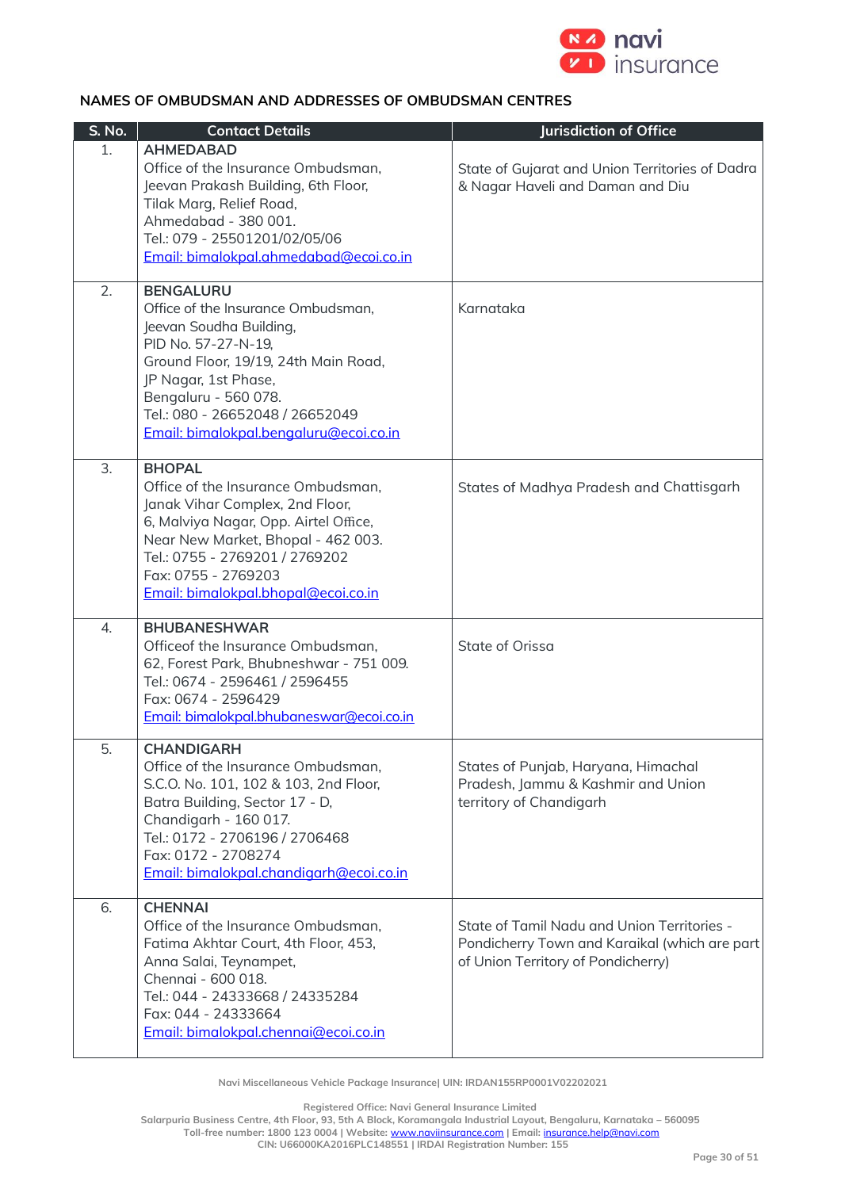## NAMES OF OMBUDSMAN AND ADDRESSES OF OMBUDSMAN CENTRES

| S. No. | Contact Details | Jurisdiction of Office |
|---|---|---|
| 1. | **AHMEDABAD**<br>Office of the Insurance Ombudsman,<br>Jeevan Prakash Building, 6th Floor,<br>Tilak Marg, Relief Road,<br>Ahmedabad - 380 001.<br>Tel.: 079 - 25501201/02/05/06<br>Email: bimalokpal.ahmedabad@ecoi.co.in | State of Gujarat and Union Territories of Dadra & Nagar Haveli and Daman and Diu |
| 2. | **BENGALURU**<br>Office of the Insurance Ombudsman,<br>Jeevan Soudha Building,<br>PID No. 57-27-N-19,<br>Ground Floor, 19/19, 24th Main Road,<br>JP Nagar, 1st Phase,<br>Bengaluru - 560 078.<br>Tel.: 080 - 26652048 / 26652049<br>Email: bimalokpal.bengaluru@ecoi.co.in | Karnataka |
| 3. | **BHOPAL**<br>Office of the Insurance Ombudsman,<br>Janak Vihar Complex, 2nd Floor,<br>6, Malviya Nagar, Opp. Airtel Office,<br>Near New Market, Bhopal - 462 003.<br>Tel.: 0755 - 2769201 / 2769202<br>Fax: 0755 - 2769203<br>Email: bimalokpal.bhopal@ecoi.co.in | States of Madhya Pradesh and Chattisgarh |
| 4. | **BHUBANESHWAR**<br>Officeof the Insurance Ombudsman,<br>62, Forest Park, Bhubneshwar - 751 009.<br>Tel.: 0674 - 2596461 / 2596455<br>Fax: 0674 - 2596429<br>Email: bimalokpal.bhubaneswar@ecoi.co.in | State of Orissa |
| 5. | **CHANDIGARH**<br>Office of the Insurance Ombudsman,<br>S.C.O. No. 101, 102 & 103, 2nd Floor,<br>Batra Building, Sector 17 - D,<br>Chandigarh - 160 017.<br>Tel.: 0172 - 2706196 / 2706468<br>Fax: 0172 - 2708274<br>Email: bimalokpal.chandigarh@ecoi.co.in | States of Punjab, Haryana, Himachal Pradesh, Jammu & Kashmir and Union territory of Chandigarh |
| 6. | **CHENNAI**<br>Office of the Insurance Ombudsman,<br>Fatima Akhtar Court, 4th Floor, 453,<br>Anna Salai, Teynampet,<br>Chennai - 600 018.<br>Tel.: 044 - 24333668 / 24335284<br>Fax: 044 - 24333664<br>Email: bimalokpal.chennai@ecoi.co.in | State of Tamil Nadu and Union Territories - Pondicherry Town and Karaikal (which are part of Union Territory of Pondicherry) |

Navi Miscellaneous Vehicle Package Insurance| UIN: IRDAN155RP0001V02202021

Registered Office: Navi General Insurance Limited
Salarpuria Business Centre, 4th Floor, 93, 5th A Block, Koramangala Industrial Layout, Bengaluru, Karnataka – 560095
Toll-free number: 1800 123 0004 | Website: www.naviinsurance.com | Email: insurance.help@navi.com
CIN: U66000KA2016PLC148551 | IRDAI Registration Number: 155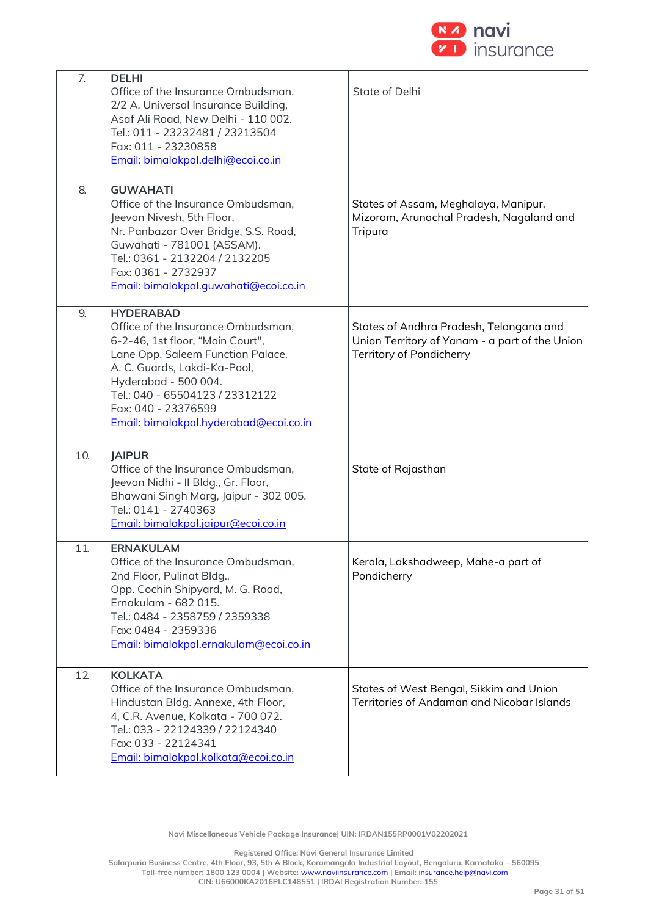| | | |
|---|---|---|
| 7. | **DELHI**<br>Office of the Insurance Ombudsman,<br>2/2 A, Universal Insurance Building,<br>Asaf Ali Road, New Delhi - 110 002.<br>Tel.: 011 - 23232481 / 23213504<br>Fax: 011 - 23230858<br>Email: bimalokpal.delhi@ecoi.co.in | State of Delhi |
| 8. | **GUWAHATI**<br>Office of the Insurance Ombudsman,<br>Jeevan Nivesh, 5th Floor,<br>Nr. Panbazar Over Bridge, S.S. Road,<br>Guwahati - 781001 (ASSAM).<br>Tel.: 0361 - 2132204 / 2132205<br>Fax: 0361 - 2732937<br>Email: bimalokpal.guwahati@ecoi.co.in | States of Assam, Meghalaya, Manipur, Mizoram, Arunachal Pradesh, Nagaland and Tripura |
| 9. | **HYDERABAD**<br>Office of the Insurance Ombudsman,<br>6-2-46, 1st floor, "Moin Court",<br>Lane Opp. Saleem Function Palace,<br>A. C. Guards, Lakdi-Ka-Pool,<br>Hyderabad - 500 004.<br>Tel.: 040 - 65504123 / 23312122<br>Fax: 040 - 23376599<br>Email: bimalokpal.hyderabad@ecoi.co.in | States of Andhra Pradesh, Telangana and Union Territory of Yanam - a part of the Union Territory of Pondicherry |
| 10. | **JAIPUR**<br>Office of the Insurance Ombudsman,<br>Jeevan Nidhi - II Bldg., Gr. Floor,<br>Bhawani Singh Marg, Jaipur - 302 005.<br>Tel.: 0141 - 2740363<br>Email: bimalokpal.jaipur@ecoi.co.in | State of Rajasthan |
| 11. | **ERNAKULAM**<br>Office of the Insurance Ombudsman,<br>2nd Floor, Pulinat Bldg.,<br>Opp. Cochin Shipyard, M. G. Road,<br>Ernakulam - 682 015.<br>Tel.: 0484 - 2358759 / 2359338<br>Fax: 0484 - 2359336<br>Email: bimalokpal.ernakulam@ecoi.co.in | Kerala, Lakshadweep, Mahe-a part of Pondicherry |
| 12. | **KOLKATA**<br>Office of the Insurance Ombudsman,<br>Hindustan Bldg. Annexe, 4th Floor,<br>4, C.R. Avenue, Kolkata - 700 072.<br>Tel.: 033 - 22124339 / 22124340<br>Fax: 033 - 22124341<br>Email: bimalokpal.kolkata@ecoi.co.in | States of West Bengal, Sikkim and Union Territories of Andaman and Nicobar Islands |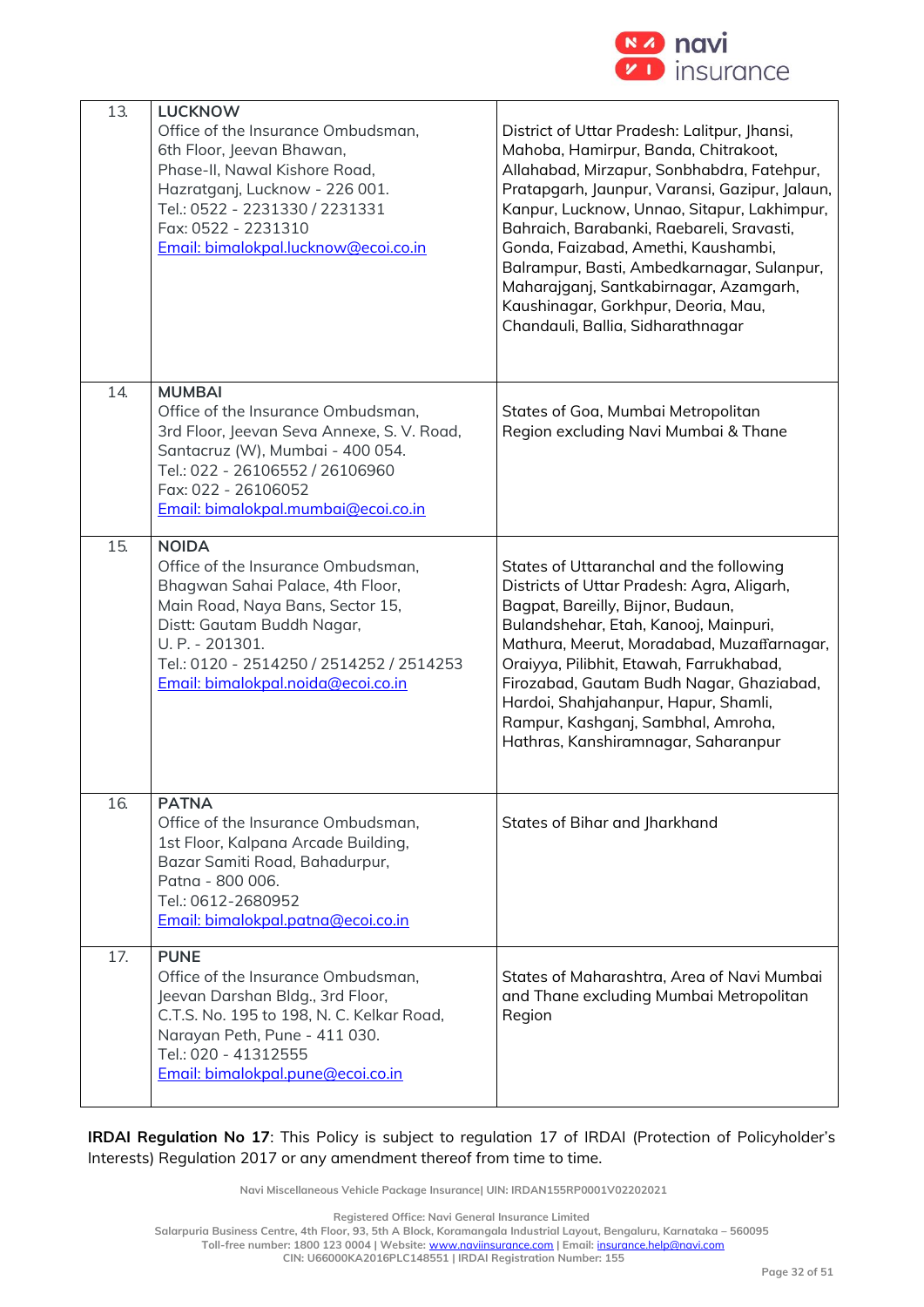| | | |
|---|---|---|
| 13. | **LUCKNOW**<br>Office of the Insurance Ombudsman,<br>6th Floor, Jeevan Bhawan,<br>Phase-II, Nawal Kishore Road,<br>Hazratganj, Lucknow - 226 001.<br>Tel.: 0522 - 2231330 / 2231331<br>Fax: 0522 - 2231310<br>Email: bimalokpal.lucknow@ecoi.co.in | District of Uttar Pradesh: Lalitpur, Jhansi, Mahoba, Hamirpur, Banda, Chitrakoot, Allahabad, Mirzapur, Sonbhabdra, Fatehpur, Pratapgarh, Jaunpur, Varansi, Gazipur, Jalaun, Kanpur, Lucknow, Unnao, Sitapur, Lakhimpur, Bahraich, Barabanki, Raebareli, Sravasti, Gonda, Faizabad, Amethi, Kaushambi, Balrampur, Basti, Ambedkarnagar, Sulanpur, Maharajganj, Santkabirnagar, Azamgarh, Kaushinagar, Gorkhpur, Deoria, Mau, Chandauli, Ballia, Sidharathnagar |
| 14. | **MUMBAI**<br>Office of the Insurance Ombudsman,<br>3rd Floor, Jeevan Seva Annexe, S. V. Road,<br>Santacruz (W), Mumbai - 400 054.<br>Tel.: 022 - 26106552 / 26106960<br>Fax: 022 - 26106052<br>Email: bimalokpal.mumbai@ecoi.co.in | States of Goa, Mumbai Metropolitan Region excluding Navi Mumbai & Thane |
| 15. | **NOIDA**<br>Office of the Insurance Ombudsman,<br>Bhagwan Sahai Palace, 4th Floor,<br>Main Road, Naya Bans, Sector 15,<br>Distt: Gautam Buddh Nagar,<br>U. P. - 201301.<br>Tel.: 0120 - 2514250 / 2514252 / 2514253<br>Email: bimalokpal.noida@ecoi.co.in | States of Uttaranchal and the following Districts of Uttar Pradesh: Agra, Aligarh, Bagpat, Bareilly, Bijnor, Budaun, Bulandshehar, Etah, Kanooj, Mainpuri, Mathura, Meerut, Moradabad, Muzaffarnagar, Oraiyya, Pilibhit, Etawah, Farrukhabad, Firozabad, Gautam Budh Nagar, Ghaziabad, Hardoi, Shahjahanpur, Hapur, Shamli, Rampur, Kashganj, Sambhal, Amroha, Hathras, Kanshiramnagar, Saharanpur |
| 16. | **PATNA**<br>Office of the Insurance Ombudsman,<br>1st Floor, Kalpana Arcade Building,<br>Bazar Samiti Road, Bahadurpur,<br>Patna - 800 006.<br>Tel.: 0612-2680952<br>Email: bimalokpal.patna@ecoi.co.in | States of Bihar and Jharkhand |
| 17. | **PUNE**<br>Office of the Insurance Ombudsman,<br>Jeevan Darshan Bldg., 3rd Floor,<br>C.T.S. No. 195 to 198, N. C. Kelkar Road,<br>Narayan Peth, Pune - 411 030.<br>Tel.: 020 - 41312555<br>Email: bimalokpal.pune@ecoi.co.in | States of Maharashtra, Area of Navi Mumbai and Thane excluding Mumbai Metropolitan Region |

**IRDAI Regulation No 17**: This Policy is subject to regulation 17 of IRDAI (Protection of Policyholder's Interests) Regulation 2017 or any amendment thereof from time to time.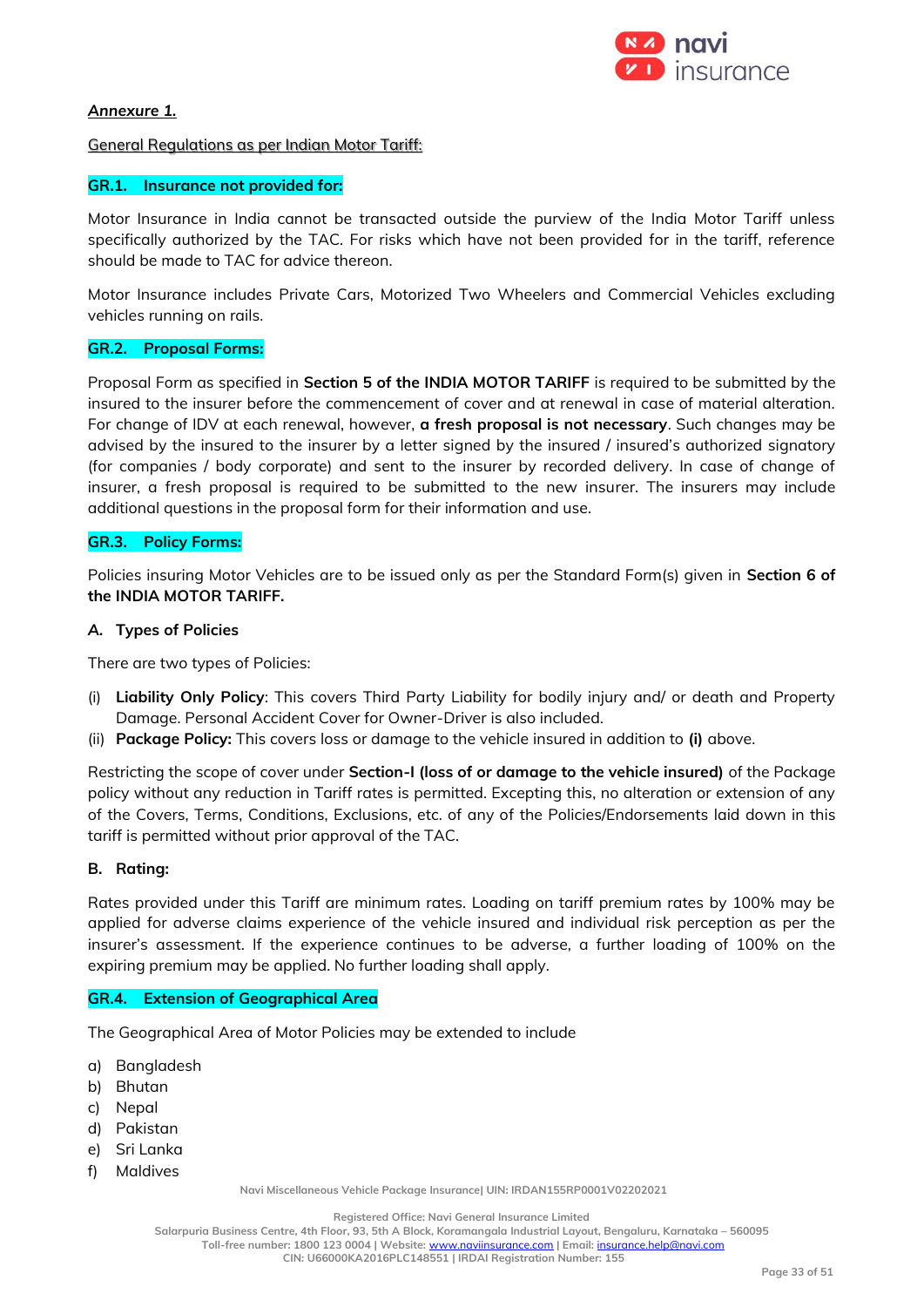***Annexure 1.***

General Regulations as per Indian Motor Tariff:

### GR.1. Insurance not provided for:

Motor Insurance in India cannot be transacted outside the purview of the India Motor Tariff unless specifically authorized by the TAC. For risks which have not been provided for in the tariff, reference should be made to TAC for advice thereon.

Motor Insurance includes Private Cars, Motorized Two Wheelers and Commercial Vehicles excluding vehicles running on rails.

### GR.2. Proposal Forms:

Proposal Form as specified in **Section 5 of the INDIA MOTOR TARIFF** is required to be submitted by the insured to the insurer before the commencement of cover and at renewal in case of material alteration. For change of IDV at each renewal, however, **a fresh proposal is not necessary**. Such changes may be advised by the insured to the insurer by a letter signed by the insured / insured's authorized signatory (for companies / body corporate) and sent to the insurer by recorded delivery. In case of change of insurer, a fresh proposal is required to be submitted to the new insurer. The insurers may include additional questions in the proposal form for their information and use.

### GR.3. Policy Forms:

Policies insuring Motor Vehicles are to be issued only as per the Standard Form(s) given in **Section 6 of the INDIA MOTOR TARIFF.**

**A. Types of Policies**

There are two types of Policies:

(i) **Liability Only Policy**: This covers Third Party Liability for bodily injury and/ or death and Property Damage. Personal Accident Cover for Owner-Driver is also included.
(ii) **Package Policy:** This covers loss or damage to the vehicle insured in addition to **(i)** above.

Restricting the scope of cover under **Section-I (loss of or damage to the vehicle insured)** of the Package policy without any reduction in Tariff rates is permitted. Excepting this, no alteration or extension of any of the Covers, Terms, Conditions, Exclusions, etc. of any of the Policies/Endorsements laid down in this tariff is permitted without prior approval of the TAC.

**B. Rating:**

Rates provided under this Tariff are minimum rates. Loading on tariff premium rates by 100% may be applied for adverse claims experience of the vehicle insured and individual risk perception as per the insurer's assessment. If the experience continues to be adverse, a further loading of 100% on the expiring premium may be applied. No further loading shall apply.

### GR.4. Extension of Geographical Area

The Geographical Area of Motor Policies may be extended to include

a) Bangladesh
b) Bhutan
c) Nepal
d) Pakistan
e) Sri Lanka
f) Maldives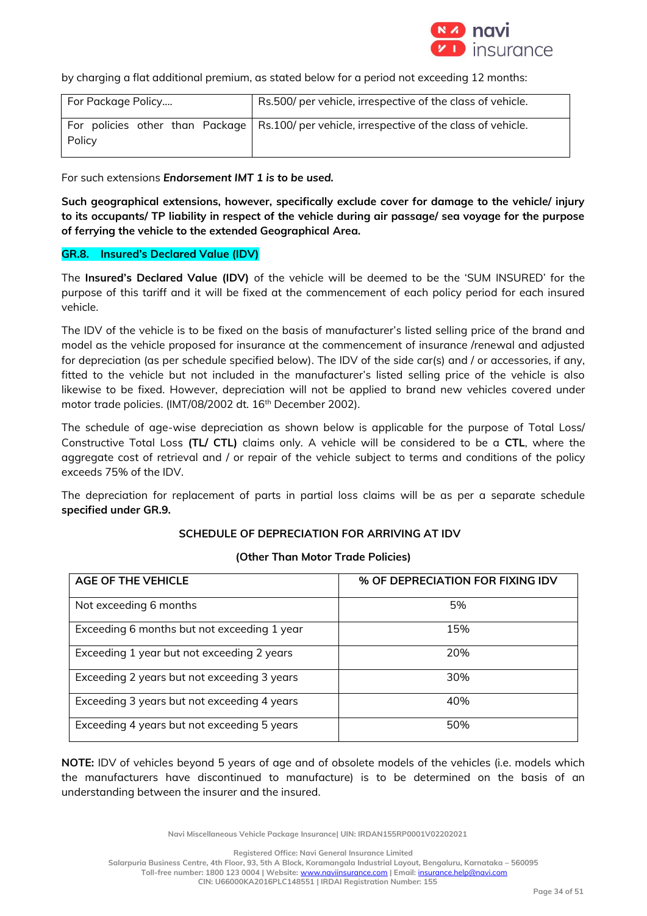by charging a flat additional premium, as stated below for a period not exceeding 12 months:

| For Package Policy…. | Rs.500/ per vehicle, irrespective of the class of vehicle. |
|---|---|
| For policies other than Package Policy | Rs.100/ per vehicle, irrespective of the class of vehicle. |

For such extensions ***Endorsement IMT 1 is to be used.***

**Such geographical extensions, however, specifically exclude cover for damage to the vehicle/ injury to its occupants/ TP liability in respect of the vehicle during air passage/ sea voyage for the purpose of ferrying the vehicle to the extended Geographical Area.**

## GR.8. Insured's Declared Value (IDV)

The **Insured's Declared Value (IDV)** of the vehicle will be deemed to be the 'SUM INSURED' for the purpose of this tariff and it will be fixed at the commencement of each policy period for each insured vehicle.

The IDV of the vehicle is to be fixed on the basis of manufacturer's listed selling price of the brand and model as the vehicle proposed for insurance at the commencement of insurance /renewal and adjusted for depreciation (as per schedule specified below). The IDV of the side car(s) and / or accessories, if any, fitted to the vehicle but not included in the manufacturer's listed selling price of the vehicle is also likewise to be fixed. However, depreciation will not be applied to brand new vehicles covered under motor trade policies. (IMT/08/2002 dt. 16th December 2002).

The schedule of age-wise depreciation as shown below is applicable for the purpose of Total Loss/ Constructive Total Loss **(TL/ CTL)** claims only. A vehicle will be considered to be a **CTL**, where the aggregate cost of retrieval and / or repair of the vehicle subject to terms and conditions of the policy exceeds 75% of the IDV.

The depreciation for replacement of parts in partial loss claims will be as per a separate schedule **specified under GR.9.**

**SCHEDULE OF DEPRECIATION FOR ARRIVING AT IDV**

**(Other Than Motor Trade Policies)**

| AGE OF THE VEHICLE | % OF DEPRECIATION FOR FIXING IDV |
|---|---|
| Not exceeding 6 months | 5% |
| Exceeding 6 months but not exceeding 1 year | 15% |
| Exceeding 1 year but not exceeding 2 years | 20% |
| Exceeding 2 years but not exceeding 3 years | 30% |
| Exceeding 3 years but not exceeding 4 years | 40% |
| Exceeding 4 years but not exceeding 5 years | 50% |

**NOTE:** IDV of vehicles beyond 5 years of age and of obsolete models of the vehicles (i.e. models which the manufacturers have discontinued to manufacture) is to be determined on the basis of an understanding between the insurer and the insured.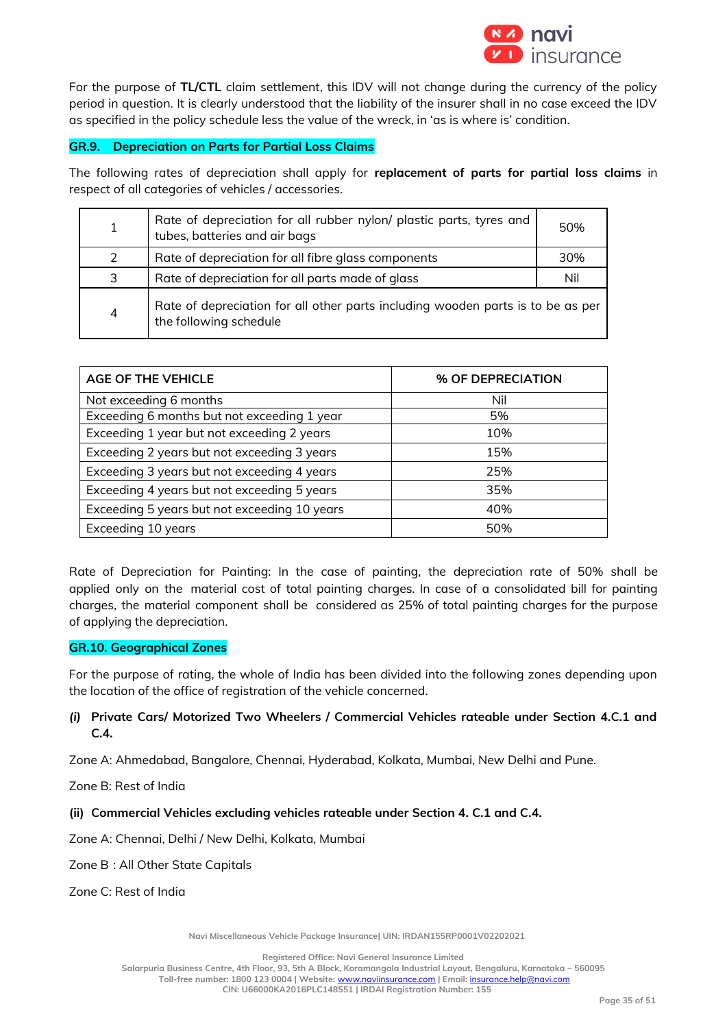For the purpose of **TL/CTL** claim settlement, this IDV will not change during the currency of the policy period in question. It is clearly understood that the liability of the insurer shall in no case exceed the IDV as specified in the policy schedule less the value of the wreck, in 'as is where is' condition.

### GR.9. Depreciation on Parts for Partial Loss Claims

The following rates of depreciation shall apply for **replacement of parts for partial loss claims** in respect of all categories of vehicles / accessories.

| | | |
|---|---|---|
| 1 | Rate of depreciation for all rubber nylon/ plastic parts, tyres and tubes, batteries and air bags | 50% |
| 2 | Rate of depreciation for all fibre glass components | 30% |
| 3 | Rate of depreciation for all parts made of glass | Nil |
| 4 | Rate of depreciation for all other parts including wooden parts is to be as per the following schedule | |

| AGE OF THE VEHICLE | % OF DEPRECIATION |
|---|---|
| Not exceeding 6 months | Nil |
| Exceeding 6 months but not exceeding 1 year | 5% |
| Exceeding 1 year but not exceeding 2 years | 10% |
| Exceeding 2 years but not exceeding 3 years | 15% |
| Exceeding 3 years but not exceeding 4 years | 25% |
| Exceeding 4 years but not exceeding 5 years | 35% |
| Exceeding 5 years but not exceeding 10 years | 40% |
| Exceeding 10 years | 50% |

Rate of Depreciation for Painting: In the case of painting, the depreciation rate of 50% shall be applied only on the material cost of total painting charges. In case of a consolidated bill for painting charges, the material component shall be considered as 25% of total painting charges for the purpose of applying the depreciation.

### GR.10. Geographical Zones

For the purpose of rating, the whole of India has been divided into the following zones depending upon the location of the office of registration of the vehicle concerned.

***(i)*** **Private Cars/ Motorized Two Wheelers / Commercial Vehicles rateable under Section 4.C.1 and C.4.**

Zone A: Ahmedabad, Bangalore, Chennai, Hyderabad, Kolkata, Mumbai, New Delhi and Pune.

Zone B: Rest of India

**(ii) Commercial Vehicles excluding vehicles rateable under Section 4. C.1 and C.4.**

Zone A: Chennai, Delhi / New Delhi, Kolkata, Mumbai

Zone B : All Other State Capitals

Zone C: Rest of India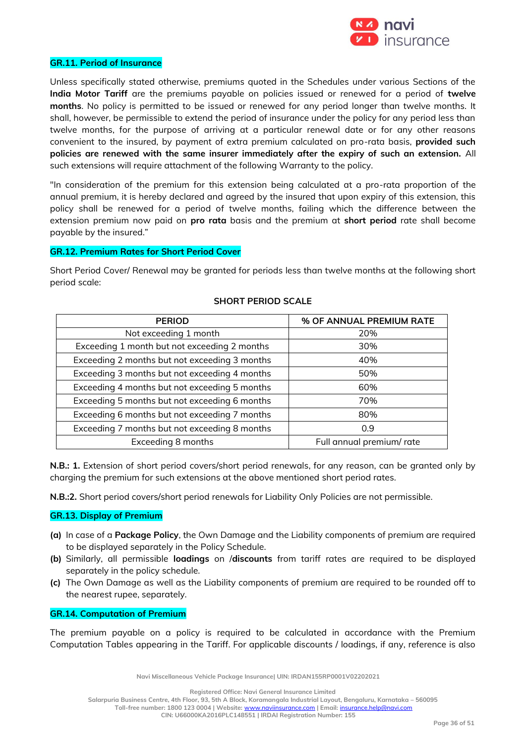## GR.11. Period of Insurance

Unless specifically stated otherwise, premiums quoted in the Schedules under various Sections of the **India Motor Tariff** are the premiums payable on policies issued or renewed for a period of **twelve months**. No policy is permitted to be issued or renewed for any period longer than twelve months. It shall, however, be permissible to extend the period of insurance under the policy for any period less than twelve months, for the purpose of arriving at a particular renewal date or for any other reasons convenient to the insured, by payment of extra premium calculated on pro-rata basis, **provided such policies are renewed with the same insurer immediately after the expiry of such an extension.** All such extensions will require attachment of the following Warranty to the policy.

"In consideration of the premium for this extension being calculated at a pro-rata proportion of the annual premium, it is hereby declared and agreed by the insured that upon expiry of this extension, this policy shall be renewed for a period of twelve months, failing which the difference between the extension premium now paid on **pro rata** basis and the premium at **short period** rate shall become payable by the insured."

## GR.12. Premium Rates for Short Period Cover

Short Period Cover/ Renewal may be granted for periods less than twelve months at the following short period scale:

**SHORT PERIOD SCALE**

| PERIOD | % OF ANNUAL PREMIUM RATE |
|---|---|
| Not exceeding 1 month | 20% |
| Exceeding 1 month but not exceeding 2 months | 30% |
| Exceeding 2 months but not exceeding 3 months | 40% |
| Exceeding 3 months but not exceeding 4 months | 50% |
| Exceeding 4 months but not exceeding 5 months | 60% |
| Exceeding 5 months but not exceeding 6 months | 70% |
| Exceeding 6 months but not exceeding 7 months | 80% |
| Exceeding 7 months but not exceeding 8 months | 0.9 |
| Exceeding 8 months | Full annual premium/ rate |

**N.B.: 1.** Extension of short period covers/short period renewals, for any reason, can be granted only by charging the premium for such extensions at the above mentioned short period rates.

**N.B.:2.** Short period covers/short period renewals for Liability Only Policies are not permissible.

## GR.13. Display of Premium

**(a)** In case of a **Package Policy**, the Own Damage and the Liability components of premium are required to be displayed separately in the Policy Schedule.

**(b)** Similarly, all permissible **loadings** on /**discounts** from tariff rates are required to be displayed separately in the policy schedule.

**(c)** The Own Damage as well as the Liability components of premium are required to be rounded off to the nearest rupee, separately.

## GR.14. Computation of Premium

The premium payable on a policy is required to be calculated in accordance with the Premium Computation Tables appearing in the Tariff. For applicable discounts / loadings, if any, reference is also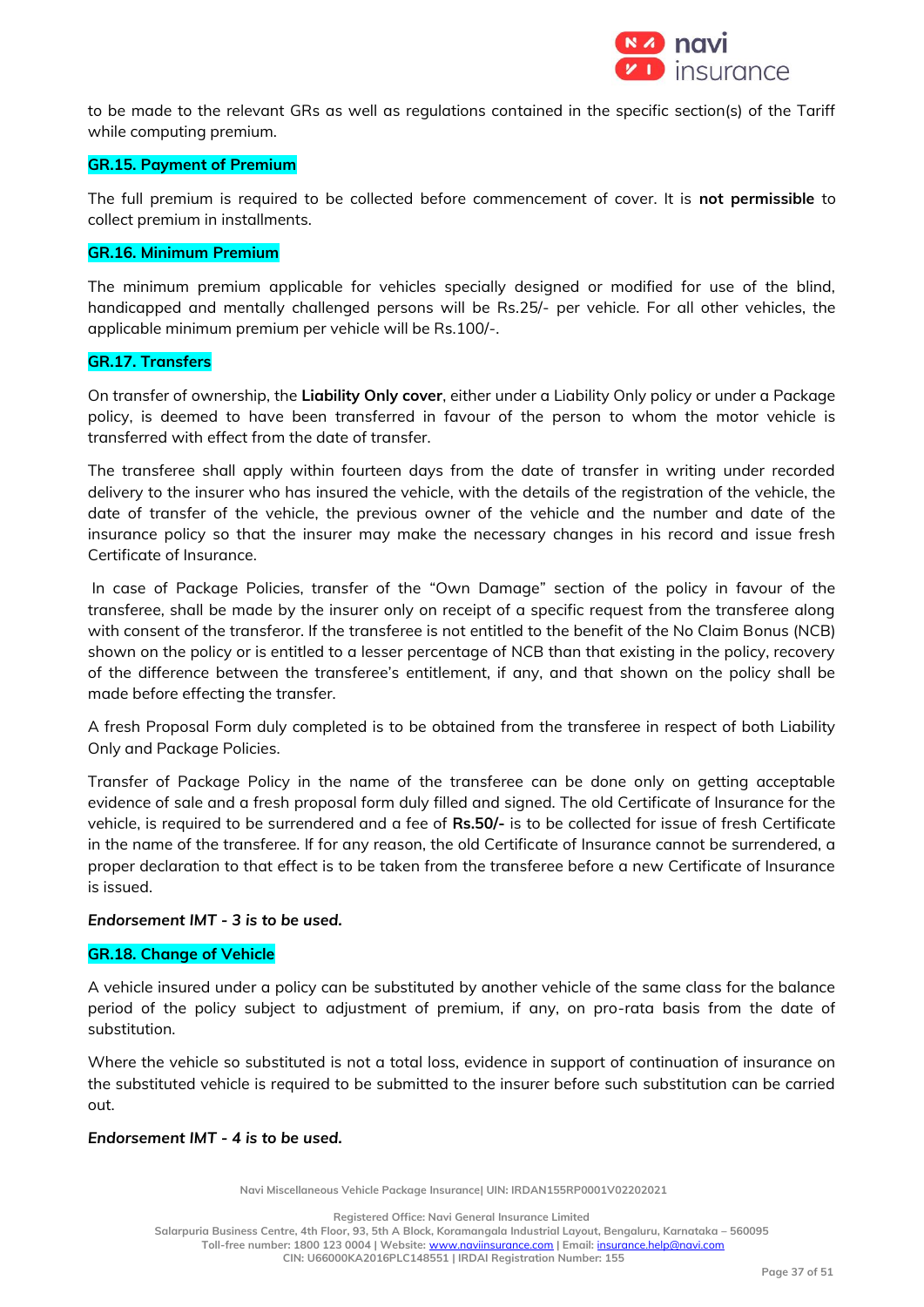to be made to the relevant GRs as well as regulations contained in the specific section(s) of the Tariff while computing premium.

### GR.15. Payment of Premium

The full premium is required to be collected before commencement of cover. It is **not permissible** to collect premium in installments.

### GR.16. Minimum Premium

The minimum premium applicable for vehicles specially designed or modified for use of the blind, handicapped and mentally challenged persons will be Rs.25/- per vehicle. For all other vehicles, the applicable minimum premium per vehicle will be Rs.100/-.

### GR.17. Transfers

On transfer of ownership, the **Liability Only cover**, either under a Liability Only policy or under a Package policy, is deemed to have been transferred in favour of the person to whom the motor vehicle is transferred with effect from the date of transfer.

The transferee shall apply within fourteen days from the date of transfer in writing under recorded delivery to the insurer who has insured the vehicle, with the details of the registration of the vehicle, the date of transfer of the vehicle, the previous owner of the vehicle and the number and date of the insurance policy so that the insurer may make the necessary changes in his record and issue fresh Certificate of Insurance.

In case of Package Policies, transfer of the "Own Damage" section of the policy in favour of the transferee, shall be made by the insurer only on receipt of a specific request from the transferee along with consent of the transferor. If the transferee is not entitled to the benefit of the No Claim Bonus (NCB) shown on the policy or is entitled to a lesser percentage of NCB than that existing in the policy, recovery of the difference between the transferee's entitlement, if any, and that shown on the policy shall be made before effecting the transfer.

A fresh Proposal Form duly completed is to be obtained from the transferee in respect of both Liability Only and Package Policies.

Transfer of Package Policy in the name of the transferee can be done only on getting acceptable evidence of sale and a fresh proposal form duly filled and signed. The old Certificate of Insurance for the vehicle, is required to be surrendered and a fee of **Rs.50/-** is to be collected for issue of fresh Certificate in the name of the transferee. If for any reason, the old Certificate of Insurance cannot be surrendered, a proper declaration to that effect is to be taken from the transferee before a new Certificate of Insurance is issued.

***Endorsement IMT - 3 is to be used.***

### GR.18. Change of Vehicle

A vehicle insured under a policy can be substituted by another vehicle of the same class for the balance period of the policy subject to adjustment of premium, if any, on pro-rata basis from the date of substitution.

Where the vehicle so substituted is not a total loss, evidence in support of continuation of insurance on the substituted vehicle is required to be submitted to the insurer before such substitution can be carried out.

***Endorsement IMT - 4 is to be used.***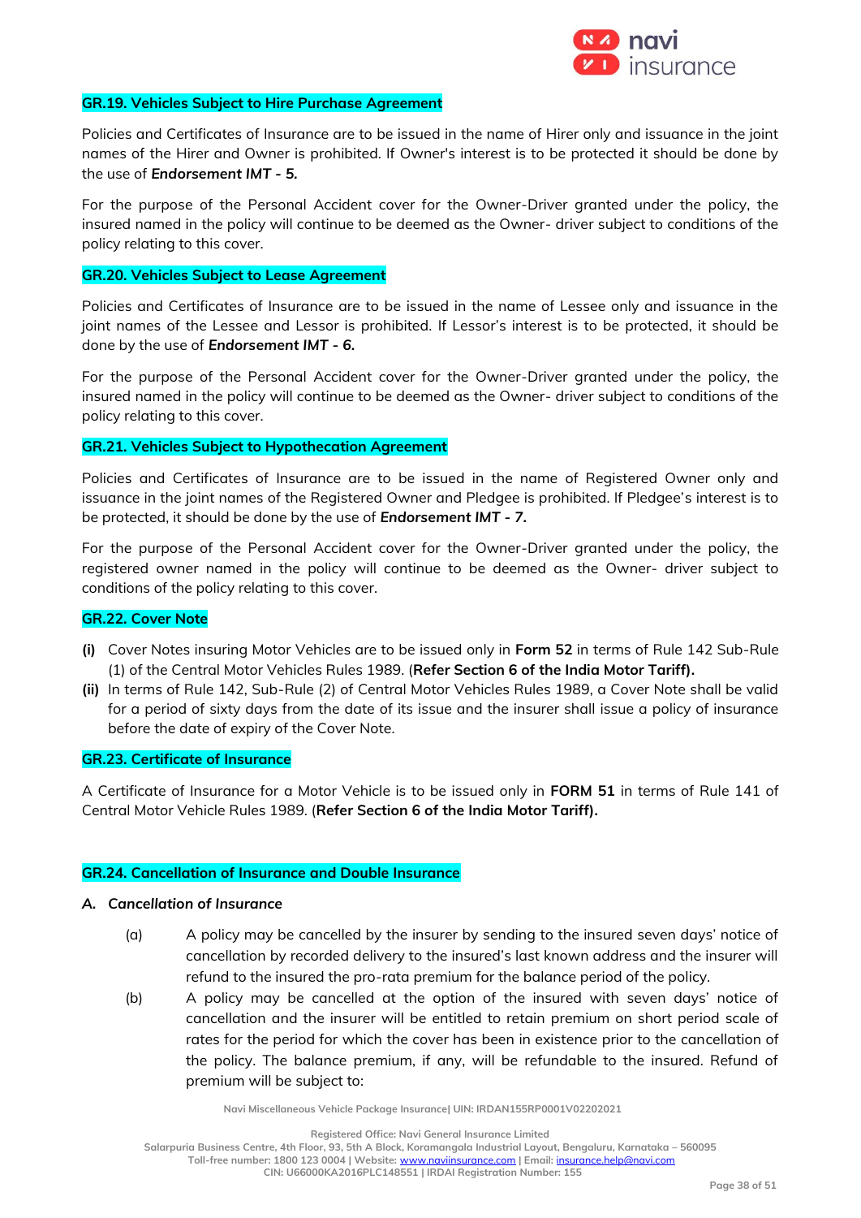### GR.19. Vehicles Subject to Hire Purchase Agreement

Policies and Certificates of Insurance are to be issued in the name of Hirer only and issuance in the joint names of the Hirer and Owner is prohibited. If Owner's interest is to be protected it should be done by the use of ***Endorsement IMT - 5.***

For the purpose of the Personal Accident cover for the Owner-Driver granted under the policy, the insured named in the policy will continue to be deemed as the Owner- driver subject to conditions of the policy relating to this cover.

### GR.20. Vehicles Subject to Lease Agreement

Policies and Certificates of Insurance are to be issued in the name of Lessee only and issuance in the joint names of the Lessee and Lessor is prohibited. If Lessor's interest is to be protected, it should be done by the use of ***Endorsement IMT - 6.***

For the purpose of the Personal Accident cover for the Owner-Driver granted under the policy, the insured named in the policy will continue to be deemed as the Owner- driver subject to conditions of the policy relating to this cover.

### GR.21. Vehicles Subject to Hypothecation Agreement

Policies and Certificates of Insurance are to be issued in the name of Registered Owner only and issuance in the joint names of the Registered Owner and Pledgee is prohibited. If Pledgee's interest is to be protected, it should be done by the use of ***Endorsement IMT - 7.***

For the purpose of the Personal Accident cover for the Owner-Driver granted under the policy, the registered owner named in the policy will continue to be deemed as the Owner- driver subject to conditions of the policy relating to this cover.

### GR.22. Cover Note

**(i)** Cover Notes insuring Motor Vehicles are to be issued only in **Form 52** in terms of Rule 142 Sub-Rule (1) of the Central Motor Vehicles Rules 1989. (**Refer Section 6 of the India Motor Tariff).**

**(ii)** In terms of Rule 142, Sub-Rule (2) of Central Motor Vehicles Rules 1989, a Cover Note shall be valid for a period of sixty days from the date of its issue and the insurer shall issue a policy of insurance before the date of expiry of the Cover Note.

### GR.23. Certificate of Insurance

A Certificate of Insurance for a Motor Vehicle is to be issued only in **FORM 51** in terms of Rule 141 of Central Motor Vehicle Rules 1989. (**Refer Section 6 of the India Motor Tariff).**

### GR.24. Cancellation of Insurance and Double Insurance

***A. Cancellation of Insurance***

(a) A policy may be cancelled by the insurer by sending to the insured seven days' notice of cancellation by recorded delivery to the insured's last known address and the insurer will refund to the insured the pro-rata premium for the balance period of the policy.

(b) A policy may be cancelled at the option of the insured with seven days' notice of cancellation and the insurer will be entitled to retain premium on short period scale of rates for the period for which the cover has been in existence prior to the cancellation of the policy. The balance premium, if any, will be refundable to the insured. Refund of premium will be subject to: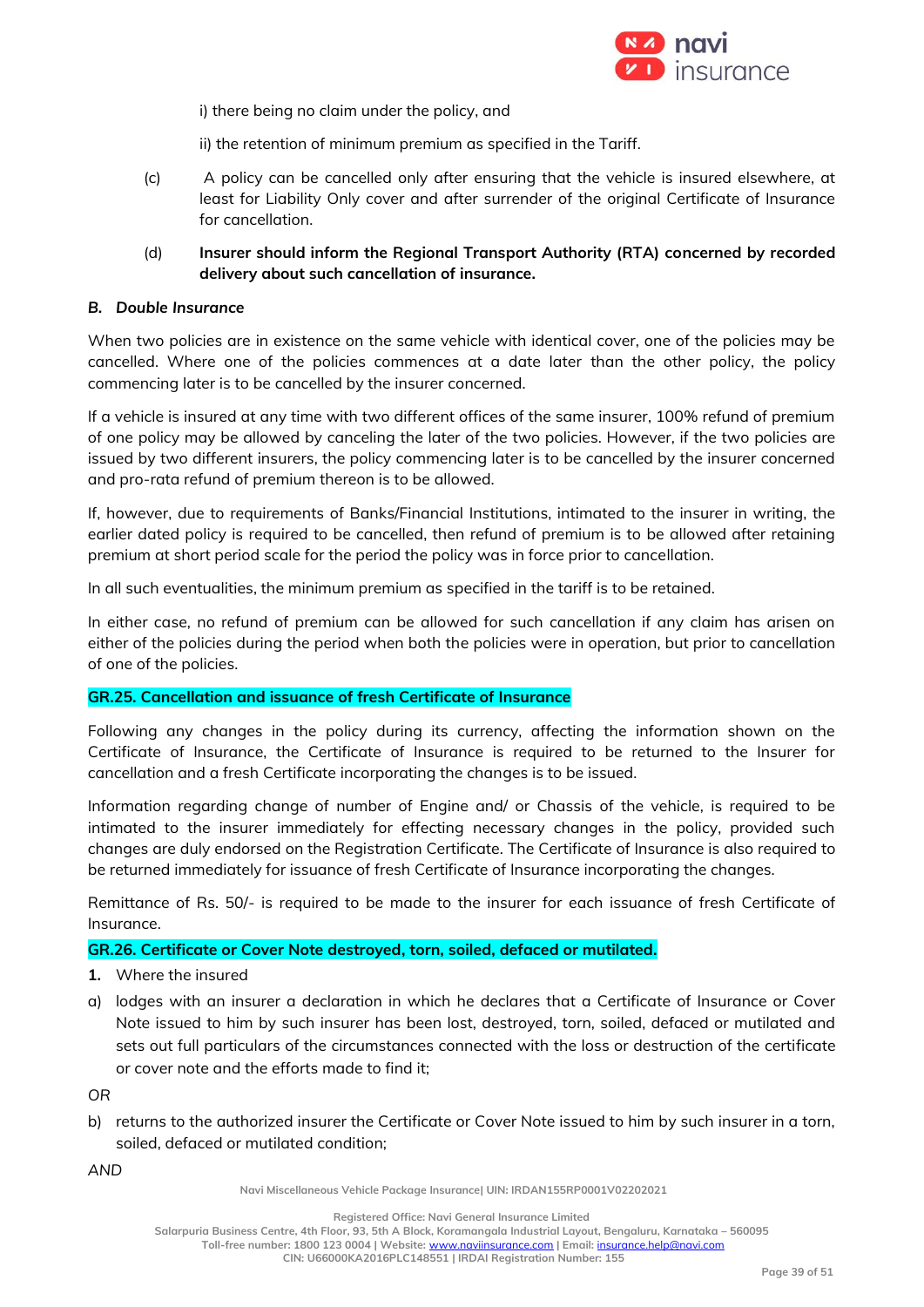i) there being no claim under the policy, and

ii) the retention of minimum premium as specified in the Tariff.

(c) A policy can be cancelled only after ensuring that the vehicle is insured elsewhere, at least for Liability Only cover and after surrender of the original Certificate of Insurance for cancellation.

(d) **Insurer should inform the Regional Transport Authority (RTA) concerned by recorded delivery about such cancellation of insurance.**

***B. Double Insurance***

When two policies are in existence on the same vehicle with identical cover, one of the policies may be cancelled. Where one of the policies commences at a date later than the other policy, the policy commencing later is to be cancelled by the insurer concerned.

If a vehicle is insured at any time with two different offices of the same insurer, 100% refund of premium of one policy may be allowed by canceling the later of the two policies. However, if the two policies are issued by two different insurers, the policy commencing later is to be cancelled by the insurer concerned and pro-rata refund of premium thereon is to be allowed.

If, however, due to requirements of Banks/Financial Institutions, intimated to the insurer in writing, the earlier dated policy is required to be cancelled, then refund of premium is to be allowed after retaining premium at short period scale for the period the policy was in force prior to cancellation.

In all such eventualities, the minimum premium as specified in the tariff is to be retained.

In either case, no refund of premium can be allowed for such cancellation if any claim has arisen on either of the policies during the period when both the policies were in operation, but prior to cancellation of one of the policies.

**GR.25. Cancellation and issuance of fresh Certificate of Insurance**

Following any changes in the policy during its currency, affecting the information shown on the Certificate of Insurance, the Certificate of Insurance is required to be returned to the Insurer for cancellation and a fresh Certificate incorporating the changes is to be issued.

Information regarding change of number of Engine and/ or Chassis of the vehicle, is required to be intimated to the insurer immediately for effecting necessary changes in the policy, provided such changes are duly endorsed on the Registration Certificate. The Certificate of Insurance is also required to be returned immediately for issuance of fresh Certificate of Insurance incorporating the changes.

Remittance of Rs. 50/- is required to be made to the insurer for each issuance of fresh Certificate of Insurance.

**GR.26. Certificate or Cover Note destroyed, torn, soiled, defaced or mutilated.**

**1.** Where the insured

a) lodges with an insurer a declaration in which he declares that a Certificate of Insurance or Cover Note issued to him by such insurer has been lost, destroyed, torn, soiled, defaced or mutilated and sets out full particulars of the circumstances connected with the loss or destruction of the certificate or cover note and the efforts made to find it;

*OR*

b) returns to the authorized insurer the Certificate or Cover Note issued to him by such insurer in a torn, soiled, defaced or mutilated condition;

*AND*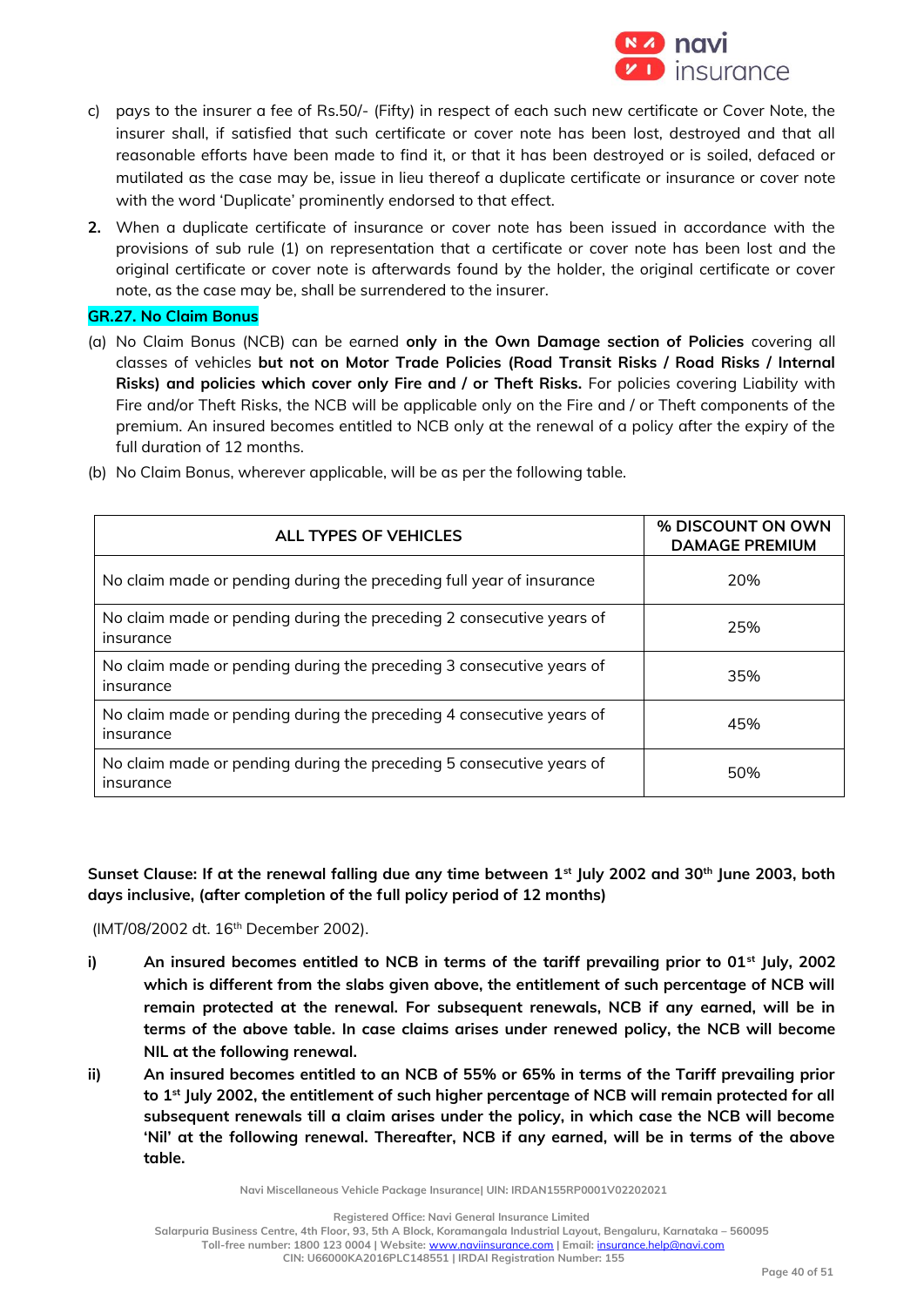c) pays to the insurer a fee of Rs.50/- (Fifty) in respect of each such new certificate or Cover Note, the insurer shall, if satisfied that such certificate or cover note has been lost, destroyed and that all reasonable efforts have been made to find it, or that it has been destroyed or is soiled, defaced or mutilated as the case may be, issue in lieu thereof a duplicate certificate or insurance or cover note with the word 'Duplicate' prominently endorsed to that effect.

**2.** When a duplicate certificate of insurance or cover note has been issued in accordance with the provisions of sub rule (1) on representation that a certificate or cover note has been lost and the original certificate or cover note is afterwards found by the holder, the original certificate or cover note, as the case may be, shall be surrendered to the insurer.

**GR.27. No Claim Bonus**

(a) No Claim Bonus (NCB) can be earned **only in the Own Damage section of Policies** covering all classes of vehicles **but not on Motor Trade Policies (Road Transit Risks / Road Risks / Internal Risks) and policies which cover only Fire and / or Theft Risks.** For policies covering Liability with Fire and/or Theft Risks, the NCB will be applicable only on the Fire and / or Theft components of the premium. An insured becomes entitled to NCB only at the renewal of a policy after the expiry of the full duration of 12 months.

(b) No Claim Bonus, wherever applicable, will be as per the following table.

| ALL TYPES OF VEHICLES | % DISCOUNT ON OWN DAMAGE PREMIUM |
|---|---|
| No claim made or pending during the preceding full year of insurance | 20% |
| No claim made or pending during the preceding 2 consecutive years of insurance | 25% |
| No claim made or pending during the preceding 3 consecutive years of insurance | 35% |
| No claim made or pending during the preceding 4 consecutive years of insurance | 45% |
| No claim made or pending during the preceding 5 consecutive years of insurance | 50% |

**Sunset Clause: If at the renewal falling due any time between 1st July 2002 and 30th June 2003, both days inclusive, (after completion of the full policy period of 12 months)**

(IMT/08/2002 dt. 16th December 2002).

**i) An insured becomes entitled to NCB in terms of the tariff prevailing prior to 01st July, 2002 which is different from the slabs given above, the entitlement of such percentage of NCB will remain protected at the renewal. For subsequent renewals, NCB if any earned, will be in terms of the above table. In case claims arises under renewed policy, the NCB will become NIL at the following renewal.**

**ii) An insured becomes entitled to an NCB of 55% or 65% in terms of the Tariff prevailing prior to 1st July 2002, the entitlement of such higher percentage of NCB will remain protected for all subsequent renewals till a claim arises under the policy, in which case the NCB will become 'Nil' at the following renewal. Thereafter, NCB if any earned, will be in terms of the above table.**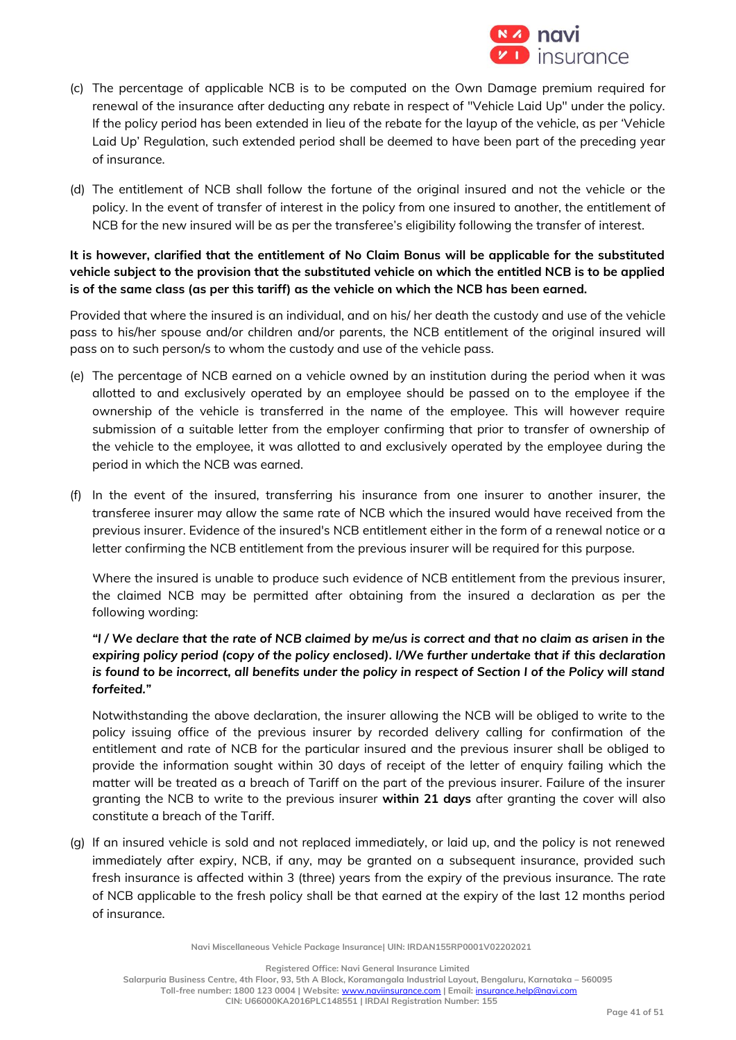(c) The percentage of applicable NCB is to be computed on the Own Damage premium required for renewal of the insurance after deducting any rebate in respect of "Vehicle Laid Up" under the policy. If the policy period has been extended in lieu of the rebate for the layup of the vehicle, as per 'Vehicle Laid Up' Regulation, such extended period shall be deemed to have been part of the preceding year of insurance.

(d) The entitlement of NCB shall follow the fortune of the original insured and not the vehicle or the policy. In the event of transfer of interest in the policy from one insured to another, the entitlement of NCB for the new insured will be as per the transferee's eligibility following the transfer of interest.

**It is however, clarified that the entitlement of No Claim Bonus will be applicable for the substituted vehicle subject to the provision that the substituted vehicle on which the entitled NCB is to be applied is of the same class (as per this tariff) as the vehicle on which the NCB has been earned.**

Provided that where the insured is an individual, and on his/ her death the custody and use of the vehicle pass to his/her spouse and/or children and/or parents, the NCB entitlement of the original insured will pass on to such person/s to whom the custody and use of the vehicle pass.

(e) The percentage of NCB earned on a vehicle owned by an institution during the period when it was allotted to and exclusively operated by an employee should be passed on to the employee if the ownership of the vehicle is transferred in the name of the employee. This will however require submission of a suitable letter from the employer confirming that prior to transfer of ownership of the vehicle to the employee, it was allotted to and exclusively operated by the employee during the period in which the NCB was earned.

(f) In the event of the insured, transferring his insurance from one insurer to another insurer, the transferee insurer may allow the same rate of NCB which the insured would have received from the previous insurer. Evidence of the insured's NCB entitlement either in the form of a renewal notice or a letter confirming the NCB entitlement from the previous insurer will be required for this purpose.

Where the insured is unable to produce such evidence of NCB entitlement from the previous insurer, the claimed NCB may be permitted after obtaining from the insured a declaration as per the following wording:

***"I / We declare that the rate of NCB claimed by me/us is correct and that no claim as arisen in the expiring policy period (copy of the policy enclosed). I/We further undertake that if this declaration is found to be incorrect, all benefits under the policy in respect of Section I of the Policy will stand forfeited."***

Notwithstanding the above declaration, the insurer allowing the NCB will be obliged to write to the policy issuing office of the previous insurer by recorded delivery calling for confirmation of the entitlement and rate of NCB for the particular insured and the previous insurer shall be obliged to provide the information sought within 30 days of receipt of the letter of enquiry failing which the matter will be treated as a breach of Tariff on the part of the previous insurer. Failure of the insurer granting the NCB to write to the previous insurer **within 21 days** after granting the cover will also constitute a breach of the Tariff.

(g) If an insured vehicle is sold and not replaced immediately, or laid up, and the policy is not renewed immediately after expiry, NCB, if any, may be granted on a subsequent insurance, provided such fresh insurance is affected within 3 (three) years from the expiry of the previous insurance. The rate of NCB applicable to the fresh policy shall be that earned at the expiry of the last 12 months period of insurance.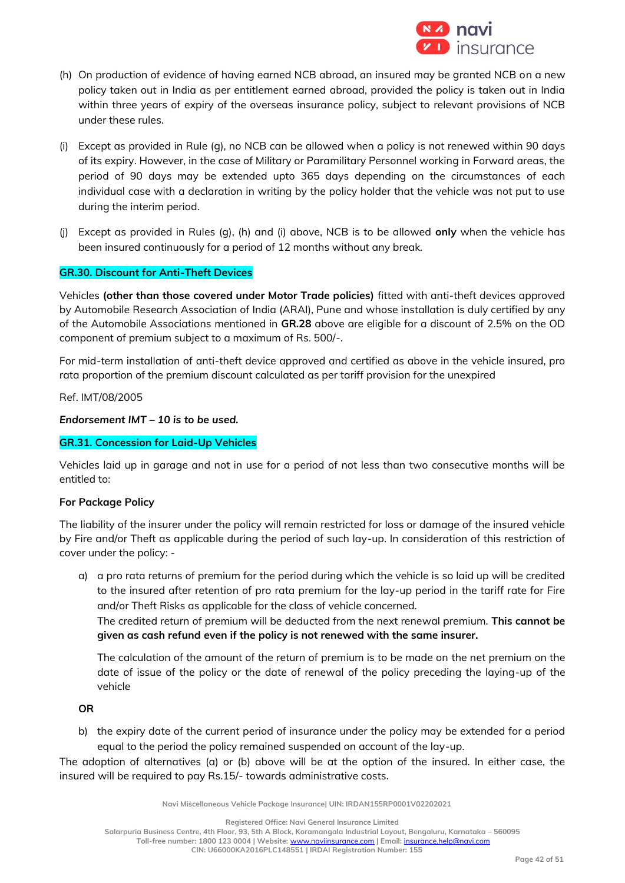(h) On production of evidence of having earned NCB abroad, an insured may be granted NCB on a new policy taken out in India as per entitlement earned abroad, provided the policy is taken out in India within three years of expiry of the overseas insurance policy, subject to relevant provisions of NCB under these rules.

(i) Except as provided in Rule (g), no NCB can be allowed when a policy is not renewed within 90 days of its expiry. However, in the case of Military or Paramilitary Personnel working in Forward areas, the period of 90 days may be extended upto 365 days depending on the circumstances of each individual case with a declaration in writing by the policy holder that the vehicle was not put to use during the interim period.

(j) Except as provided in Rules (g), (h) and (i) above, NCB is to be allowed **only** when the vehicle has been insured continuously for a period of 12 months without any break.

### GR.30. Discount for Anti-Theft Devices

Vehicles **(other than those covered under Motor Trade policies)** fitted with anti-theft devices approved by Automobile Research Association of India (ARAI), Pune and whose installation is duly certified by any of the Automobile Associations mentioned in **GR.28** above are eligible for a discount of 2.5% on the OD component of premium subject to a maximum of Rs. 500/-.

For mid-term installation of anti-theft device approved and certified as above in the vehicle insured, pro rata proportion of the premium discount calculated as per tariff provision for the unexpired

Ref. IMT/08/2005

***Endorsement IMT – 10 is to be used.***

### GR.31. Concession for Laid-Up Vehicles

Vehicles laid up in garage and not in use for a period of not less than two consecutive months will be entitled to:

**For Package Policy**

The liability of the insurer under the policy will remain restricted for loss or damage of the insured vehicle by Fire and/or Theft as applicable during the period of such lay-up. In consideration of this restriction of cover under the policy: -

a) a pro rata returns of premium for the period during which the vehicle is so laid up will be credited to the insured after retention of pro rata premium for the lay-up period in the tariff rate for Fire and/or Theft Risks as applicable for the class of vehicle concerned.
   The credited return of premium will be deducted from the next renewal premium. **This cannot be given as cash refund even if the policy is not renewed with the same insurer.**

   The calculation of the amount of the return of premium is to be made on the net premium on the date of issue of the policy or the date of renewal of the policy preceding the laying-up of the vehicle

**OR**

b) the expiry date of the current period of insurance under the policy may be extended for a period equal to the period the policy remained suspended on account of the lay-up.

The adoption of alternatives (a) or (b) above will be at the option of the insured. In either case, the insured will be required to pay Rs.15/- towards administrative costs.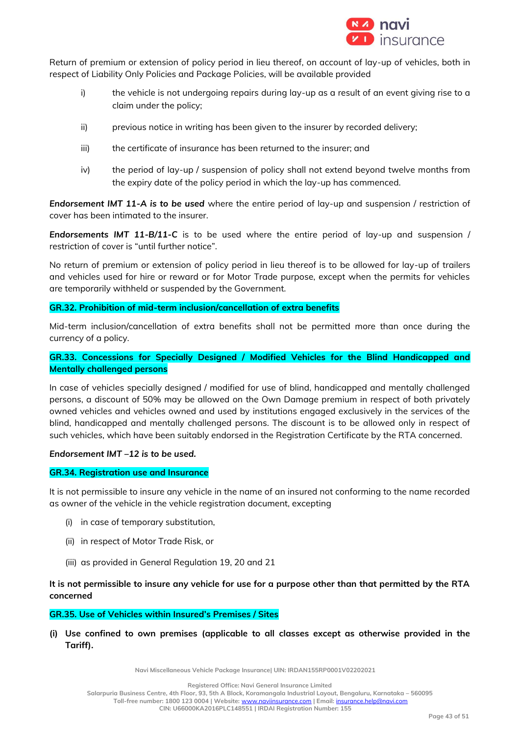Return of premium or extension of policy period in lieu thereof, on account of lay-up of vehicles, both in respect of Liability Only Policies and Package Policies, will be available provided

i) the vehicle is not undergoing repairs during lay-up as a result of an event giving rise to a claim under the policy;

ii) previous notice in writing has been given to the insurer by recorded delivery;

iii) the certificate of insurance has been returned to the insurer; and

iv) the period of lay-up / suspension of policy shall not extend beyond twelve months from the expiry date of the policy period in which the lay-up has commenced.

***Endorsement IMT 11-A is to be used*** where the entire period of lay-up and suspension / restriction of cover has been intimated to the insurer.

***Endorsements IMT 11-B/11-C*** is to be used where the entire period of lay-up and suspension / restriction of cover is "until further notice".

No return of premium or extension of policy period in lieu thereof is to be allowed for lay-up of trailers and vehicles used for hire or reward or for Motor Trade purpose, except when the permits for vehicles are temporarily withheld or suspended by the Government.

## GR.32. Prohibition of mid-term inclusion/cancellation of extra benefits

Mid-term inclusion/cancellation of extra benefits shall not be permitted more than once during the currency of a policy.

## GR.33. Concessions for Specially Designed / Modified Vehicles for the Blind Handicapped and Mentally challenged persons

In case of vehicles specially designed / modified for use of blind, handicapped and mentally challenged persons, a discount of 50% may be allowed on the Own Damage premium in respect of both privately owned vehicles and vehicles owned and used by institutions engaged exclusively in the services of the blind, handicapped and mentally challenged persons. The discount is to be allowed only in respect of such vehicles, which have been suitably endorsed in the Registration Certificate by the RTA concerned.

***Endorsement IMT –12 is to be used.***

## GR.34. Registration use and Insurance

It is not permissible to insure any vehicle in the name of an insured not conforming to the name recorded as owner of the vehicle in the vehicle registration document, excepting

(i) in case of temporary substitution,

(ii) in respect of Motor Trade Risk, or

(iii) as provided in General Regulation 19, 20 and 21

**It is not permissible to insure any vehicle for use for a purpose other than that permitted by the RTA concerned**

## GR.35. Use of Vehicles within Insured's Premises / Sites

**(i) Use confined to own premises (applicable to all classes except as otherwise provided in the Tariff).**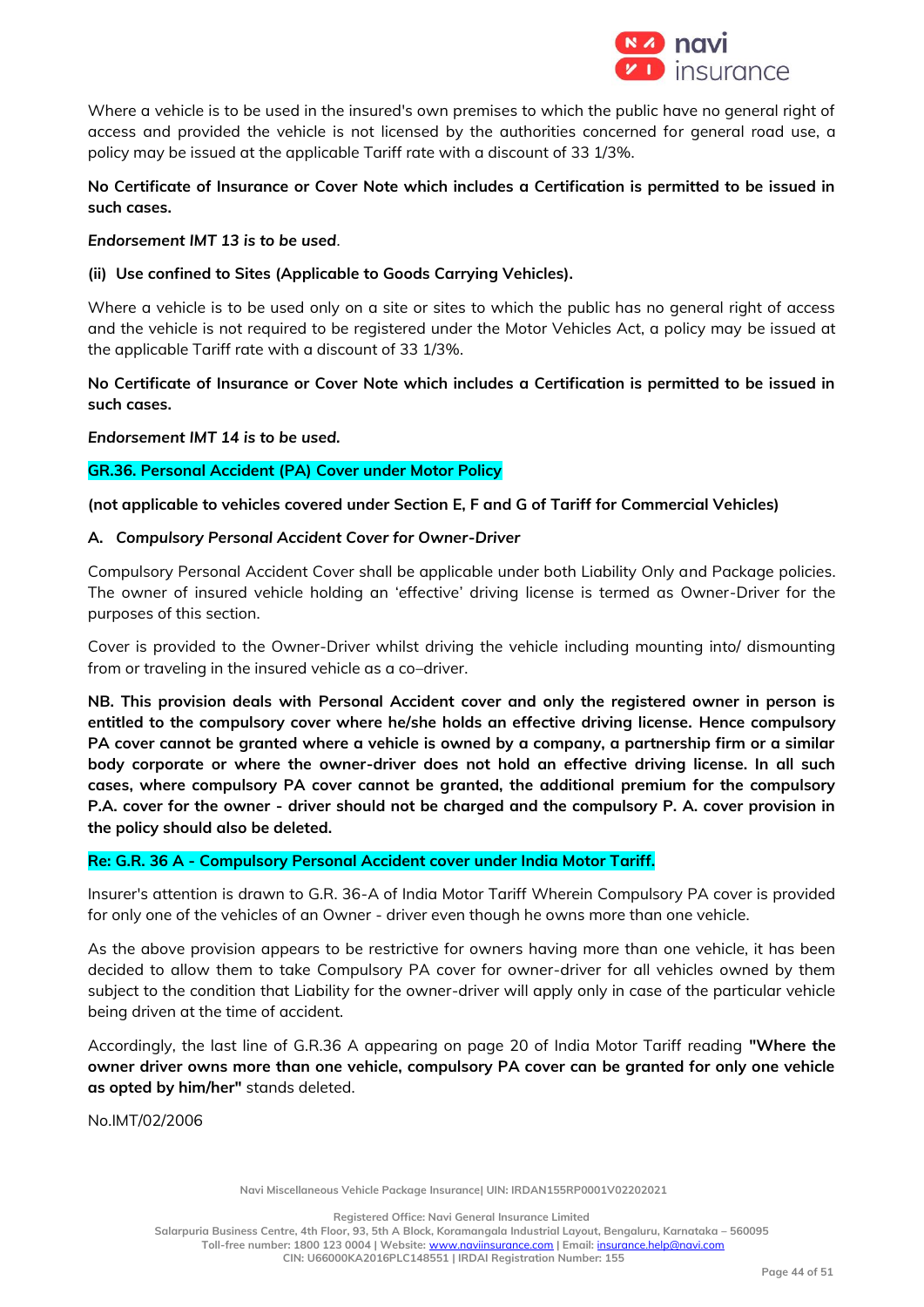Where a vehicle is to be used in the insured's own premises to which the public have no general right of access and provided the vehicle is not licensed by the authorities concerned for general road use, a policy may be issued at the applicable Tariff rate with a discount of 33 1/3%.

**No Certificate of Insurance or Cover Note which includes a Certification is permitted to be issued in such cases.**

***Endorsement IMT 13 is to be used***.

**(ii) Use confined to Sites (Applicable to Goods Carrying Vehicles).**

Where a vehicle is to be used only on a site or sites to which the public has no general right of access and the vehicle is not required to be registered under the Motor Vehicles Act, a policy may be issued at the applicable Tariff rate with a discount of 33 1/3%.

**No Certificate of Insurance or Cover Note which includes a Certification is permitted to be issued in such cases.**

***Endorsement IMT 14 is to be used.***

**GR.36. Personal Accident (PA) Cover under Motor Policy**

**(not applicable to vehicles covered under Section E, F and G of Tariff for Commercial Vehicles)**

**A. *Compulsory Personal Accident Cover for Owner-Driver***

Compulsory Personal Accident Cover shall be applicable under both Liability Only and Package policies. The owner of insured vehicle holding an 'effective' driving license is termed as Owner-Driver for the purposes of this section.

Cover is provided to the Owner-Driver whilst driving the vehicle including mounting into/ dismounting from or traveling in the insured vehicle as a co–driver.

**NB. This provision deals with Personal Accident cover and only the registered owner in person is entitled to the compulsory cover where he/she holds an effective driving license. Hence compulsory PA cover cannot be granted where a vehicle is owned by a company, a partnership firm or a similar body corporate or where the owner-driver does not hold an effective driving license. In all such cases, where compulsory PA cover cannot be granted, the additional premium for the compulsory P.A. cover for the owner - driver should not be charged and the compulsory P. A. cover provision in the policy should also be deleted.**

**Re: G.R. 36 A - Compulsory Personal Accident cover under India Motor Tariff.**

Insurer's attention is drawn to G.R. 36-A of India Motor Tariff Wherein Compulsory PA cover is provided for only one of the vehicles of an Owner - driver even though he owns more than one vehicle.

As the above provision appears to be restrictive for owners having more than one vehicle, it has been decided to allow them to take Compulsory PA cover for owner-driver for all vehicles owned by them subject to the condition that Liability for the owner-driver will apply only in case of the particular vehicle being driven at the time of accident.

Accordingly, the last line of G.R.36 A appearing on page 20 of India Motor Tariff reading **"Where the owner driver owns more than one vehicle, compulsory PA cover can be granted for only one vehicle as opted by him/her"** stands deleted.

No.IMT/02/2006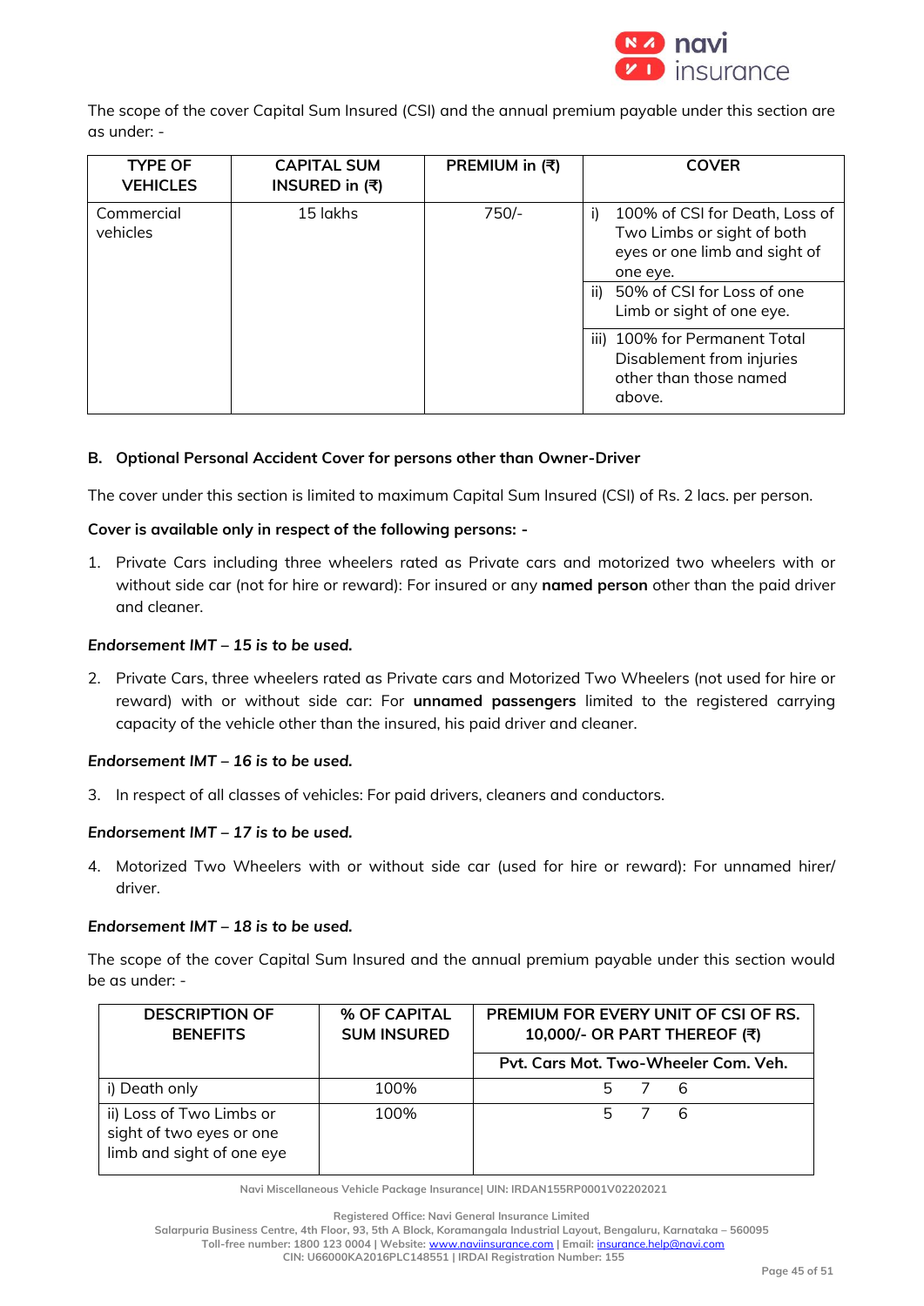The scope of the cover Capital Sum Insured (CSI) and the annual premium payable under this section are as under: -

| TYPE OF VEHICLES | CAPITAL SUM INSURED in (₹) | PREMIUM in (₹) | COVER |
|---|---|---|---|
| Commercial vehicles | 15 lakhs | 750/- | i) 100% of CSI for Death, Loss of Two Limbs or sight of both eyes or one limb and sight of one eye. |
| | | | ii) 50% of CSI for Loss of one Limb or sight of one eye. |
| | | | iii) 100% for Permanent Total Disablement from injuries other than those named above. |

**B. Optional Personal Accident Cover for persons other than Owner-Driver**

The cover under this section is limited to maximum Capital Sum Insured (CSI) of Rs. 2 lacs. per person.

**Cover is available only in respect of the following persons: -**

1. Private Cars including three wheelers rated as Private cars and motorized two wheelers with or without side car (not for hire or reward): For insured or any **named person** other than the paid driver and cleaner.

***Endorsement IMT – 15 is to be used.***

2. Private Cars, three wheelers rated as Private cars and Motorized Two Wheelers (not used for hire or reward) with or without side car: For **unnamed passengers** limited to the registered carrying capacity of the vehicle other than the insured, his paid driver and cleaner.

***Endorsement IMT – 16 is to be used.***

3. In respect of all classes of vehicles: For paid drivers, cleaners and conductors.

***Endorsement IMT – 17 is to be used.***

4. Motorized Two Wheelers with or without side car (used for hire or reward): For unnamed hirer/ driver.

***Endorsement IMT – 18 is to be used.***

The scope of the cover Capital Sum Insured and the annual premium payable under this section would be as under: -

| DESCRIPTION OF BENEFITS | % OF CAPITAL SUM INSURED | PREMIUM FOR EVERY UNIT OF CSI OF RS. 10,000/- OR PART THEREOF (₹) | | |
|---|---|---|---|---|
| | | Pvt. Cars | Mot. Two-Wheeler | Com. Veh. |
| i) Death only | 100% | 5 | 7 | 6 |
| ii) Loss of Two Limbs or sight of two eyes or one limb and sight of one eye | 100% | 5 | 7 | 6 |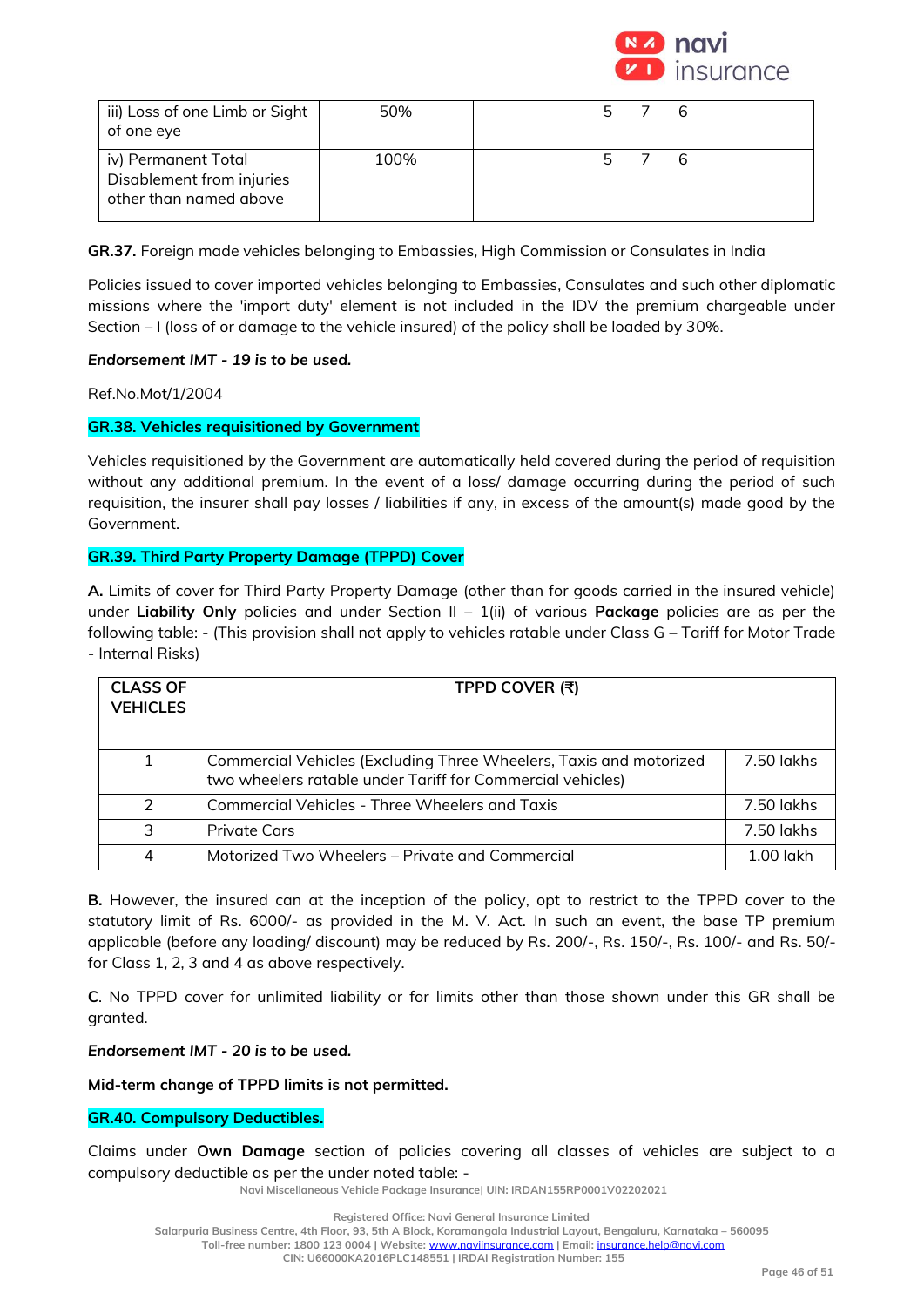| | | |
|---|---|---|
| iii) Loss of one Limb or Sight of one eye | 50% | 5 7 6 |
| iv) Permanent Total Disablement from injuries other than named above | 100% | 5 7 6 |

**GR.37.** Foreign made vehicles belonging to Embassies, High Commission or Consulates in India

Policies issued to cover imported vehicles belonging to Embassies, Consulates and such other diplomatic missions where the 'import duty' element is not included in the IDV the premium chargeable under Section – I (loss of or damage to the vehicle insured) of the policy shall be loaded by 30%.

***Endorsement IMT - 19 is to be used.***

Ref.No.Mot/1/2004

**GR.38. Vehicles requisitioned by Government**

Vehicles requisitioned by the Government are automatically held covered during the period of requisition without any additional premium. In the event of a loss/ damage occurring during the period of such requisition, the insurer shall pay losses / liabilities if any, in excess of the amount(s) made good by the Government.

**GR.39. Third Party Property Damage (TPPD) Cover**

**A.** Limits of cover for Third Party Property Damage (other than for goods carried in the insured vehicle) under **Liability Only** policies and under Section II – 1(ii) of various **Package** policies are as per the following table: - (This provision shall not apply to vehicles ratable under Class G – Tariff for Motor Trade - Internal Risks)

| CLASS OF VEHICLES | TPPD COVER (₹) | |
|---|---|---|
| 1 | Commercial Vehicles (Excluding Three Wheelers, Taxis and motorized two wheelers ratable under Tariff for Commercial vehicles) | 7.50 lakhs |
| 2 | Commercial Vehicles - Three Wheelers and Taxis | 7.50 lakhs |
| 3 | Private Cars | 7.50 lakhs |
| 4 | Motorized Two Wheelers – Private and Commercial | 1.00 lakh |

**B.** However, the insured can at the inception of the policy, opt to restrict to the TPPD cover to the statutory limit of Rs. 6000/- as provided in the M. V. Act. In such an event, the base TP premium applicable (before any loading/ discount) may be reduced by Rs. 200/-, Rs. 150/-, Rs. 100/- and Rs. 50/- for Class 1, 2, 3 and 4 as above respectively.

**C**. No TPPD cover for unlimited liability or for limits other than those shown under this GR shall be granted.

***Endorsement IMT - 20 is to be used.***

**Mid-term change of TPPD limits is not permitted.**

**GR.40. Compulsory Deductibles.**

Claims under **Own Damage** section of policies covering all classes of vehicles are subject to a compulsory deductible as per the under noted table: -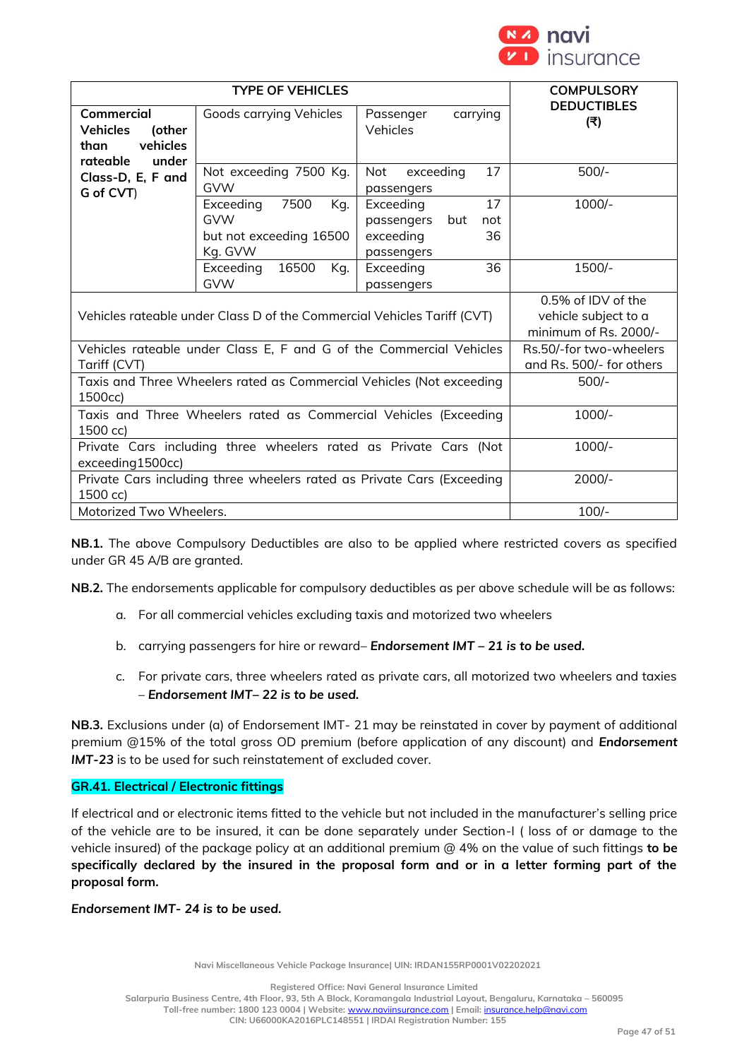| TYPE OF VEHICLES | | | COMPULSORY DEDUCTIBLES (₹) |
|---|---|---|---|
| **Commercial Vehicles (other than vehicles rateable under Class-D, E, F and G of CVT)** | Goods carrying Vehicles | Passenger carrying Vehicles | |
| | Not exceeding 7500 Kg. GVW | Not exceeding 17 passengers | 500/- |
| | Exceeding 7500 Kg. GVW but not exceeding 16500 Kg. GVW | Exceeding 17 passengers but not exceeding 36 passengers | 1000/- |
| | Exceeding 16500 Kg. GVW | Exceeding 36 passengers | 1500/- |
| Vehicles rateable under Class D of the Commercial Vehicles Tariff (CVT) | | | 0.5% of IDV of the vehicle subject to a minimum of Rs. 2000/- |
| Vehicles rateable under Class E, F and G of the Commercial Vehicles Tariff (CVT) | | | Rs.50/-for two-wheelers and Rs. 500/- for others |
| Taxis and Three Wheelers rated as Commercial Vehicles (Not exceeding 1500cc) | | | 500/- |
| Taxis and Three Wheelers rated as Commercial Vehicles (Exceeding 1500 cc) | | | 1000/- |
| Private Cars including three wheelers rated as Private Cars (Not exceeding1500cc) | | | 1000/- |
| Private Cars including three wheelers rated as Private Cars (Exceeding 1500 cc) | | | 2000/- |
| Motorized Two Wheelers. | | | 100/- |

**NB.1.** The above Compulsory Deductibles are also to be applied where restricted covers as specified under GR 45 A/B are granted.

**NB.2.** The endorsements applicable for compulsory deductibles as per above schedule will be as follows:

a. For all commercial vehicles excluding taxis and motorized two wheelers

b. carrying passengers for hire or reward– ***Endorsement IMT – 21 is to be used.***

c. For private cars, three wheelers rated as private cars, all motorized two wheelers and taxies – ***Endorsement IMT– 22 is to be used.***

**NB.3.** Exclusions under (a) of Endorsement IMT- 21 may be reinstated in cover by payment of additional premium @15% of the total gross OD premium (before application of any discount) and ***Endorsement IMT-23*** is to be used for such reinstatement of excluded cover.

## GR.41. Electrical / Electronic fittings

If electrical and or electronic items fitted to the vehicle but not included in the manufacturer's selling price of the vehicle are to be insured, it can be done separately under Section-I ( loss of or damage to the vehicle insured) of the package policy at an additional premium @ 4% on the value of such fittings **to be specifically declared by the insured in the proposal form and or in a letter forming part of the proposal form.**

***Endorsement IMT- 24 is to be used.***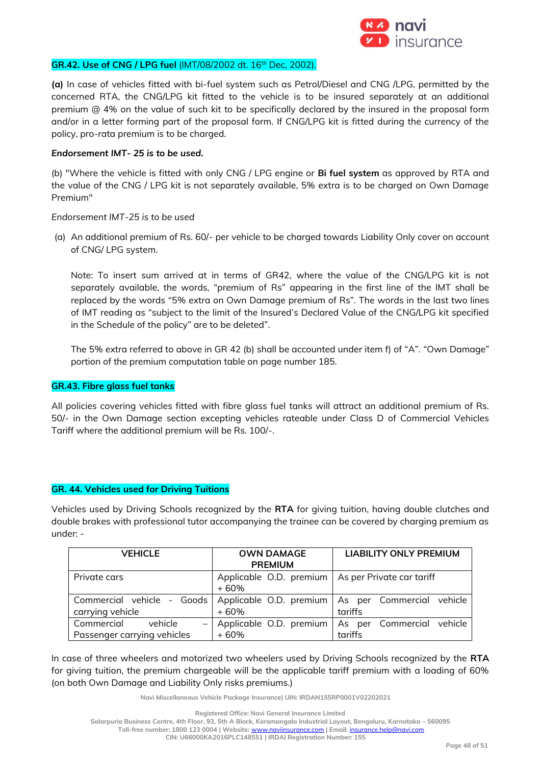## GR.42. Use of CNG / LPG fuel (IMT/08/2002 dt. 16th Dec, 2002).

**(a)** In case of vehicles fitted with bi-fuel system such as Petrol/Diesel and CNG /LPG, permitted by the concerned RTA, the CNG/LPG kit fitted to the vehicle is to be insured separately at an additional premium @ 4% on the value of such kit to be specifically declared by the insured in the proposal form and/or in a letter forming part of the proposal form. If CNG/LPG kit is fitted during the currency of the policy, pro-rata premium is to be charged.

***Endorsement IMT- 25 is to be used.***

(b) "Where the vehicle is fitted with only CNG / LPG engine or **Bi fuel system** as approved by RTA and the value of the CNG / LPG kit is not separately available, 5% extra is to be charged on Own Damage Premium"

*Endorsement IMT-25 is to be used*

(a) An additional premium of Rs. 60/- per vehicle to be charged towards Liability Only cover on account of CNG/ LPG system.

Note: To insert sum arrived at in terms of GR42, where the value of the CNG/LPG kit is not separately available, the words, "premium of Rs" appearing in the first line of the IMT shall be replaced by the words "5% extra on Own Damage premium of Rs". The words in the last two lines of IMT reading as "subject to the limit of the Insured's Declared Value of the CNG/LPG kit specified in the Schedule of the policy" are to be deleted".

The 5% extra referred to above in GR 42 (b) shall be accounted under item f) of "A". "Own Damage" portion of the premium computation table on page number 185.

## GR.43. Fibre glass fuel tanks

All policies covering vehicles fitted with fibre glass fuel tanks will attract an additional premium of Rs. 50/- in the Own Damage section excepting vehicles rateable under Class D of Commercial Vehicles Tariff where the additional premium will be Rs. 100/-.

## GR. 44. Vehicles used for Driving Tuitions

Vehicles used by Driving Schools recognized by the **RTA** for giving tuition, having double clutches and double brakes with professional tutor accompanying the trainee can be covered by charging premium as under: -

| VEHICLE | OWN DAMAGE PREMIUM | LIABILITY ONLY PREMIUM |
|---|---|---|
| Private cars | Applicable O.D. premium + 60% | As per Private car tariff |
| Commercial vehicle - Goods carrying vehicle | Applicable O.D. premium + 60% | As per Commercial vehicle tariffs |
| Commercial vehicle – Passenger carrying vehicles | Applicable O.D. premium + 60% | As per Commercial vehicle tariffs |

In case of three wheelers and motorized two wheelers used by Driving Schools recognized by the **RTA** for giving tuition, the premium chargeable will be the applicable tariff premium with a loading of 60% (on both Own Damage and Liability Only risks premiums.)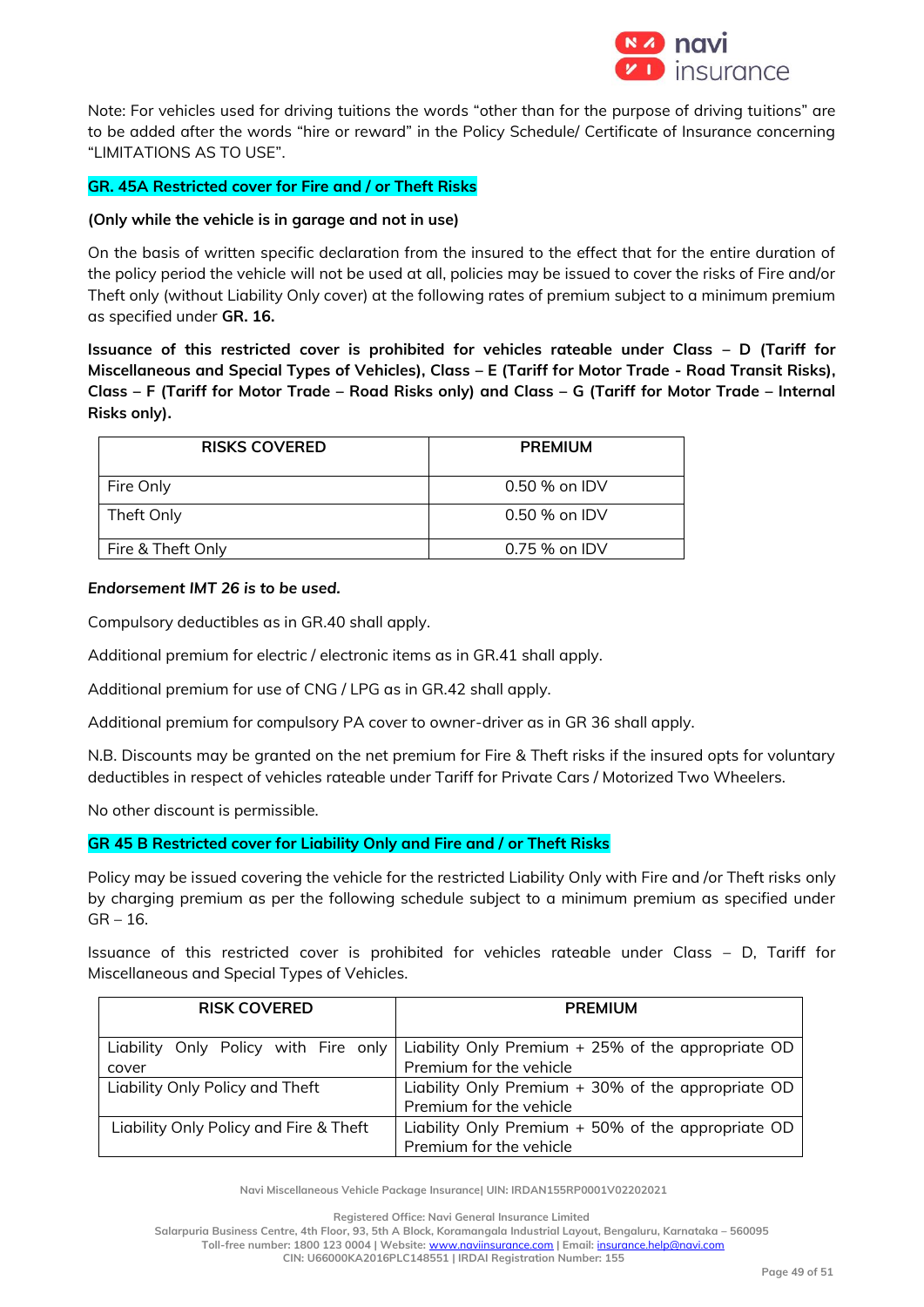Note: For vehicles used for driving tuitions the words "other than for the purpose of driving tuitions" are to be added after the words "hire or reward" in the Policy Schedule/ Certificate of Insurance concerning "LIMITATIONS AS TO USE".

## GR. 45A Restricted cover for Fire and / or Theft Risks

**(Only while the vehicle is in garage and not in use)**

On the basis of written specific declaration from the insured to the effect that for the entire duration of the policy period the vehicle will not be used at all, policies may be issued to cover the risks of Fire and/or Theft only (without Liability Only cover) at the following rates of premium subject to a minimum premium as specified under **GR. 16.**

**Issuance of this restricted cover is prohibited for vehicles rateable under Class – D (Tariff for Miscellaneous and Special Types of Vehicles), Class – E (Tariff for Motor Trade - Road Transit Risks), Class – F (Tariff for Motor Trade – Road Risks only) and Class – G (Tariff for Motor Trade – Internal Risks only).**

| RISKS COVERED | PREMIUM |
|---|---|
| Fire Only | 0.50 % on IDV |
| Theft Only | 0.50 % on IDV |
| Fire & Theft Only | 0.75 % on IDV |

***Endorsement IMT 26 is to be used.***

Compulsory deductibles as in GR.40 shall apply.

Additional premium for electric / electronic items as in GR.41 shall apply.

Additional premium for use of CNG / LPG as in GR.42 shall apply.

Additional premium for compulsory PA cover to owner-driver as in GR 36 shall apply.

N.B. Discounts may be granted on the net premium for Fire & Theft risks if the insured opts for voluntary deductibles in respect of vehicles rateable under Tariff for Private Cars / Motorized Two Wheelers.

No other discount is permissible.

## GR 45 B Restricted cover for Liability Only and Fire and / or Theft Risks

Policy may be issued covering the vehicle for the restricted Liability Only with Fire and /or Theft risks only by charging premium as per the following schedule subject to a minimum premium as specified under GR – 16.

Issuance of this restricted cover is prohibited for vehicles rateable under Class – D, Tariff for Miscellaneous and Special Types of Vehicles.

| RISK COVERED | PREMIUM |
|---|---|
| Liability Only Policy with Fire only cover | Liability Only Premium + 25% of the appropriate OD Premium for the vehicle |
| Liability Only Policy and Theft | Liability Only Premium + 30% of the appropriate OD Premium for the vehicle |
| Liability Only Policy and Fire & Theft | Liability Only Premium + 50% of the appropriate OD Premium for the vehicle |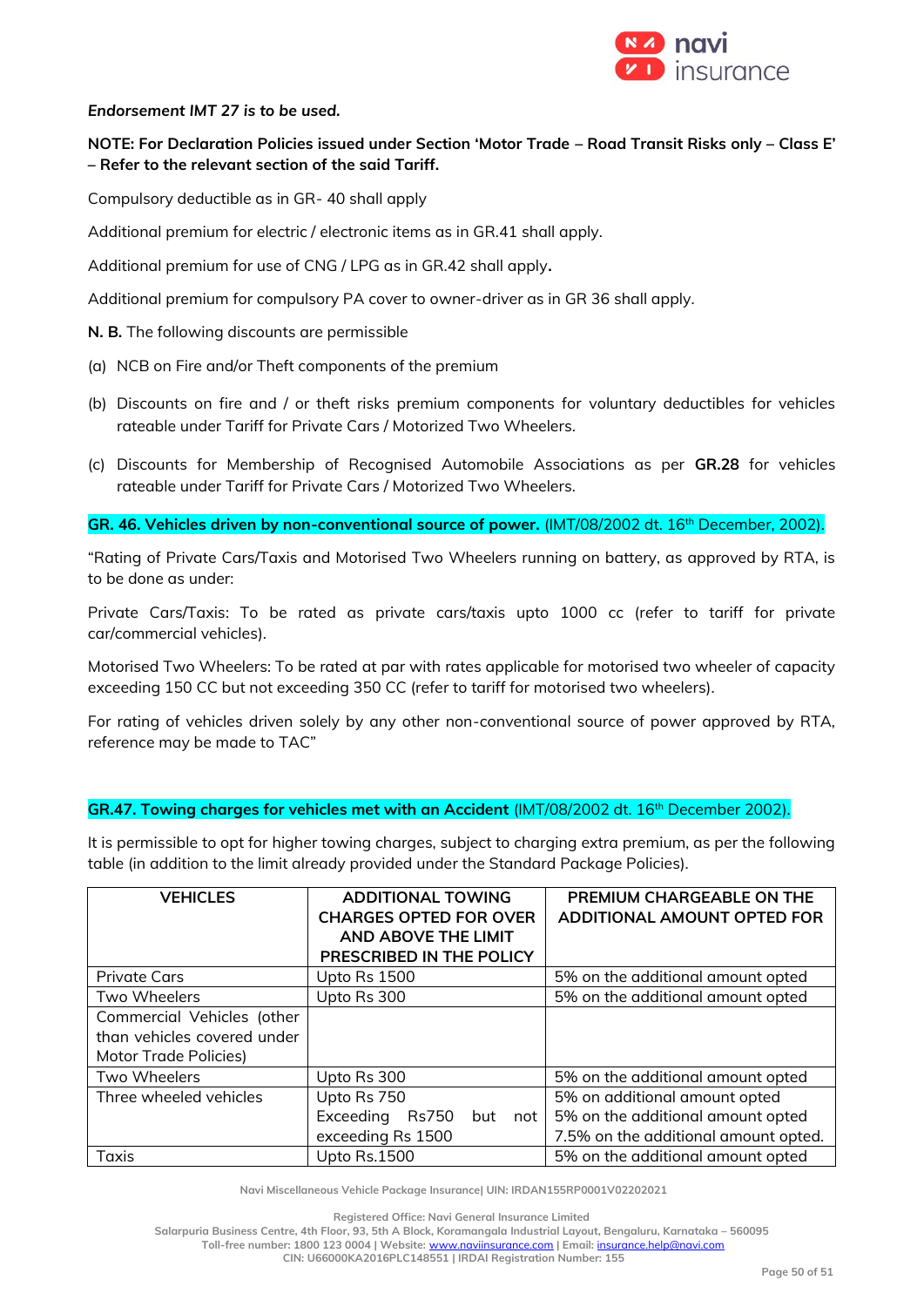***Endorsement IMT 27 is to be used.***

**NOTE: For Declaration Policies issued under Section 'Motor Trade – Road Transit Risks only – Class E' – Refer to the relevant section of the said Tariff.**

Compulsory deductible as in GR- 40 shall apply

Additional premium for electric / electronic items as in GR.41 shall apply.

Additional premium for use of CNG / LPG as in GR.42 shall apply**.**

Additional premium for compulsory PA cover to owner-driver as in GR 36 shall apply.

**N. B.** The following discounts are permissible

(a) NCB on Fire and/or Theft components of the premium

(b) Discounts on fire and / or theft risks premium components for voluntary deductibles for vehicles rateable under Tariff for Private Cars / Motorized Two Wheelers.

(c) Discounts for Membership of Recognised Automobile Associations as per **GR.28** for vehicles rateable under Tariff for Private Cars / Motorized Two Wheelers.

**GR. 46. Vehicles driven by non-conventional source of power.** (IMT/08/2002 dt. 16th December, 2002).

"Rating of Private Cars/Taxis and Motorised Two Wheelers running on battery, as approved by RTA, is to be done as under:

Private Cars/Taxis: To be rated as private cars/taxis upto 1000 cc (refer to tariff for private car/commercial vehicles).

Motorised Two Wheelers: To be rated at par with rates applicable for motorised two wheeler of capacity exceeding 150 CC but not exceeding 350 CC (refer to tariff for motorised two wheelers).

For rating of vehicles driven solely by any other non-conventional source of power approved by RTA, reference may be made to TAC"

**GR.47. Towing charges for vehicles met with an Accident** (IMT/08/2002 dt. 16th December 2002).

It is permissible to opt for higher towing charges, subject to charging extra premium, as per the following table (in addition to the limit already provided under the Standard Package Policies).

| VEHICLES | ADDITIONAL TOWING CHARGES OPTED FOR OVER AND ABOVE THE LIMIT PRESCRIBED IN THE POLICY | PREMIUM CHARGEABLE ON THE ADDITIONAL AMOUNT OPTED FOR |
|---|---|---|
| Private Cars | Upto Rs 1500 | 5% on the additional amount opted |
| Two Wheelers | Upto Rs 300 | 5% on the additional amount opted |
| Commercial Vehicles (other than vehicles covered under Motor Trade Policies) | | |
| Two Wheelers | Upto Rs 300 | 5% on the additional amount opted |
| Three wheeled vehicles | Upto Rs 750<br>Exceeding Rs750 but not exceeding Rs 1500 | 5% on additional amount opted<br>5% on the additional amount opted<br>7.5% on the additional amount opted. |
| Taxis | Upto Rs.1500 | 5% on the additional amount opted |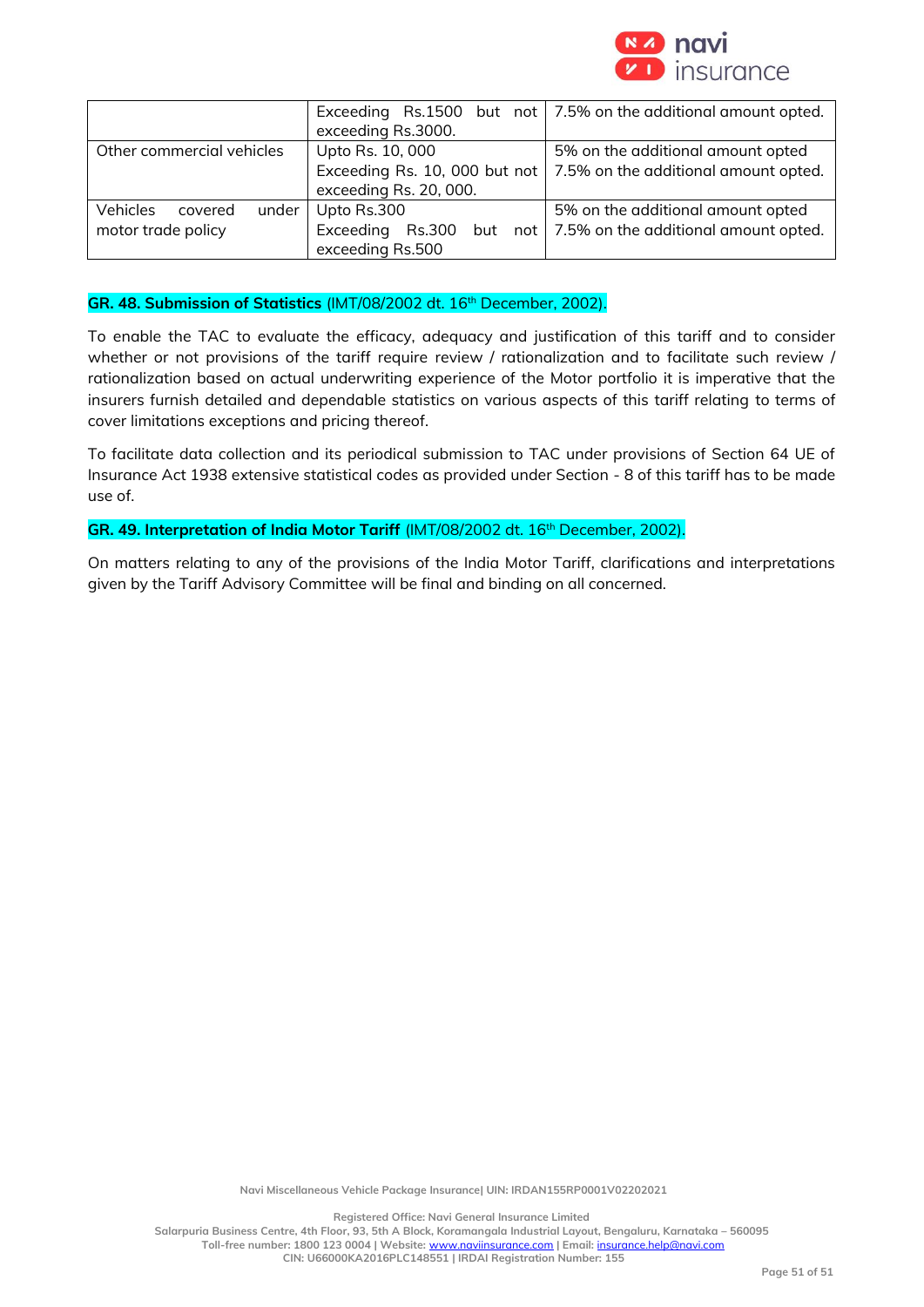| | | |
|---|---|---|
| | Exceeding Rs.1500 but not exceeding Rs.3000. | 7.5% on the additional amount opted. |
| Other commercial vehicles | Upto Rs. 10, 000<br>Exceeding Rs. 10, 000 but not exceeding Rs. 20, 000. | 5% on the additional amount opted<br>7.5% on the additional amount opted. |
| Vehicles covered under motor trade policy | Upto Rs.300<br>Exceeding Rs.300 but not exceeding Rs.500 | 5% on the additional amount opted<br>7.5% on the additional amount opted. |

**GR. 48. Submission of Statistics** (IMT/08/2002 dt. 16th December, 2002).

To enable the TAC to evaluate the efficacy, adequacy and justification of this tariff and to consider whether or not provisions of the tariff require review / rationalization and to facilitate such review / rationalization based on actual underwriting experience of the Motor portfolio it is imperative that the insurers furnish detailed and dependable statistics on various aspects of this tariff relating to terms of cover limitations exceptions and pricing thereof.

To facilitate data collection and its periodical submission to TAC under provisions of Section 64 UE of Insurance Act 1938 extensive statistical codes as provided under Section - 8 of this tariff has to be made use of.

**GR. 49. Interpretation of India Motor Tariff** (IMT/08/2002 dt. 16th December, 2002).

On matters relating to any of the provisions of the India Motor Tariff, clarifications and interpretations given by the Tariff Advisory Committee will be final and binding on all concerned.